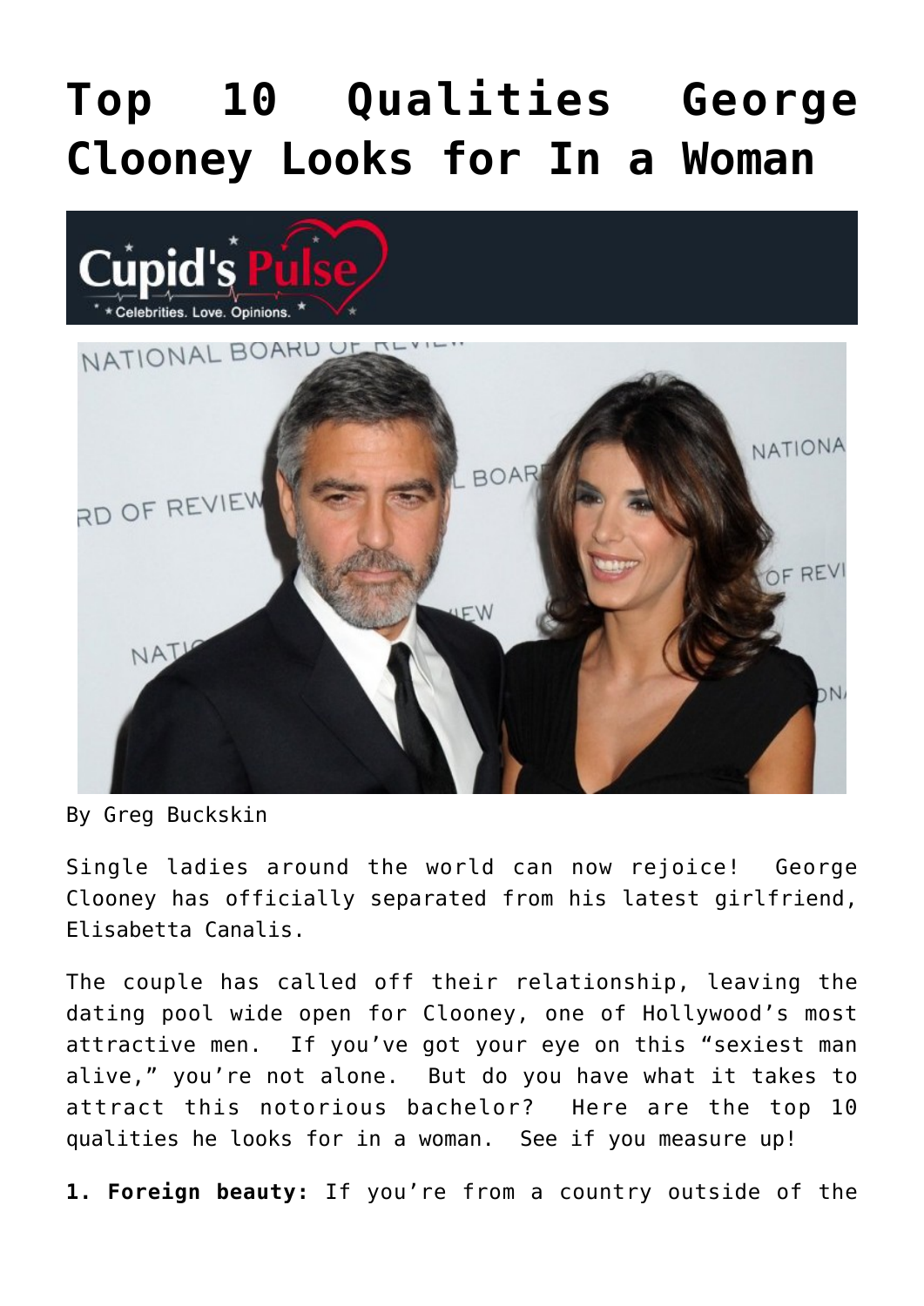# Top 10 Qualities George Clooney Looks for In a Woman

By Greg Buckskin

Single ladies around the world can now rejoice! George Clooney has officially separated from his latest girlfriend, Elisabetta Canalis.

The couple has called off their relationship, leaving the dating pool wide open for Clooney, one of Hollywood's most attractive men. If you've got your eye on this "sexiest man alive," you're not alone. But do you have what it takes to attract this notorious bachelor? Here are the top 10 qualities he looks for in a woman. See if you measure up!

**1. Foreign beauty:** If you're from a country outside of the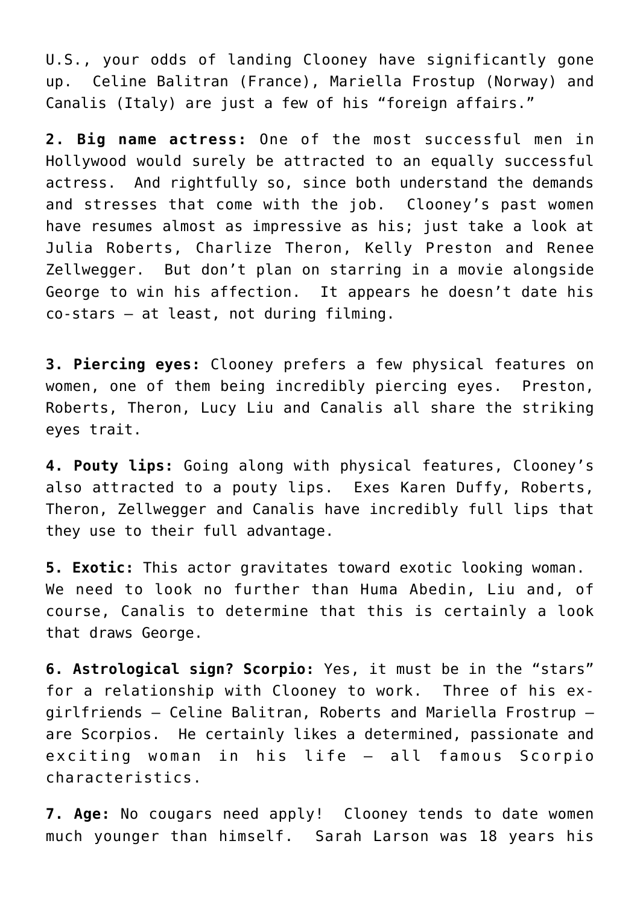U.S., your odds of landing Clooney have significantly gone up. Celine Balitran (France), Mariella Frostup (Norway) and Canalis (Italy) are just a few of his "foreign affairs."

**2. Big name actress:** One of the most successful men in Hollywood would surely be attracted to an equally successful actress. And rightfully so, since both understand the demands and stresses that come with the job. Clooney's past women have resumes almost as impressive as his; just take a look at Julia Roberts, Charlize Theron, Kelly Preston and Renee Zellwegger. But don't plan on starring in a movie alongside George to win his affection. It appears he doesn't date his co-stars – at least, not during filming.

**3. Piercing eyes:** Clooney prefers a few physical features on women, one of them being incredibly piercing eyes. Preston, Roberts, Theron, Lucy Liu and Canalis all share the striking eyes trait.

**4. Pouty lips:** Going along with physical features, Clooney's also attracted to a pouty lips. Exes Karen Duffy, Roberts, Theron, Zellwegger and Canalis have incredibly full lips that they use to their full advantage.

**5. Exotic:** This actor gravitates toward exotic looking woman. We need to look no further than Huma Abedin, Liu and, of course, Canalis to determine that this is certainly a look that draws George.

**6. Astrological sign? Scorpio:** Yes, it must be in the "stars" for a relationship with Clooney to work. Three of his ex-girlfriends – Celine Balitran, Roberts and Mariella Frostup – are Scorpios. He certainly likes a determined, passionate and exciting woman in his life – all famous Scorpio characteristics.

**7. Age:** No cougars need apply! Clooney tends to date women much younger than himself. Sarah Larson was 18 years his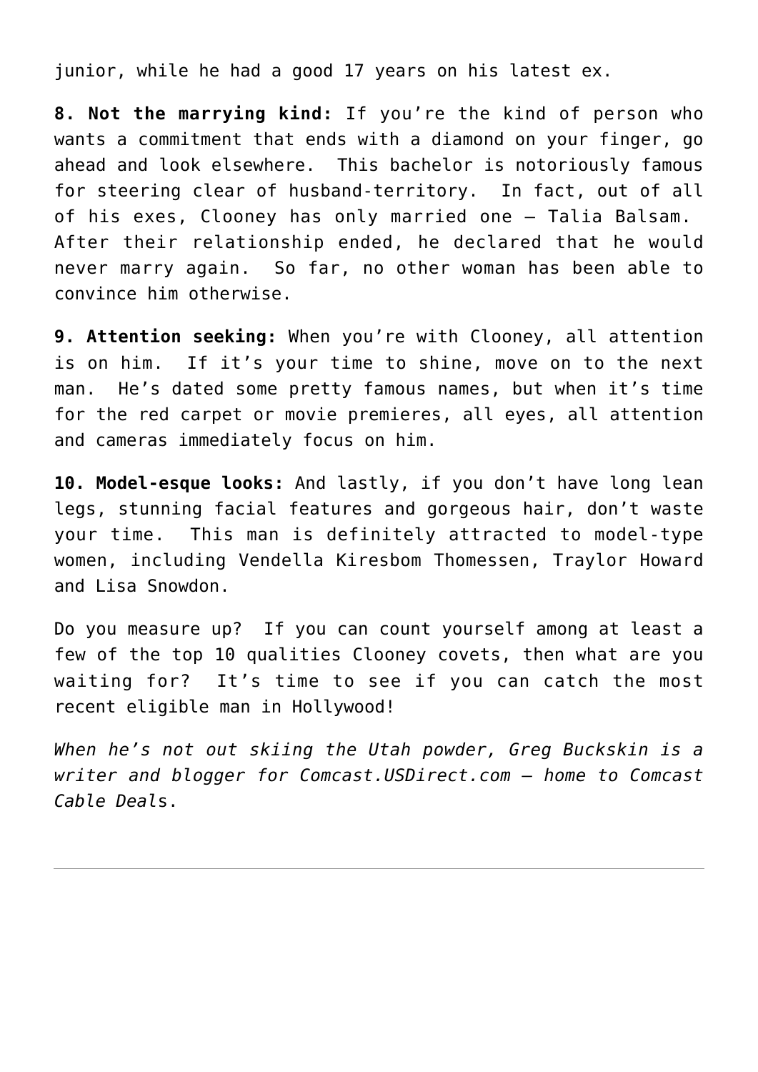junior, while he had a good 17 years on his latest ex.

**8. Not the marrying kind:** If you're the kind of person who wants a commitment that ends with a diamond on your finger, go ahead and look elsewhere. This bachelor is notoriously famous for steering clear of husband-territory. In fact, out of all of his exes, Clooney has only married one – Talia Balsam. After their relationship ended, he declared that he would never marry again. So far, no other woman has been able to convince him otherwise.

**9. Attention seeking:** When you're with Clooney, all attention is on him. If it's your time to shine, move on to the next man. He's dated some pretty famous names, but when it's time for the red carpet or movie premieres, all eyes, all attention and cameras immediately focus on him.

**10. Model-esque looks:** And lastly, if you don't have long lean legs, stunning facial features and gorgeous hair, don't waste your time. This man is definitely attracted to model-type women, including Vendella Kiresbom Thomessen, Traylor Howard and Lisa Snowdon.

Do you measure up? If you can count yourself among at least a few of the top 10 qualities Clooney covets, then what are you waiting for? It's time to see if you can catch the most recent eligible man in Hollywood!

*When he's not out skiing the Utah powder, Greg Buckskin is a writer and blogger for Comcast.USDirect.com – home to Comcast Cable Deal*s.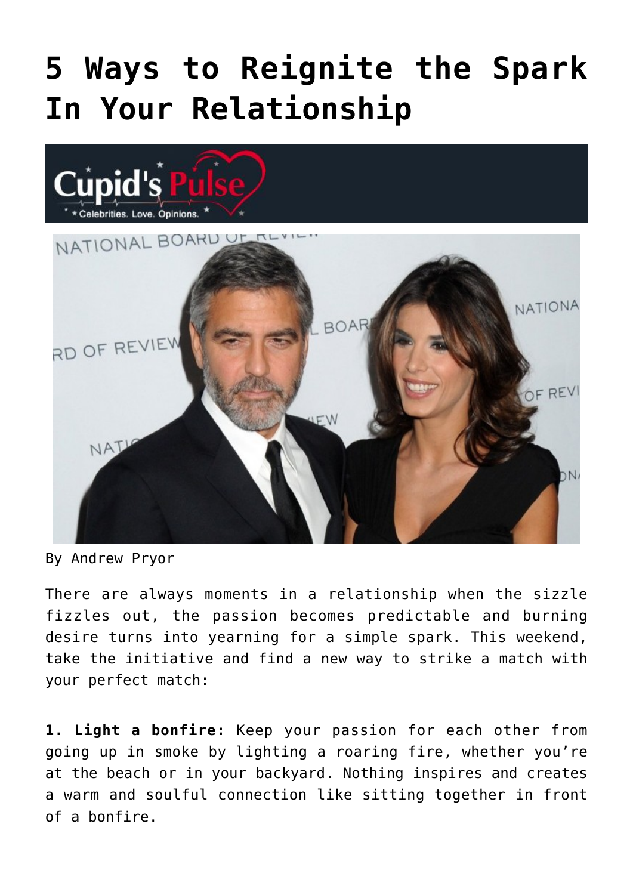# 5 Ways to Reignite the Spark In Your Relationship

By Andrew Pryor

There are always moments in a relationship when the sizzle fizzles out, the passion becomes predictable and burning desire turns into yearning for a simple spark. This weekend, take the initiative and find a new way to strike a match with your perfect match:

**1. Light a bonfire:** Keep your passion for each other from going up in smoke by lighting a roaring fire, whether you're at the beach or in your backyard. Nothing inspires and creates a warm and soulful connection like sitting together in front of a bonfire.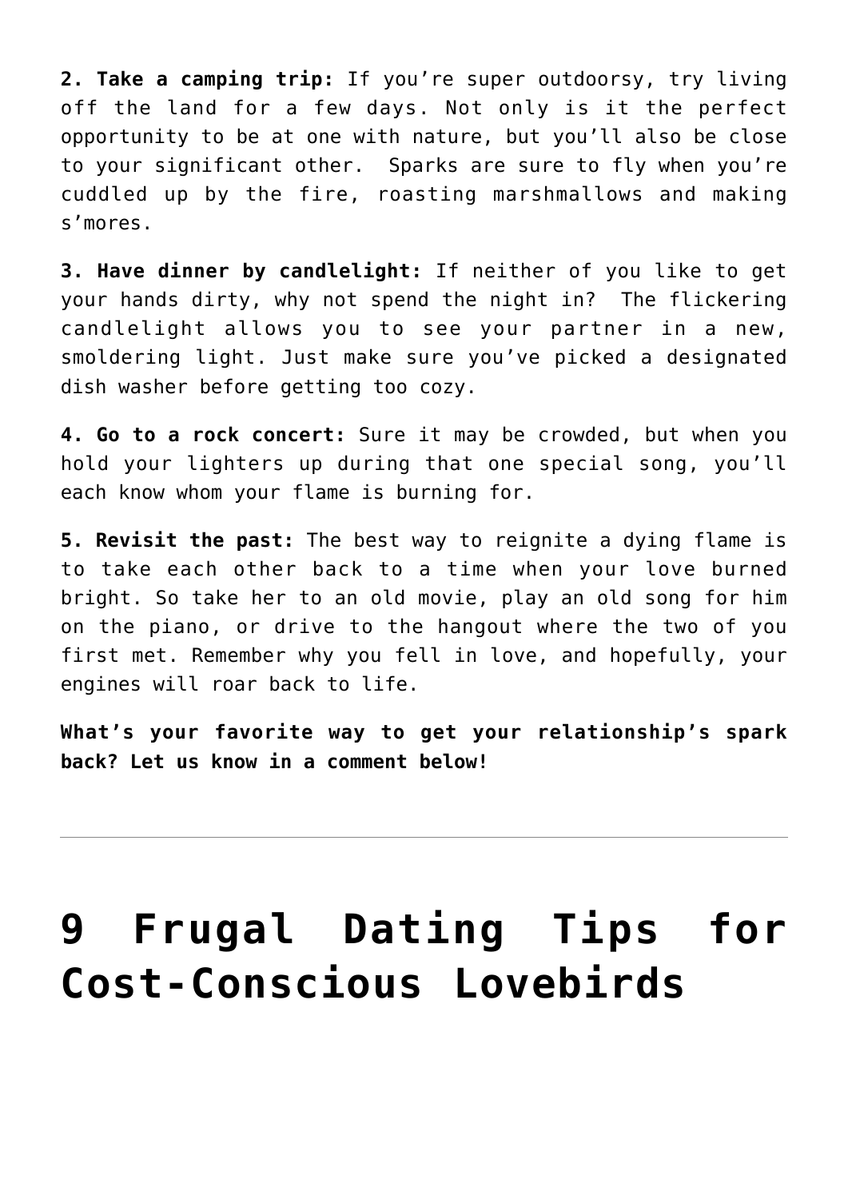**2. Take a camping trip:** If you're super outdoorsy, try living off the land for a few days. Not only is it the perfect opportunity to be at one with nature, but you'll also be close to your significant other. Sparks are sure to fly when you're cuddled up by the fire, roasting marshmallows and making s'mores.

**3. Have dinner by candlelight:** If neither of you like to get your hands dirty, why not spend the night in? The flickering candlelight allows you to see your partner in a new, smoldering light. Just make sure you've picked a designated dish washer before getting too cozy.

**4. Go to a rock concert:** Sure it may be crowded, but when you hold your lighters up during that one special song, you'll each know whom your flame is burning for.

**5. Revisit the past:** The best way to reignite a dying flame is to take each other back to a time when your love burned bright. So take her to an old movie, play an old song for him on the piano, or drive to the hangout where the two of you first met. Remember why you fell in love, and hopefully, your engines will roar back to life.

**What's your favorite way to get your relationship's spark back? Let us know in a comment below!**

---

# 9 Frugal Dating Tips for Cost-Conscious Lovebirds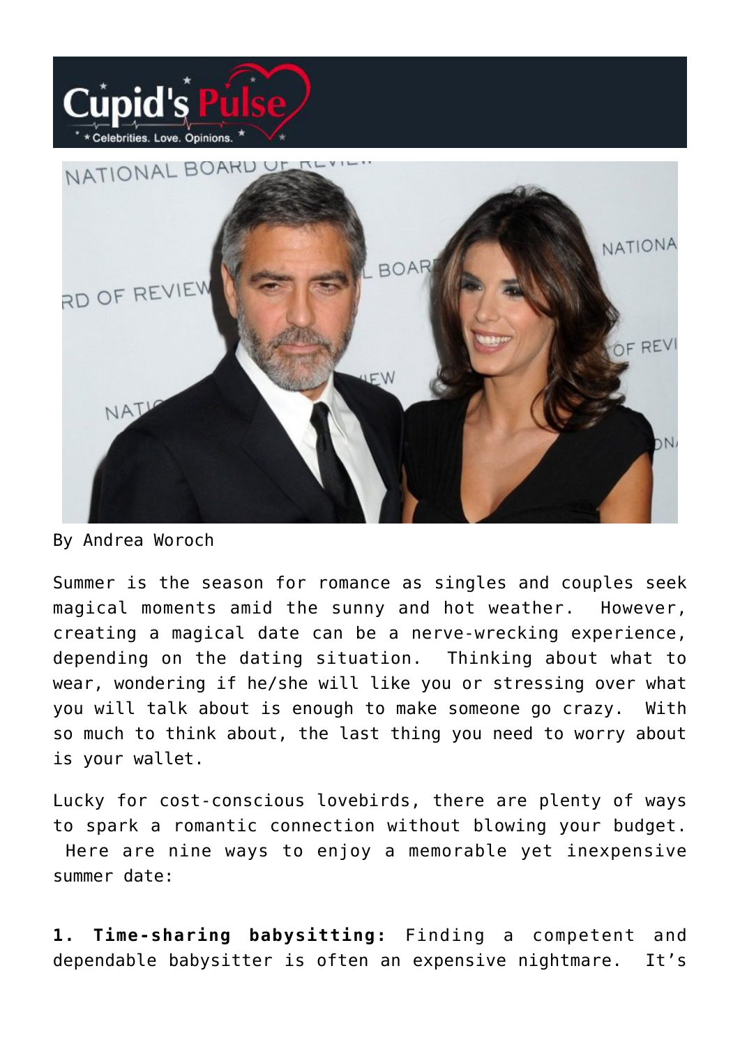By Andrea Woroch

Summer is the season for romance as singles and couples seek magical moments amid the sunny and hot weather. However, creating a magical date can be a nerve-wrecking experience, depending on the dating situation. Thinking about what to wear, wondering if he/she will like you or stressing over what you will talk about is enough to make someone go crazy. With so much to think about, the last thing you need to worry about is your wallet.

Lucky for cost-conscious lovebirds, there are plenty of ways to spark a romantic connection without blowing your budget. Here are nine ways to enjoy a memorable yet inexpensive summer date:

**1. Time-sharing babysitting:** Finding a competent and dependable babysitter is often an expensive nightmare. It's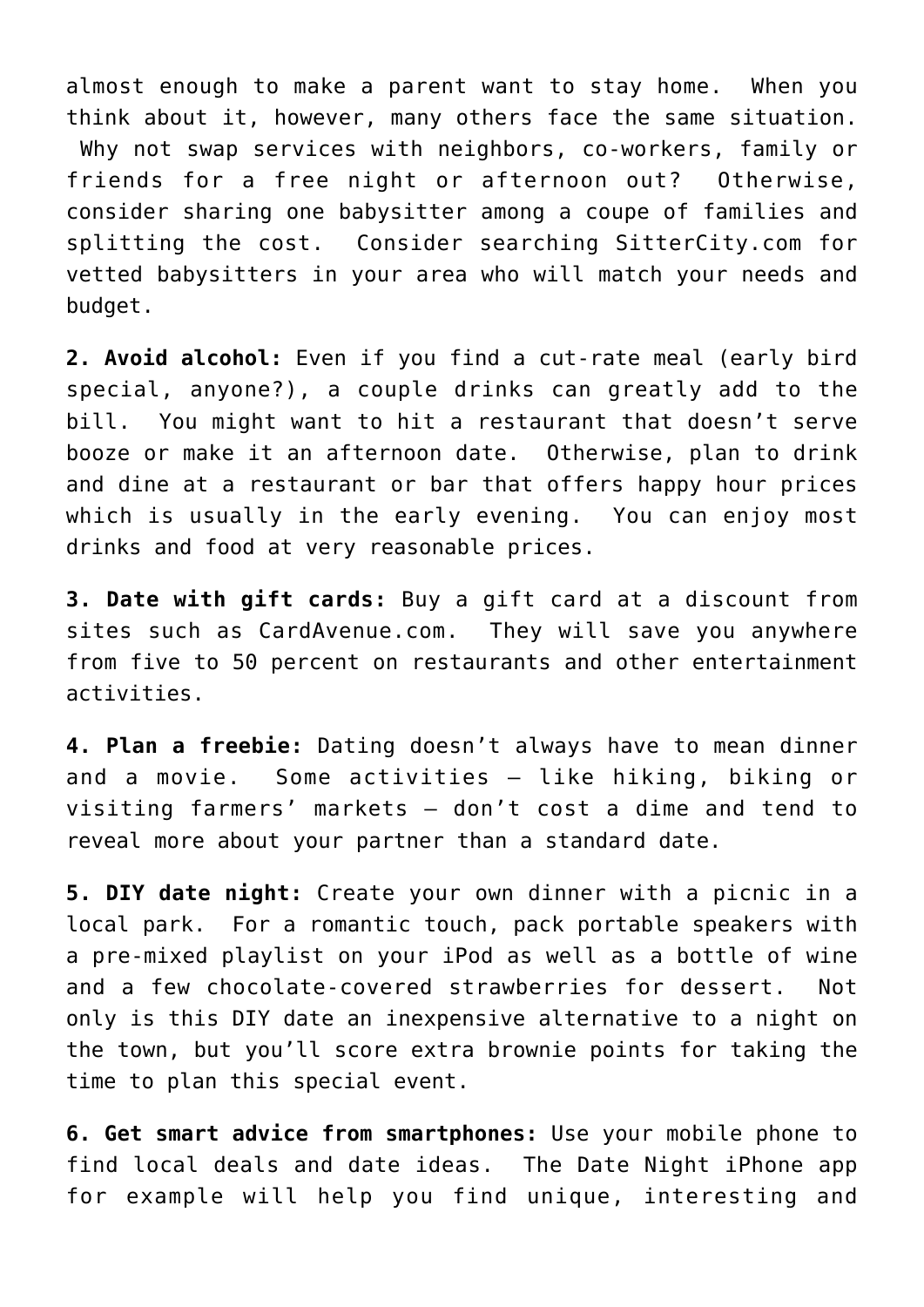almost enough to make a parent want to stay home. When you think about it, however, many others face the same situation. Why not swap services with neighbors, co-workers, family or friends for a free night or afternoon out? Otherwise, consider sharing one babysitter among a coupe of families and splitting the cost. Consider searching SitterCity.com for vetted babysitters in your area who will match your needs and budget.

**2. Avoid alcohol:** Even if you find a cut-rate meal (early bird special, anyone?), a couple drinks can greatly add to the bill. You might want to hit a restaurant that doesn't serve booze or make it an afternoon date. Otherwise, plan to drink and dine at a restaurant or bar that offers happy hour prices which is usually in the early evening. You can enjoy most drinks and food at very reasonable prices.

**3. Date with gift cards:** Buy a gift card at a discount from sites such as CardAvenue.com. They will save you anywhere from five to 50 percent on restaurants and other entertainment activities.

**4. Plan a freebie:** Dating doesn't always have to mean dinner and a movie. Some activities – like hiking, biking or visiting farmers' markets – don't cost a dime and tend to reveal more about your partner than a standard date.

**5. DIY date night:** Create your own dinner with a picnic in a local park. For a romantic touch, pack portable speakers with a pre-mixed playlist on your iPod as well as a bottle of wine and a few chocolate-covered strawberries for dessert. Not only is this DIY date an inexpensive alternative to a night on the town, but you'll score extra brownie points for taking the time to plan this special event.

**6. Get smart advice from smartphones:** Use your mobile phone to find local deals and date ideas. The Date Night iPhone app for example will help you find unique, interesting and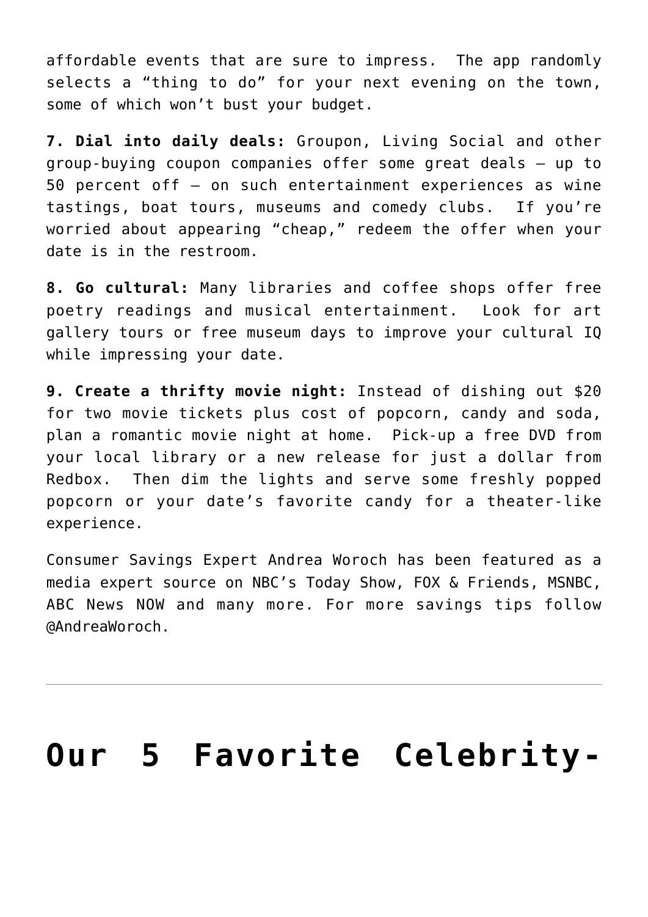affordable events that are sure to impress. The app randomly selects a "thing to do" for your next evening on the town, some of which won't bust your budget.

**7. Dial into daily deals:** Groupon, Living Social and other group-buying coupon companies offer some great deals – up to 50 percent off – on such entertainment experiences as wine tastings, boat tours, museums and comedy clubs. If you're worried about appearing "cheap," redeem the offer when your date is in the restroom.

**8. Go cultural:** Many libraries and coffee shops offer free poetry readings and musical entertainment. Look for art gallery tours or free museum days to improve your cultural IQ while impressing your date.

**9. Create a thrifty movie night:** Instead of dishing out $20 for two movie tickets plus cost of popcorn, candy and soda, plan a romantic movie night at home. Pick-up a free DVD from your local library or a new release for just a dollar from Redbox. Then dim the lights and serve some freshly popped popcorn or your date's favorite candy for a theater-like experience.

Consumer Savings Expert Andrea Woroch has been featured as a media expert source on NBC's Today Show, FOX & Friends, MSNBC, ABC News NOW and many more. For more savings tips follow @AndreaWoroch.

---

# Our 5 Favorite Celebrity-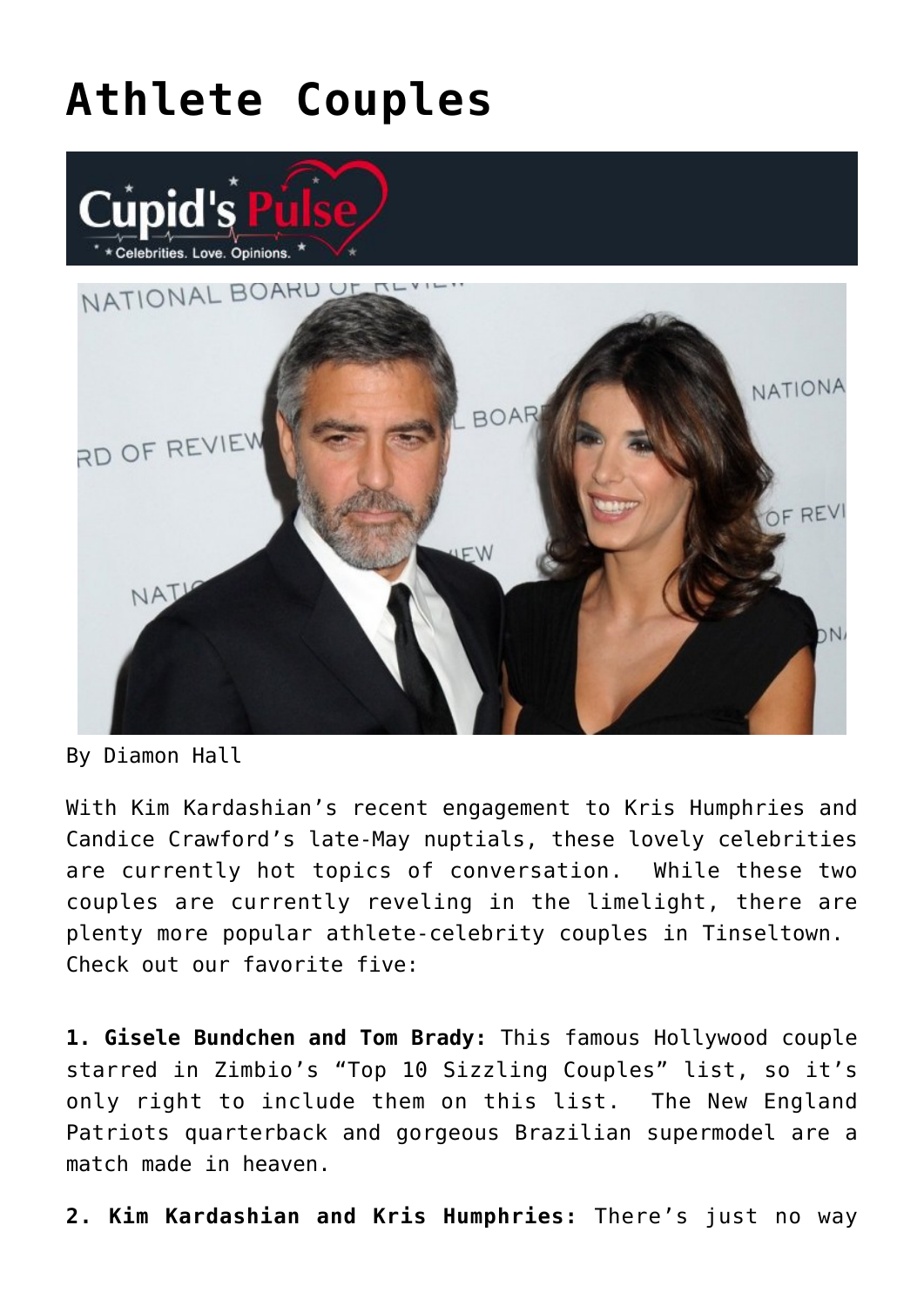# Athlete Couples

By Diamon Hall

With Kim Kardashian's recent engagement to Kris Humphries and Candice Crawford's late-May nuptials, these lovely celebrities are currently hot topics of conversation. While these two couples are currently reveling in the limelight, there are plenty more popular athlete-celebrity couples in Tinseltown. Check out our favorite five:

**1. Gisele Bundchen and Tom Brady:** This famous Hollywood couple starred in Zimbio's "Top 10 Sizzling Couples" list, so it's only right to include them on this list. The New England Patriots quarterback and gorgeous Brazilian supermodel are a match made in heaven.

**2. Kim Kardashian and Kris Humphries:** There's just no way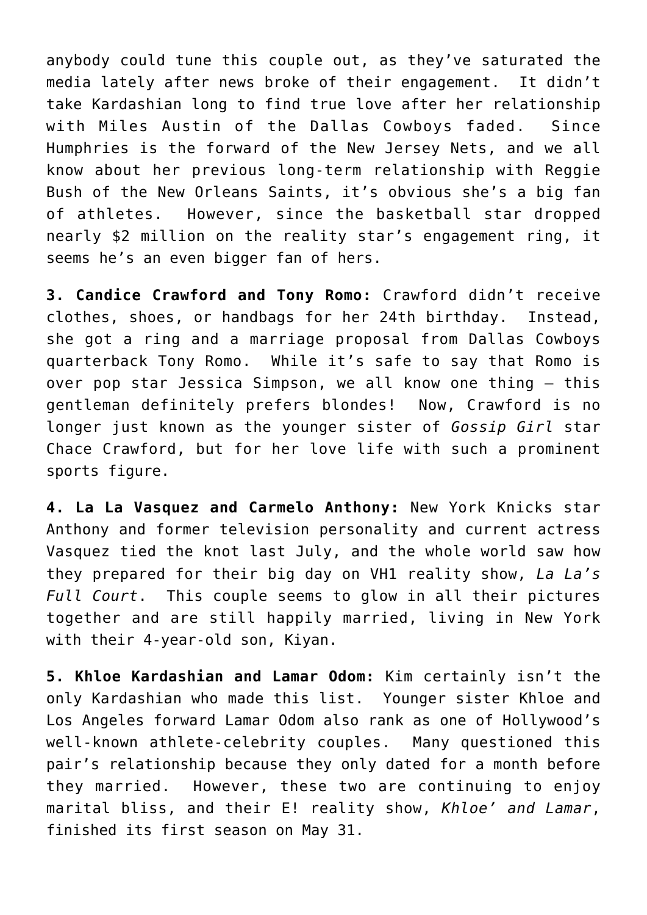anybody could tune this couple out, as they've saturated the media lately after news broke of their engagement. It didn't take Kardashian long to find true love after her relationship with Miles Austin of the Dallas Cowboys faded. Since Humphries is the forward of the New Jersey Nets, and we all know about her previous long-term relationship with Reggie Bush of the New Orleans Saints, it's obvious she's a big fan of athletes. However, since the basketball star dropped nearly $2 million on the reality star's engagement ring, it seems he's an even bigger fan of hers.

**3. Candice Crawford and Tony Romo:** Crawford didn't receive clothes, shoes, or handbags for her 24th birthday. Instead, she got a ring and a marriage proposal from Dallas Cowboys quarterback Tony Romo. While it's safe to say that Romo is over pop star Jessica Simpson, we all know one thing – this gentleman definitely prefers blondes! Now, Crawford is no longer just known as the younger sister of *Gossip Girl* star Chace Crawford, but for her love life with such a prominent sports figure.

**4. La La Vasquez and Carmelo Anthony:** New York Knicks star Anthony and former television personality and current actress Vasquez tied the knot last July, and the whole world saw how they prepared for their big day on VH1 reality show, *La La's Full Court*. This couple seems to glow in all their pictures together and are still happily married, living in New York with their 4-year-old son, Kiyan.

**5. Khloe Kardashian and Lamar Odom:** Kim certainly isn't the only Kardashian who made this list. Younger sister Khloe and Los Angeles forward Lamar Odom also rank as one of Hollywood's well-known athlete-celebrity couples. Many questioned this pair's relationship because they only dated for a month before they married. However, these two are continuing to enjoy marital bliss, and their E! reality show, *Khloe' and Lamar*, finished its first season on May 31.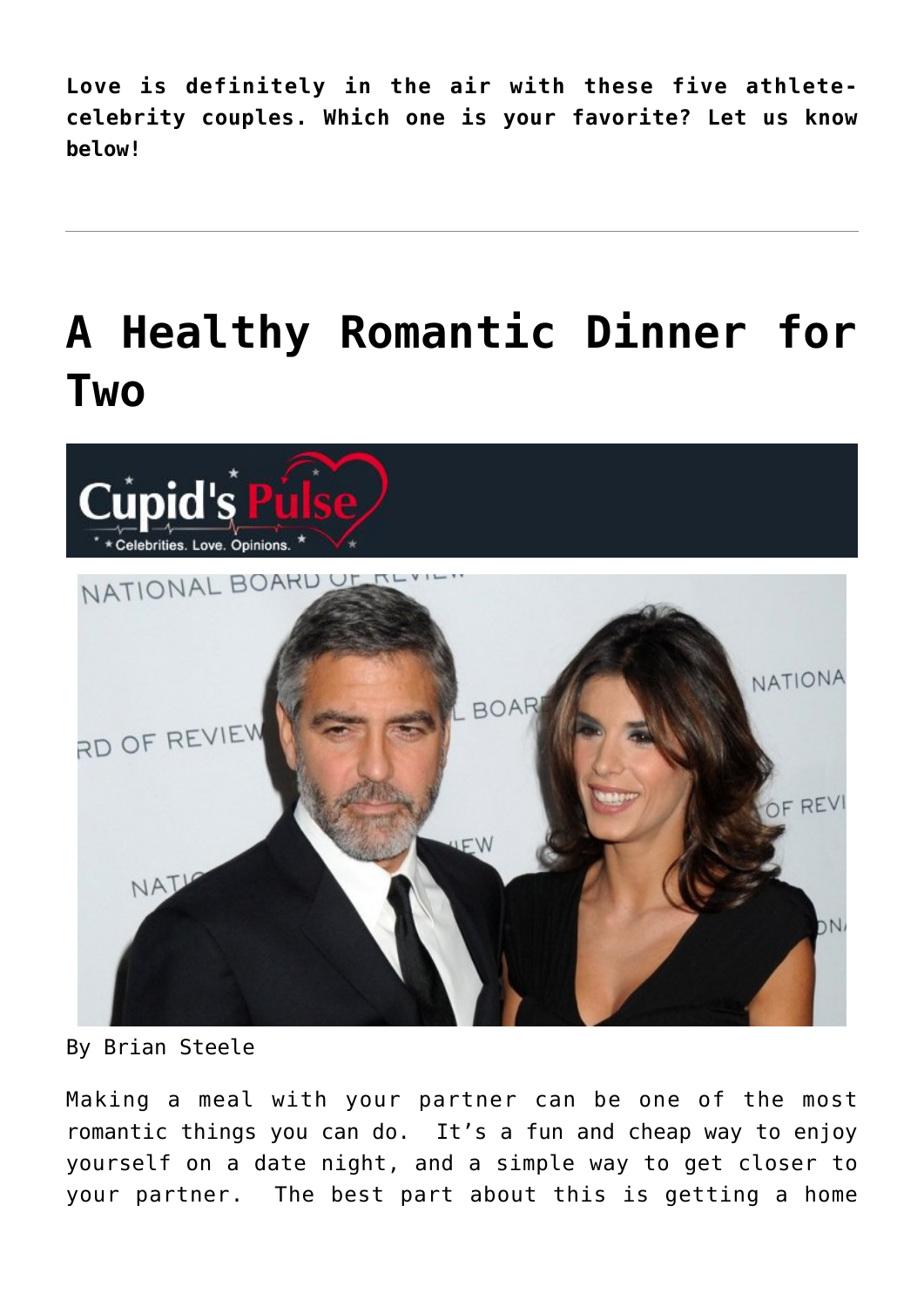**Love is definitely in the air with these five athlete-celebrity couples. Which one is your favorite? Let us know below!**

---

# A Healthy Romantic Dinner for Two

By Brian Steele

Making a meal with your partner can be one of the most romantic things you can do. It's a fun and cheap way to enjoy yourself on a date night, and a simple way to get closer to your partner. The best part about this is getting a home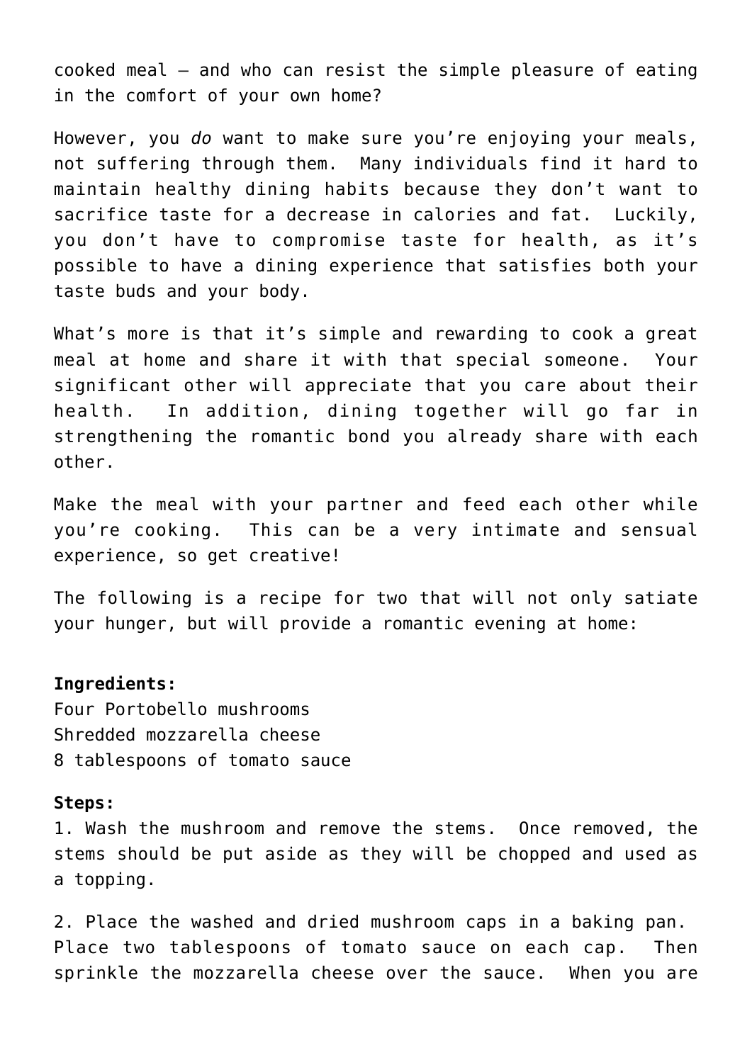cooked meal – and who can resist the simple pleasure of eating in the comfort of your own home?

However, you *do* want to make sure you're enjoying your meals, not suffering through them. Many individuals find it hard to maintain healthy dining habits because they don't want to sacrifice taste for a decrease in calories and fat. Luckily, you don't have to compromise taste for health, as it's possible to have a dining experience that satisfies both your taste buds and your body.

What's more is that it's simple and rewarding to cook a great meal at home and share it with that special someone. Your significant other will appreciate that you care about their health. In addition, dining together will go far in strengthening the romantic bond you already share with each other.

Make the meal with your partner and feed each other while you're cooking. This can be a very intimate and sensual experience, so get creative!

The following is a recipe for two that will not only satiate your hunger, but will provide a romantic evening at home:

**Ingredients:**
Four Portobello mushrooms
Shredded mozzarella cheese
8 tablespoons of tomato sauce

**Steps:**
1. Wash the mushroom and remove the stems. Once removed, the stems should be put aside as they will be chopped and used as a topping.

2. Place the washed and dried mushroom caps in a baking pan. Place two tablespoons of tomato sauce on each cap. Then sprinkle the mozzarella cheese over the sauce. When you are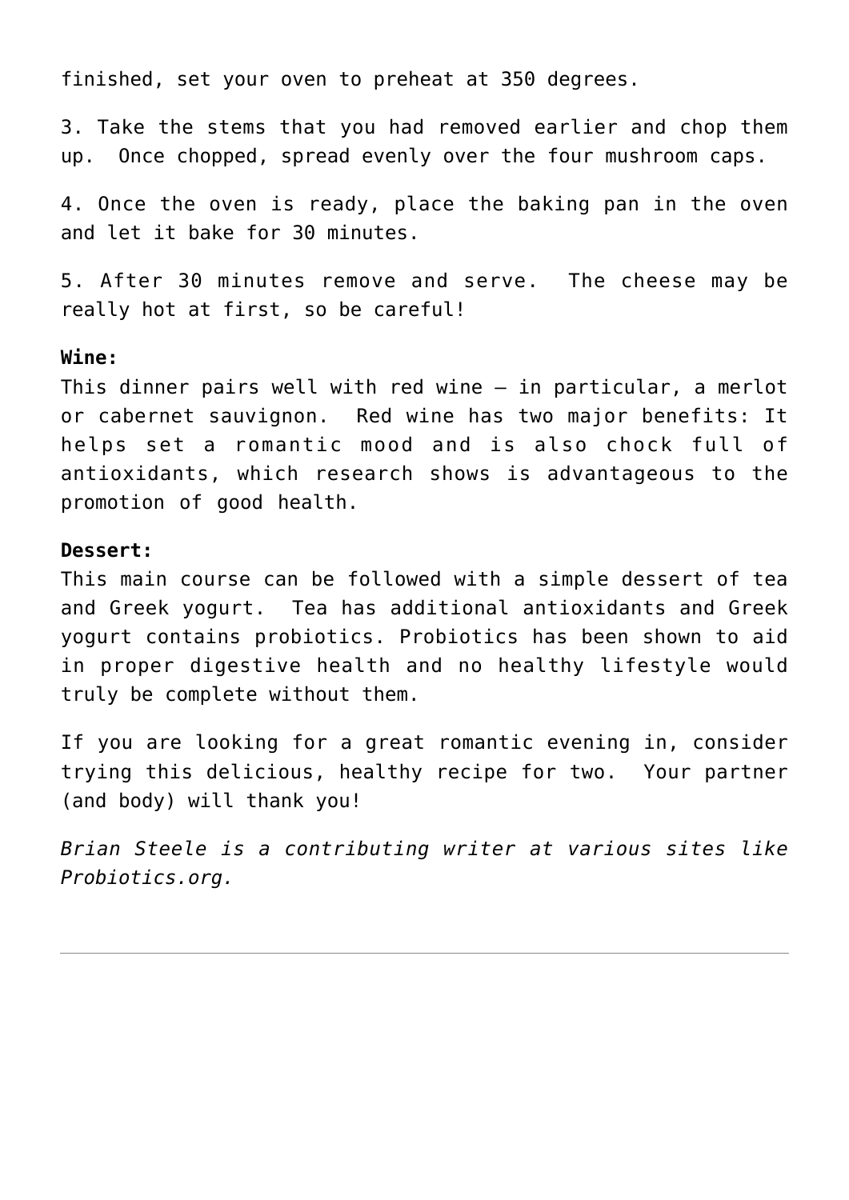finished, set your oven to preheat at 350 degrees.

3. Take the stems that you had removed earlier and chop them up.  Once chopped, spread evenly over the four mushroom caps.

4. Once the oven is ready, place the baking pan in the oven and let it bake for 30 minutes.

5. After 30 minutes remove and serve.  The cheese may be really hot at first, so be careful!

**Wine:**
This dinner pairs well with red wine – in particular, a merlot or cabernet sauvignon.  Red wine has two major benefits: It helps set a romantic mood and is also chock full of antioxidants, which research shows is advantageous to the promotion of good health.

**Dessert:**
This main course can be followed with a simple dessert of tea and Greek yogurt.  Tea has additional antioxidants and Greek yogurt contains probiotics. Probiotics has been shown to aid in proper digestive health and no healthy lifestyle would truly be complete without them.

If you are looking for a great romantic evening in, consider trying this delicious, healthy recipe for two.  Your partner (and body) will thank you!

*Brian Steele is a contributing writer at various sites like Probiotics.org.*

---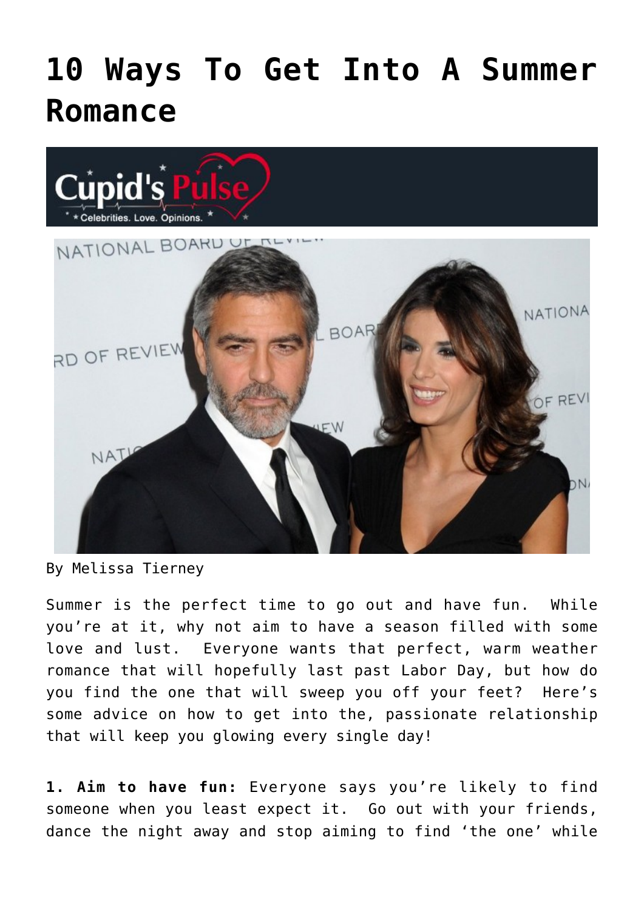# 10 Ways To Get Into A Summer Romance

By Melissa Tierney

Summer is the perfect time to go out and have fun. While you're at it, why not aim to have a season filled with some love and lust. Everyone wants that perfect, warm weather romance that will hopefully last past Labor Day, but how do you find the one that will sweep you off your feet? Here's some advice on how to get into the, passionate relationship that will keep you glowing every single day!

**1. Aim to have fun:** Everyone says you're likely to find someone when you least expect it. Go out with your friends, dance the night away and stop aiming to find 'the one' while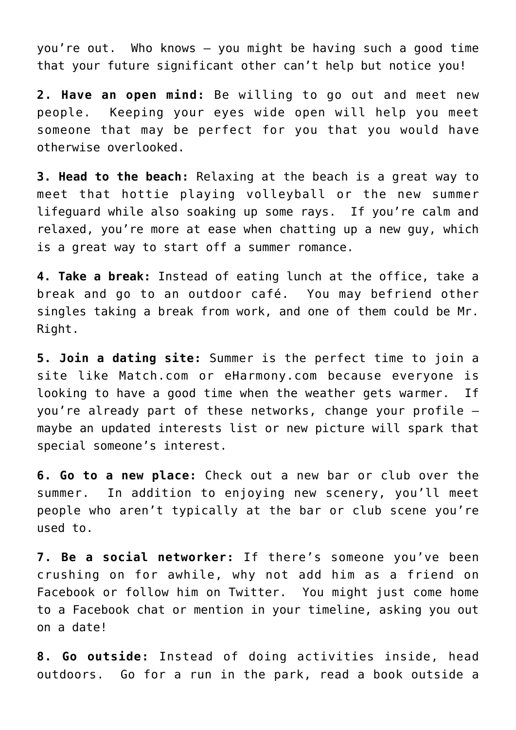you're out.  Who knows – you might be having such a good time that your future significant other can't help but notice you!

**2. Have an open mind:** Be willing to go out and meet new people.  Keeping your eyes wide open will help you meet someone that may be perfect for you that you would have otherwise overlooked.

**3. Head to the beach:** Relaxing at the beach is a great way to meet that hottie playing volleyball or the new summer lifeguard while also soaking up some rays.  If you're calm and relaxed, you're more at ease when chatting up a new guy, which is a great way to start off a summer romance.

**4. Take a break:** Instead of eating lunch at the office, take a break and go to an outdoor café.  You may befriend other singles taking a break from work, and one of them could be Mr. Right.

**5. Join a dating site:** Summer is the perfect time to join a site like Match.com or eHarmony.com because everyone is looking to have a good time when the weather gets warmer.  If you're already part of these networks, change your profile – maybe an updated interests list or new picture will spark that special someone's interest.

**6. Go to a new place:** Check out a new bar or club over the summer.  In addition to enjoying new scenery, you'll meet people who aren't typically at the bar or club scene you're used to.

**7. Be a social networker:** If there's someone you've been crushing on for awhile, why not add him as a friend on Facebook or follow him on Twitter.  You might just come home to a Facebook chat or mention in your timeline, asking you out on a date!

**8. Go outside:** Instead of doing activities inside, head outdoors.  Go for a run in the park, read a book outside a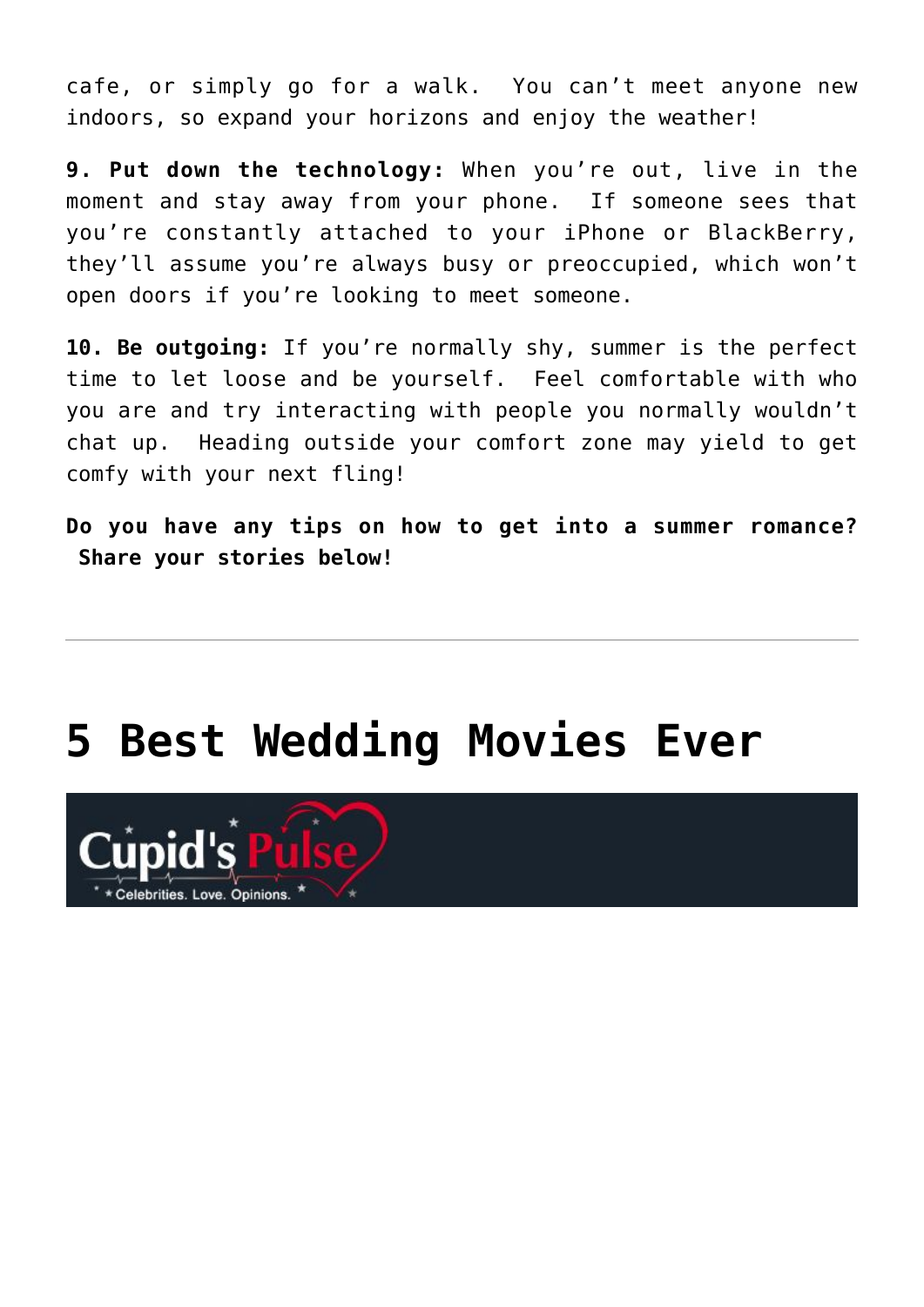cafe, or simply go for a walk. You can't meet anyone new indoors, so expand your horizons and enjoy the weather!

**9. Put down the technology:** When you're out, live in the moment and stay away from your phone. If someone sees that you're constantly attached to your iPhone or BlackBerry, they'll assume you're always busy or preoccupied, which won't open doors if you're looking to meet someone.

**10. Be outgoing:** If you're normally shy, summer is the perfect time to let loose and be yourself. Feel comfortable with who you are and try interacting with people you normally wouldn't chat up. Heading outside your comfort zone may yield to get comfy with your next fling!

**Do you have any tips on how to get into a summer romance? Share your stories below!**

---

# 5 Best Wedding Movies Ever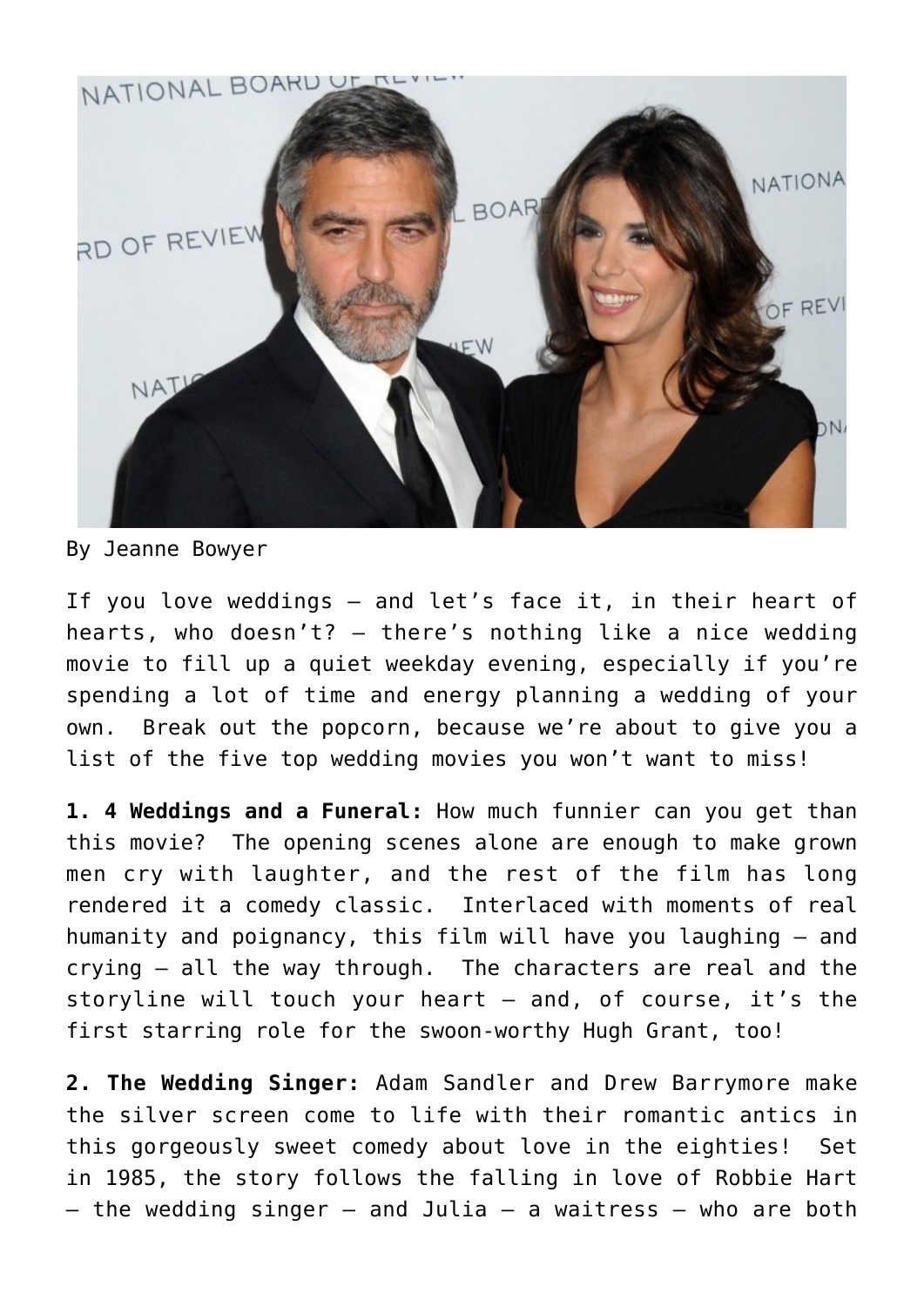By Jeanne Bowyer

If you love weddings – and let's face it, in their heart of hearts, who doesn't? – there's nothing like a nice wedding movie to fill up a quiet weekday evening, especially if you're spending a lot of time and energy planning a wedding of your own. Break out the popcorn, because we're about to give you a list of the five top wedding movies you won't want to miss!

**1. 4 Weddings and a Funeral:** How much funnier can you get than this movie? The opening scenes alone are enough to make grown men cry with laughter, and the rest of the film has long rendered it a comedy classic. Interlaced with moments of real humanity and poignancy, this film will have you laughing – and crying – all the way through. The characters are real and the storyline will touch your heart – and, of course, it's the first starring role for the swoon-worthy Hugh Grant, too!

**2. The Wedding Singer:** Adam Sandler and Drew Barrymore make the silver screen come to life with their romantic antics in this gorgeously sweet comedy about love in the eighties! Set in 1985, the story follows the falling in love of Robbie Hart – the wedding singer – and Julia – a waitress – who are both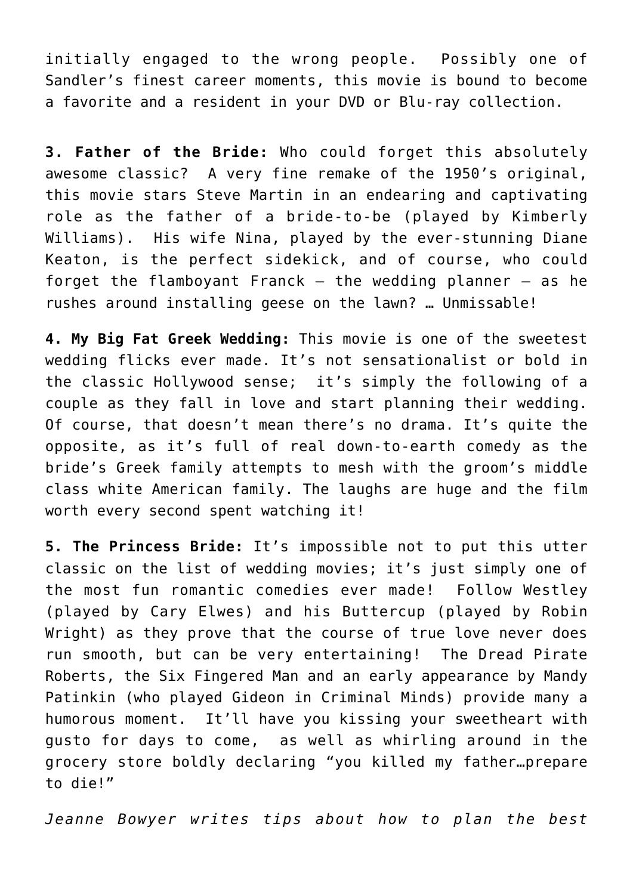initially engaged to the wrong people. Possibly one of Sandler's finest career moments, this movie is bound to become a favorite and a resident in your DVD or Blu-ray collection.

**3. Father of the Bride:** Who could forget this absolutely awesome classic? A very fine remake of the 1950's original, this movie stars Steve Martin in an endearing and captivating role as the father of a bride-to-be (played by Kimberly Williams). His wife Nina, played by the ever-stunning Diane Keaton, is the perfect sidekick, and of course, who could forget the flamboyant Franck – the wedding planner – as he rushes around installing geese on the lawn? … Unmissable!

**4. My Big Fat Greek Wedding:** This movie is one of the sweetest wedding flicks ever made. It's not sensationalist or bold in the classic Hollywood sense; it's simply the following of a couple as they fall in love and start planning their wedding. Of course, that doesn't mean there's no drama. It's quite the opposite, as it's full of real down-to-earth comedy as the bride's Greek family attempts to mesh with the groom's middle class white American family. The laughs are huge and the film worth every second spent watching it!

**5. The Princess Bride:** It's impossible not to put this utter classic on the list of wedding movies; it's just simply one of the most fun romantic comedies ever made! Follow Westley (played by Cary Elwes) and his Buttercup (played by Robin Wright) as they prove that the course of true love never does run smooth, but can be very entertaining! The Dread Pirate Roberts, the Six Fingered Man and an early appearance by Mandy Patinkin (who played Gideon in Criminal Minds) provide many a humorous moment. It'll have you kissing your sweetheart with gusto for days to come, as well as whirling around in the grocery store boldly declaring "you killed my father…prepare to die!"

*Jeanne Bowyer writes tips about how to plan the best*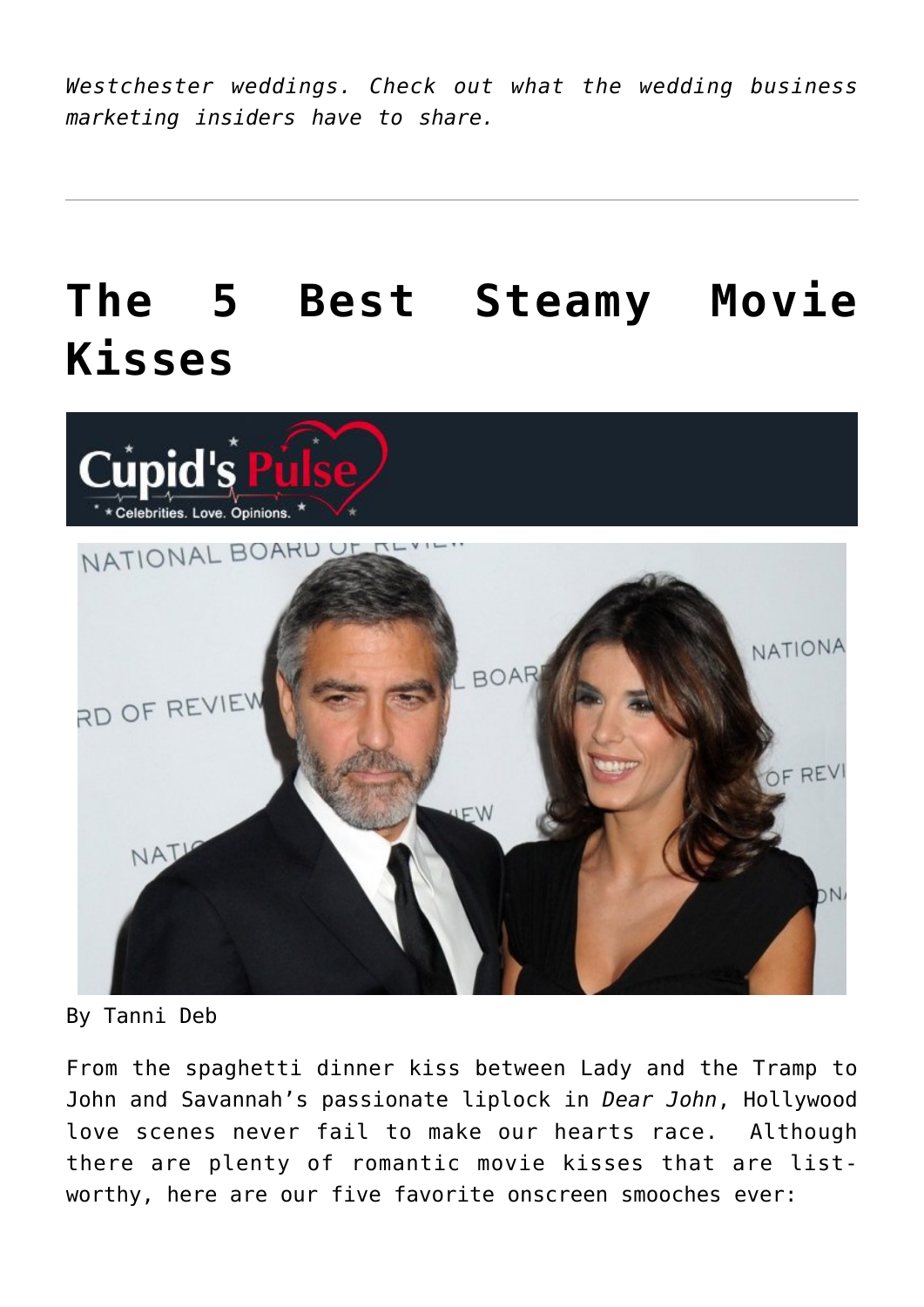*Westchester weddings. Check out what the wedding business marketing insiders have to share.*

---

# The 5 Best Steamy Movie Kisses

By Tanni Deb

From the spaghetti dinner kiss between Lady and the Tramp to John and Savannah's passionate liplock in *Dear John*, Hollywood love scenes never fail to make our hearts race. Although there are plenty of romantic movie kisses that are list-worthy, here are our five favorite onscreen smooches ever: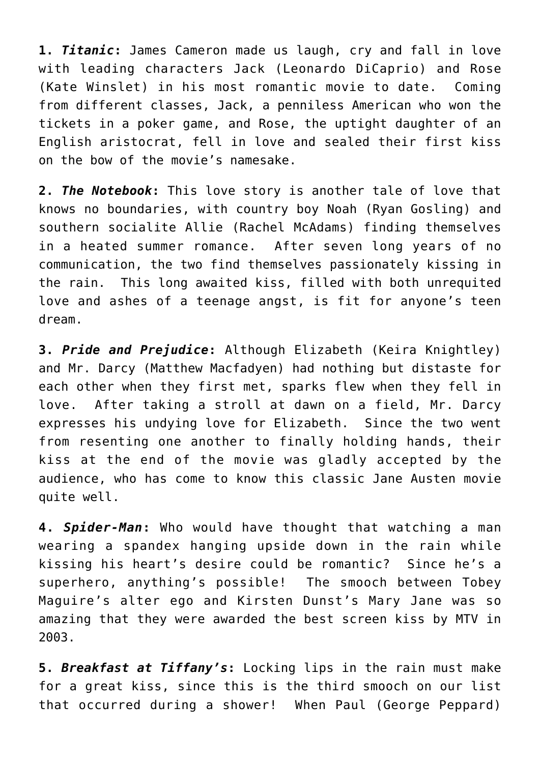**1.** ***Titanic*****:** James Cameron made us laugh, cry and fall in love with leading characters Jack (Leonardo DiCaprio) and Rose (Kate Winslet) in his most romantic movie to date. Coming from different classes, Jack, a penniless American who won the tickets in a poker game, and Rose, the uptight daughter of an English aristocrat, fell in love and sealed their first kiss on the bow of the movie's namesake.

**2.** ***The Notebook*****:** This love story is another tale of love that knows no boundaries, with country boy Noah (Ryan Gosling) and southern socialite Allie (Rachel McAdams) finding themselves in a heated summer romance. After seven long years of no communication, the two find themselves passionately kissing in the rain. This long awaited kiss, filled with both unrequited love and ashes of a teenage angst, is fit for anyone's teen dream.

**3.** ***Pride and Prejudice*****:** Although Elizabeth (Keira Knightley) and Mr. Darcy (Matthew Macfadyen) had nothing but distaste for each other when they first met, sparks flew when they fell in love. After taking a stroll at dawn on a field, Mr. Darcy expresses his undying love for Elizabeth. Since the two went from resenting one another to finally holding hands, their kiss at the end of the movie was gladly accepted by the audience, who has come to know this classic Jane Austen movie quite well.

**4.** ***Spider-Man*****:** Who would have thought that watching a man wearing a spandex hanging upside down in the rain while kissing his heart's desire could be romantic? Since he's a superhero, anything's possible! The smooch between Tobey Maguire's alter ego and Kirsten Dunst's Mary Jane was so amazing that they were awarded the best screen kiss by MTV in 2003.

**5.** ***Breakfast at Tiffany's*****:** Locking lips in the rain must make for a great kiss, since this is the third smooch on our list that occurred during a shower! When Paul (George Peppard)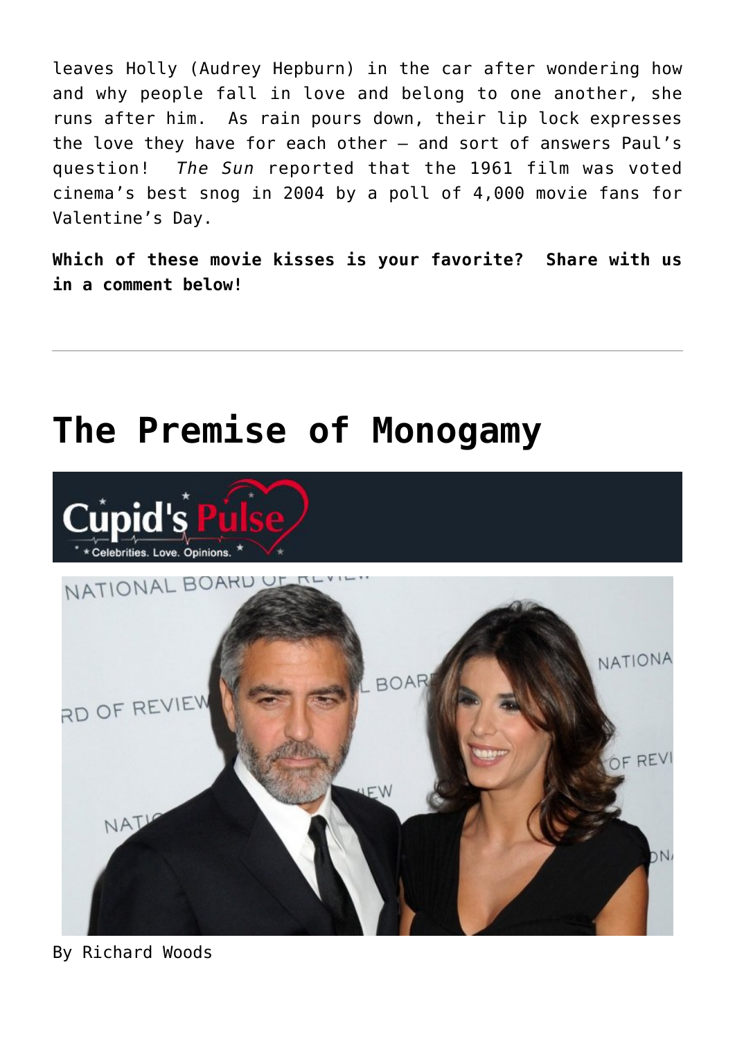leaves Holly (Audrey Hepburn) in the car after wondering how and why people fall in love and belong to one another, she runs after him. As rain pours down, their lip lock expresses the love they have for each other — and sort of answers Paul's question! *The Sun* reported that the 1961 film was voted cinema's best snog in 2004 by a poll of 4,000 movie fans for Valentine's Day.

**Which of these movie kisses is your favorite? Share with us in a comment below!**

---

# The Premise of Monogamy

By Richard Woods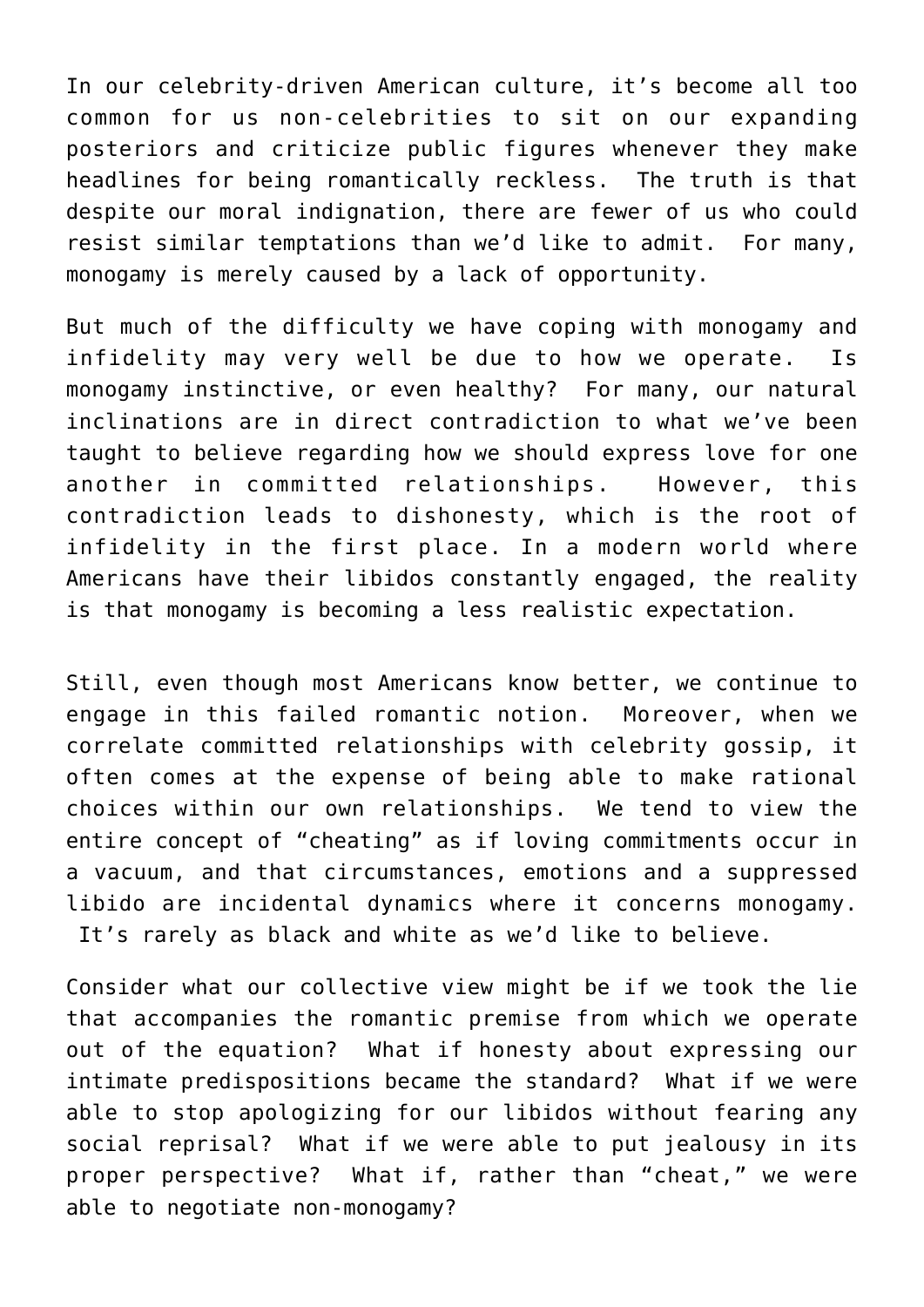In our celebrity-driven American culture, it's become all too common for us non-celebrities to sit on our expanding posteriors and criticize public figures whenever they make headlines for being romantically reckless. The truth is that despite our moral indignation, there are fewer of us who could resist similar temptations than we'd like to admit. For many, monogamy is merely caused by a lack of opportunity.

But much of the difficulty we have coping with monogamy and infidelity may very well be due to how we operate. Is monogamy instinctive, or even healthy? For many, our natural inclinations are in direct contradiction to what we've been taught to believe regarding how we should express love for one another in committed relationships. However, this contradiction leads to dishonesty, which is the root of infidelity in the first place. In a modern world where Americans have their libidos constantly engaged, the reality is that monogamy is becoming a less realistic expectation.

Still, even though most Americans know better, we continue to engage in this failed romantic notion. Moreover, when we correlate committed relationships with celebrity gossip, it often comes at the expense of being able to make rational choices within our own relationships. We tend to view the entire concept of "cheating" as if loving commitments occur in a vacuum, and that circumstances, emotions and a suppressed libido are incidental dynamics where it concerns monogamy. It's rarely as black and white as we'd like to believe.

Consider what our collective view might be if we took the lie that accompanies the romantic premise from which we operate out of the equation? What if honesty about expressing our intimate predispositions became the standard? What if we were able to stop apologizing for our libidos without fearing any social reprisal? What if we were able to put jealousy in its proper perspective? What if, rather than "cheat," we were able to negotiate non-monogamy?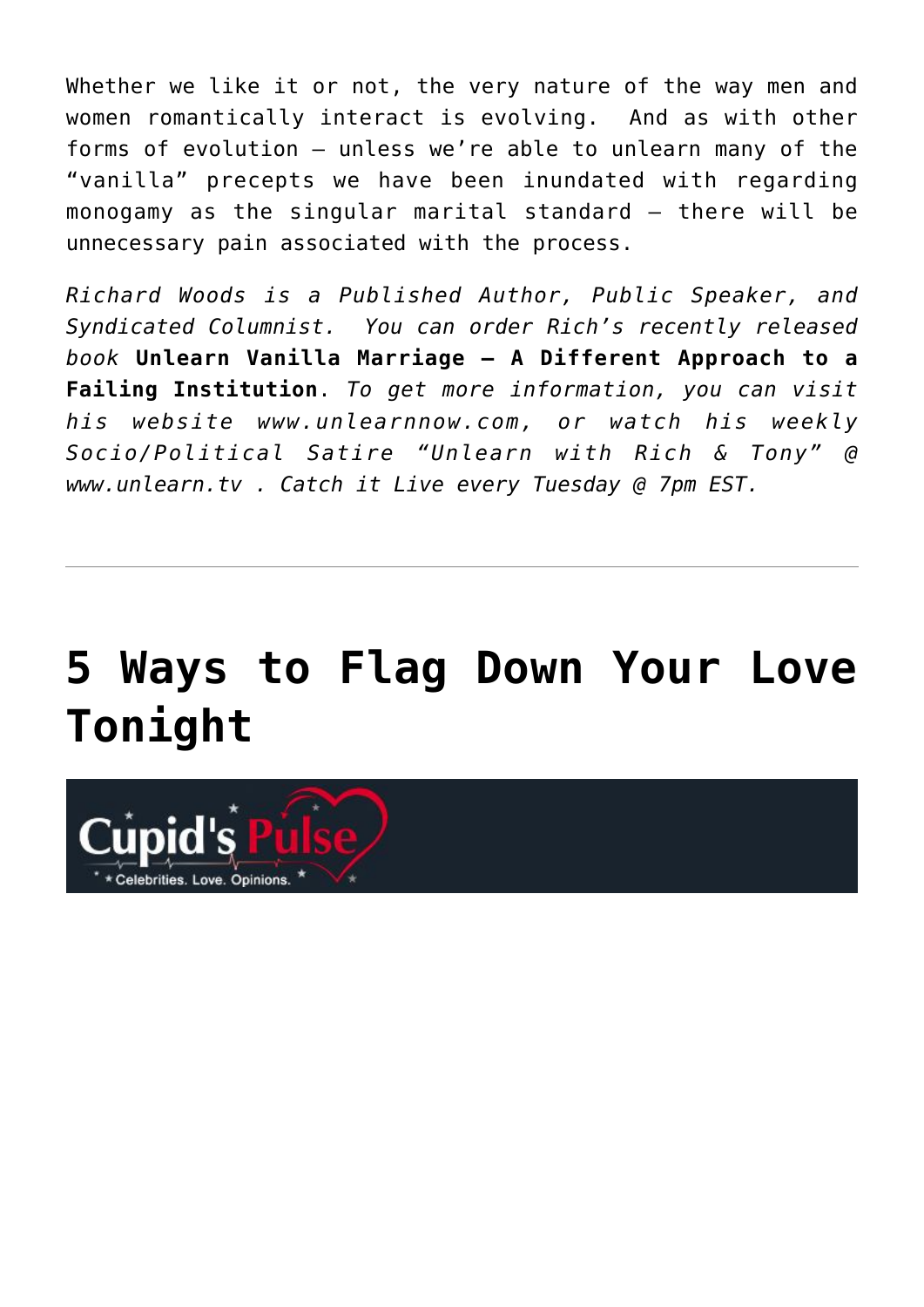Whether we like it or not, the very nature of the way men and women romantically interact is evolving. And as with other forms of evolution – unless we're able to unlearn many of the "vanilla" precepts we have been inundated with regarding monogamy as the singular marital standard – there will be unnecessary pain associated with the process.

*Richard Woods is a Published Author, Public Speaker, and Syndicated Columnist. You can order Rich's recently released book* **Unlearn Vanilla Marriage – A Different Approach to a Failing Institution**. *To get more information, you can visit his website www.unlearnnow.com, or watch his weekly Socio/Political Satire "Unlearn with Rich & Tony" @ www.unlearn.tv . Catch it Live every Tuesday @ 7pm EST.*

---

# 5 Ways to Flag Down Your Love Tonight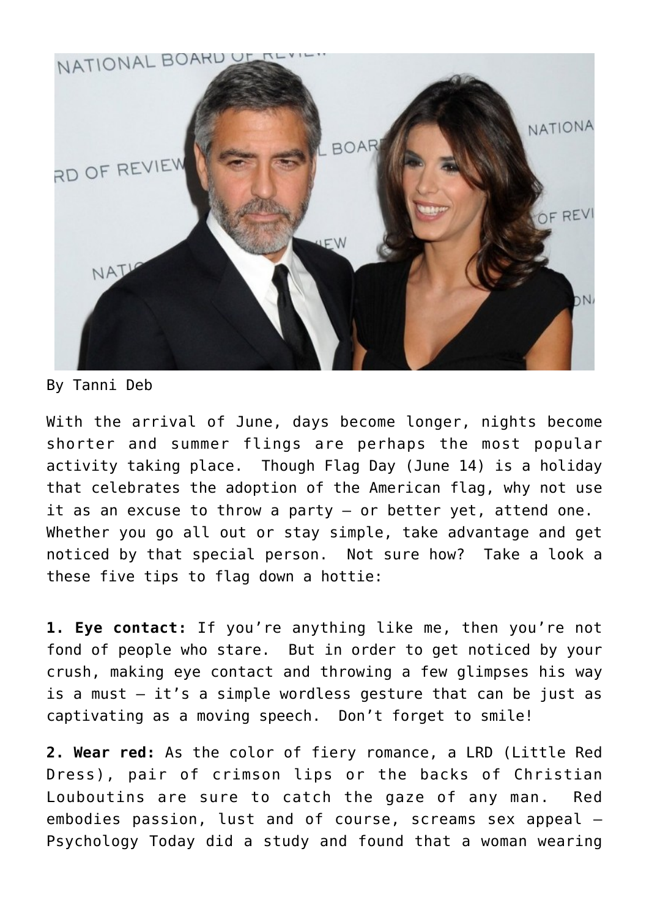By Tanni Deb

With the arrival of June, days become longer, nights become shorter and summer flings are perhaps the most popular activity taking place.  Though Flag Day (June 14) is a holiday that celebrates the adoption of the American flag, why not use it as an excuse to throw a party – or better yet, attend one.  Whether you go all out or stay simple, take advantage and get noticed by that special person.  Not sure how?  Take a look a these five tips to flag down a hottie:

**1. Eye contact:** If you're anything like me, then you're not fond of people who stare.  But in order to get noticed by your crush, making eye contact and throwing a few glimpses his way is a must – it's a simple wordless gesture that can be just as captivating as a moving speech.  Don't forget to smile!

**2. Wear red:** As the color of fiery romance, a LRD (Little Red Dress), pair of crimson lips or the backs of Christian Louboutins are sure to catch the gaze of any man.  Red embodies passion, lust and of course, screams sex appeal – Psychology Today did a study and found that a woman wearing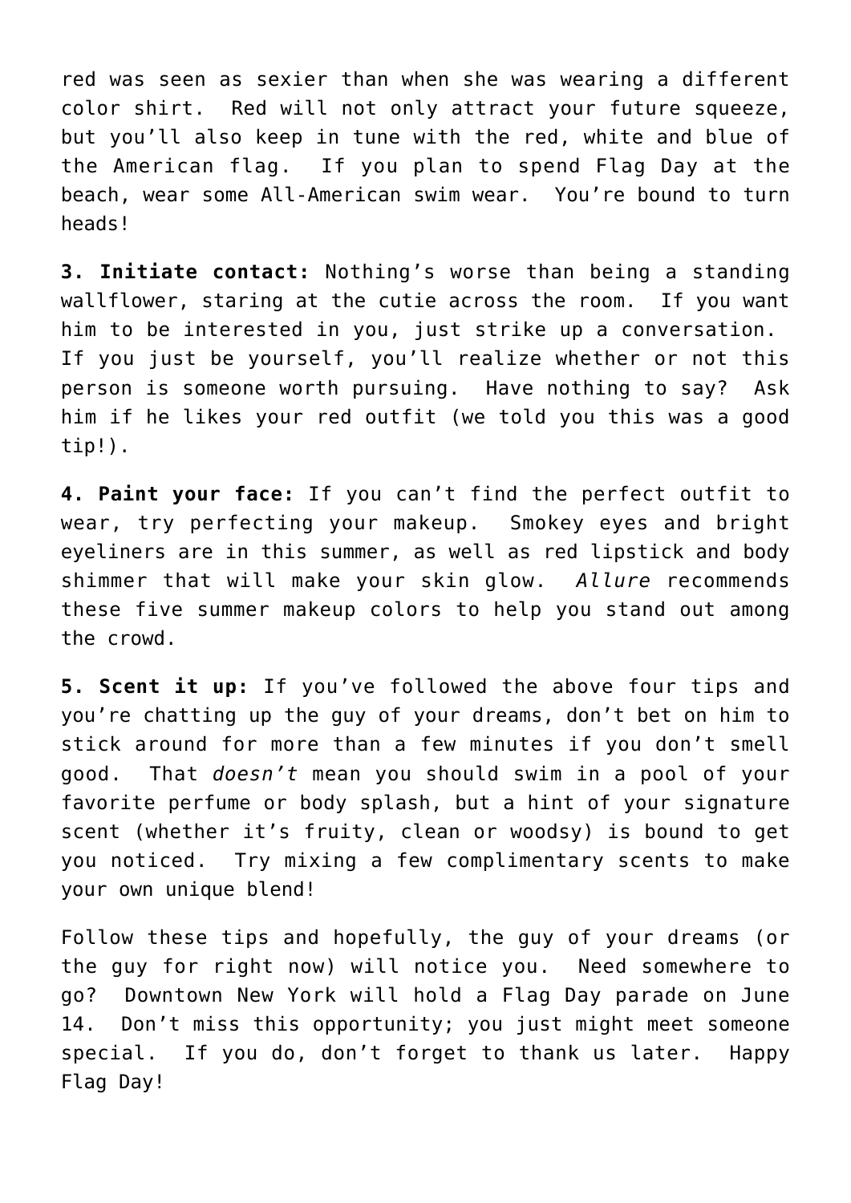red was seen as sexier than when she was wearing a different color shirt. Red will not only attract your future squeeze, but you'll also keep in tune with the red, white and blue of the American flag. If you plan to spend Flag Day at the beach, wear some All-American swim wear. You're bound to turn heads!

**3. Initiate contact:** Nothing's worse than being a standing wallflower, staring at the cutie across the room. If you want him to be interested in you, just strike up a conversation. If you just be yourself, you'll realize whether or not this person is someone worth pursuing. Have nothing to say? Ask him if he likes your red outfit (we told you this was a good tip!).

**4. Paint your face:** If you can't find the perfect outfit to wear, try perfecting your makeup. Smokey eyes and bright eyeliners are in this summer, as well as red lipstick and body shimmer that will make your skin glow. *Allure* recommends these five summer makeup colors to help you stand out among the crowd.

**5. Scent it up:** If you've followed the above four tips and you're chatting up the guy of your dreams, don't bet on him to stick around for more than a few minutes if you don't smell good. That *doesn't* mean you should swim in a pool of your favorite perfume or body splash, but a hint of your signature scent (whether it's fruity, clean or woodsy) is bound to get you noticed. Try mixing a few complimentary scents to make your own unique blend!

Follow these tips and hopefully, the guy of your dreams (or the guy for right now) will notice you. Need somewhere to go? Downtown New York will hold a Flag Day parade on June 14. Don't miss this opportunity; you just might meet someone special. If you do, don't forget to thank us later. Happy Flag Day!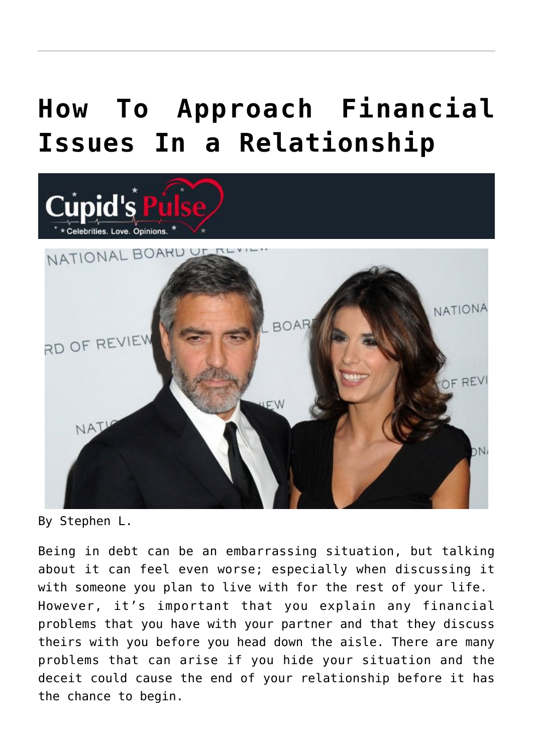# How To Approach Financial Issues In a Relationship

By Stephen L.

Being in debt can be an embarrassing situation, but talking about it can feel even worse; especially when discussing it with someone you plan to live with for the rest of your life. However, it's important that you explain any financial problems that you have with your partner and that they discuss theirs with you before you head down the aisle. There are many problems that can arise if you hide your situation and the deceit could cause the end of your relationship before it has the chance to begin.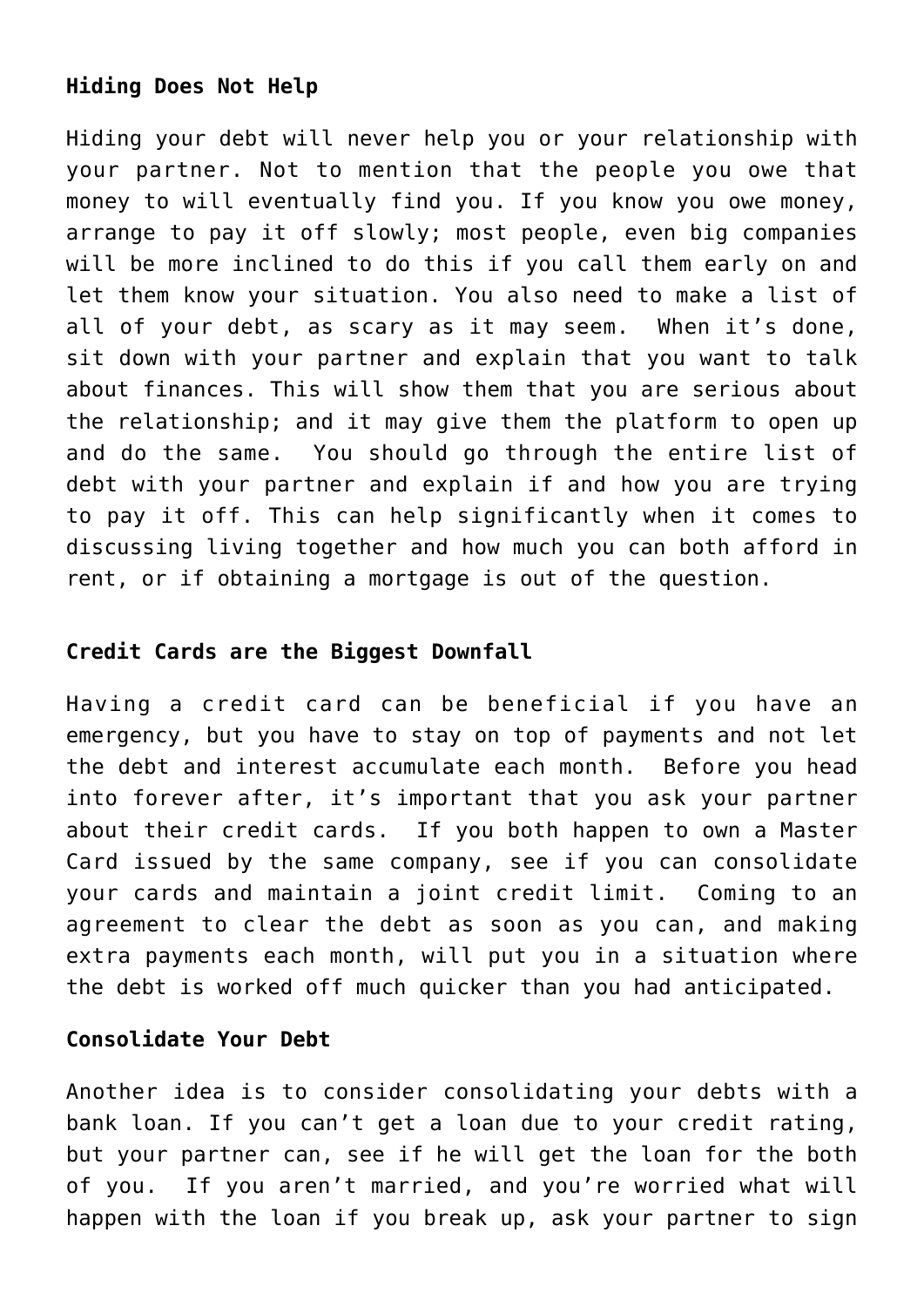**Hiding Does Not Help**

Hiding your debt will never help you or your relationship with your partner. Not to mention that the people you owe that money to will eventually find you. If you know you owe money, arrange to pay it off slowly; most people, even big companies will be more inclined to do this if you call them early on and let them know your situation. You also need to make a list of all of your debt, as scary as it may seem. When it's done, sit down with your partner and explain that you want to talk about finances. This will show them that you are serious about the relationship; and it may give them the platform to open up and do the same. You should go through the entire list of debt with your partner and explain if and how you are trying to pay it off. This can help significantly when it comes to discussing living together and how much you can both afford in rent, or if obtaining a mortgage is out of the question.

**Credit Cards are the Biggest Downfall**

Having a credit card can be beneficial if you have an emergency, but you have to stay on top of payments and not let the debt and interest accumulate each month. Before you head into forever after, it's important that you ask your partner about their credit cards. If you both happen to own a Master Card issued by the same company, see if you can consolidate your cards and maintain a joint credit limit. Coming to an agreement to clear the debt as soon as you can, and making extra payments each month, will put you in a situation where the debt is worked off much quicker than you had anticipated.

**Consolidate Your Debt**

Another idea is to consider consolidating your debts with a bank loan. If you can't get a loan due to your credit rating, but your partner can, see if he will get the loan for the both of you. If you aren't married, and you're worried what will happen with the loan if you break up, ask your partner to sign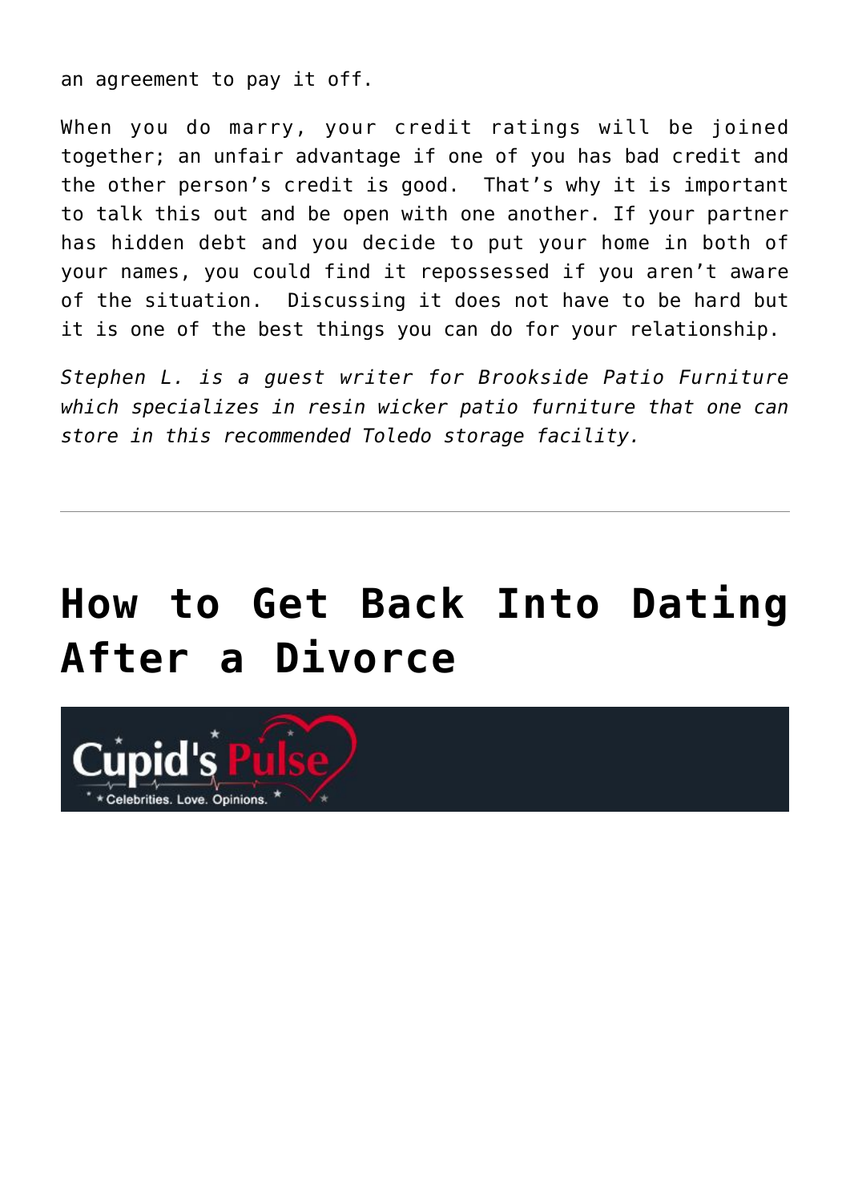an agreement to pay it off.

When you do marry, your credit ratings will be joined together; an unfair advantage if one of you has bad credit and the other person's credit is good. That's why it is important to talk this out and be open with one another. If your partner has hidden debt and you decide to put your home in both of your names, you could find it repossessed if you aren't aware of the situation. Discussing it does not have to be hard but it is one of the best things you can do for your relationship.

*Stephen L. is a guest writer for Brookside Patio Furniture which specializes in resin wicker patio furniture that one can store in this recommended Toledo storage facility.*

---

# How to Get Back Into Dating After a Divorce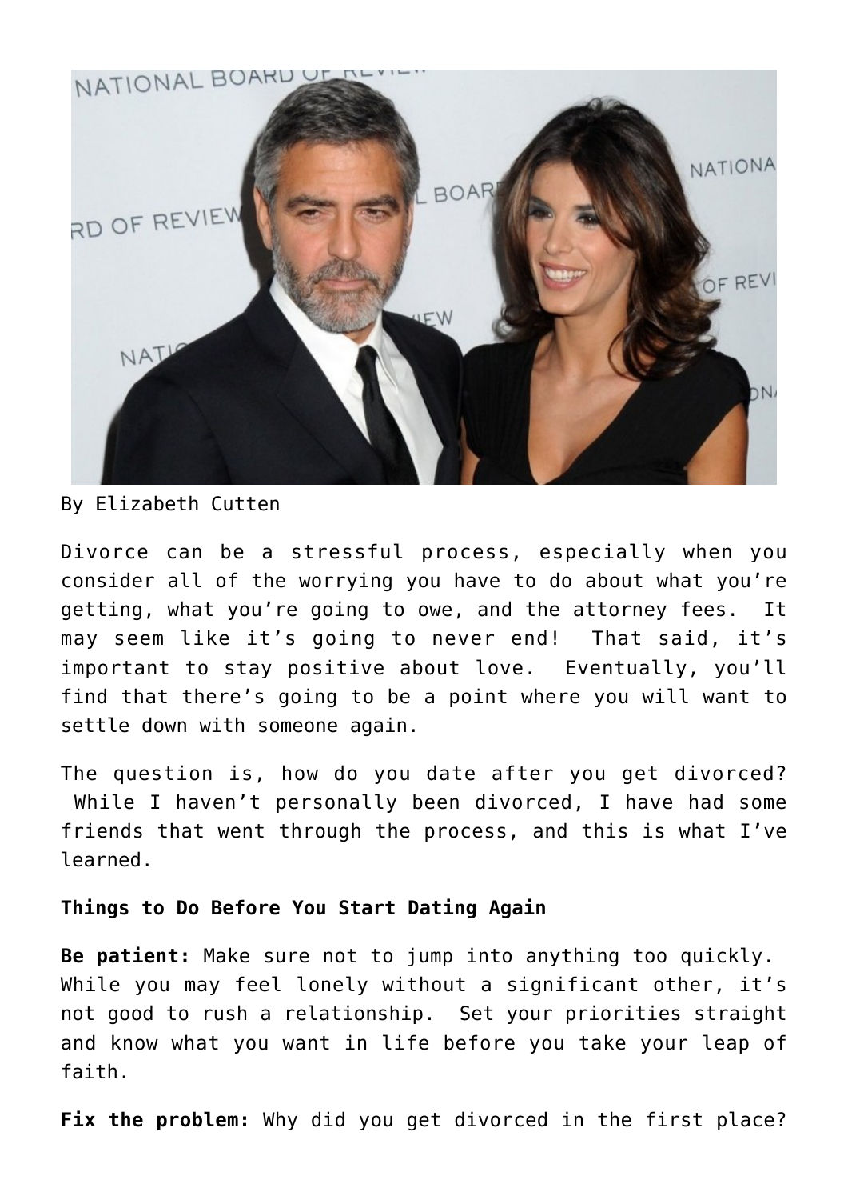By Elizabeth Cutten

Divorce can be a stressful process, especially when you consider all of the worrying you have to do about what you're getting, what you're going to owe, and the attorney fees. It may seem like it's going to never end! That said, it's important to stay positive about love. Eventually, you'll find that there's going to be a point where you will want to settle down with someone again.

The question is, how do you date after you get divorced? While I haven't personally been divorced, I have had some friends that went through the process, and this is what I've learned.

**Things to Do Before You Start Dating Again**

**Be patient:** Make sure not to jump into anything too quickly. While you may feel lonely without a significant other, it's not good to rush a relationship. Set your priorities straight and know what you want in life before you take your leap of faith.

**Fix the problem:** Why did you get divorced in the first place?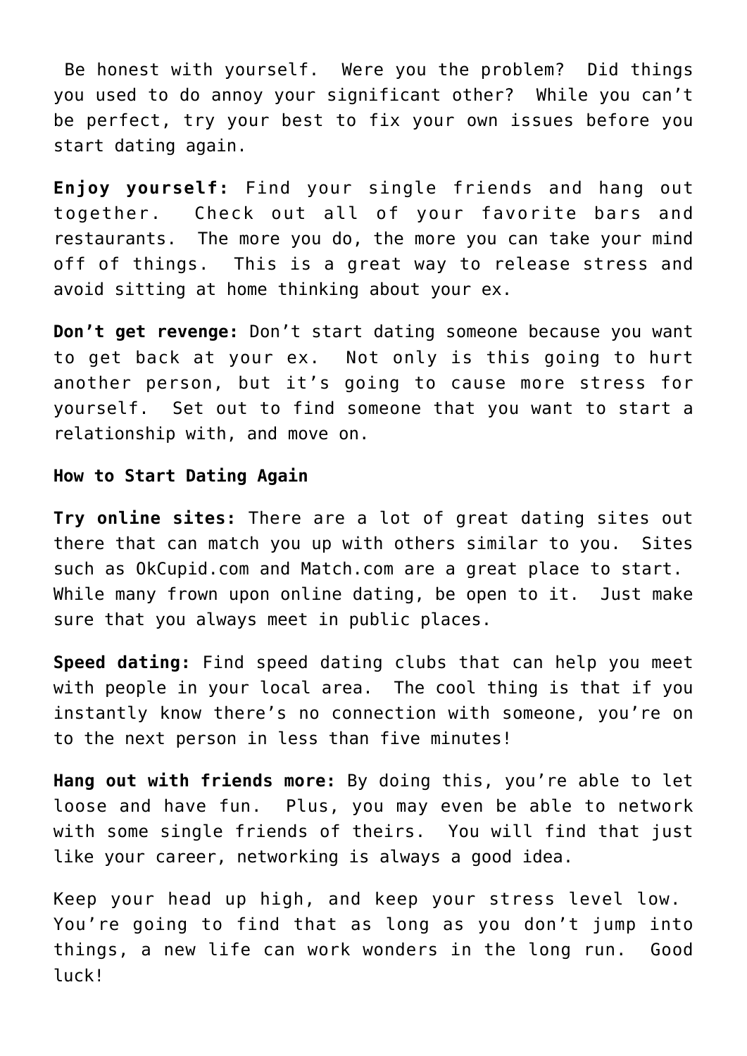Be honest with yourself. Were you the problem? Did things you used to do annoy your significant other? While you can't be perfect, try your best to fix your own issues before you start dating again.

**Enjoy yourself:** Find your single friends and hang out together. Check out all of your favorite bars and restaurants. The more you do, the more you can take your mind off of things. This is a great way to release stress and avoid sitting at home thinking about your ex.

**Don't get revenge:** Don't start dating someone because you want to get back at your ex. Not only is this going to hurt another person, but it's going to cause more stress for yourself. Set out to find someone that you want to start a relationship with, and move on.

**How to Start Dating Again**

**Try online sites:** There are a lot of great dating sites out there that can match you up with others similar to you. Sites such as OkCupid.com and Match.com are a great place to start. While many frown upon online dating, be open to it. Just make sure that you always meet in public places.

**Speed dating:** Find speed dating clubs that can help you meet with people in your local area. The cool thing is that if you instantly know there's no connection with someone, you're on to the next person in less than five minutes!

**Hang out with friends more:** By doing this, you're able to let loose and have fun. Plus, you may even be able to network with some single friends of theirs. You will find that just like your career, networking is always a good idea.

Keep your head up high, and keep your stress level low. You're going to find that as long as you don't jump into things, a new life can work wonders in the long run. Good luck!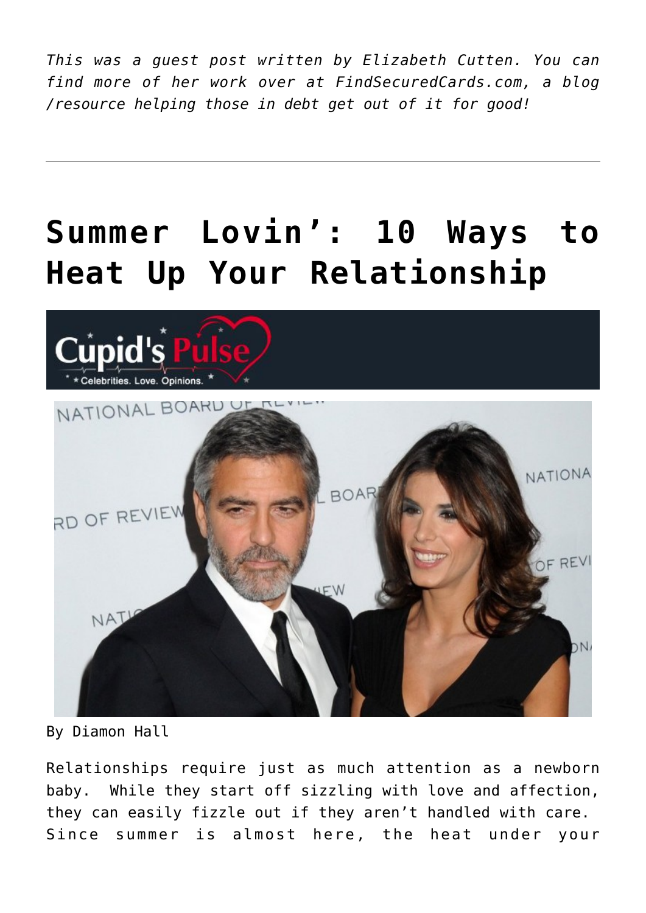*This was a guest post written by Elizabeth Cutten. You can find more of her work over at FindSecuredCards.com, a blog /resource helping those in debt get out of it for good!*

---

# Summer Lovin': 10 Ways to Heat Up Your Relationship

By Diamon Hall

Relationships require just as much attention as a newborn baby. While they start off sizzling with love and affection, they can easily fizzle out if they aren't handled with care. Since summer is almost here, the heat under your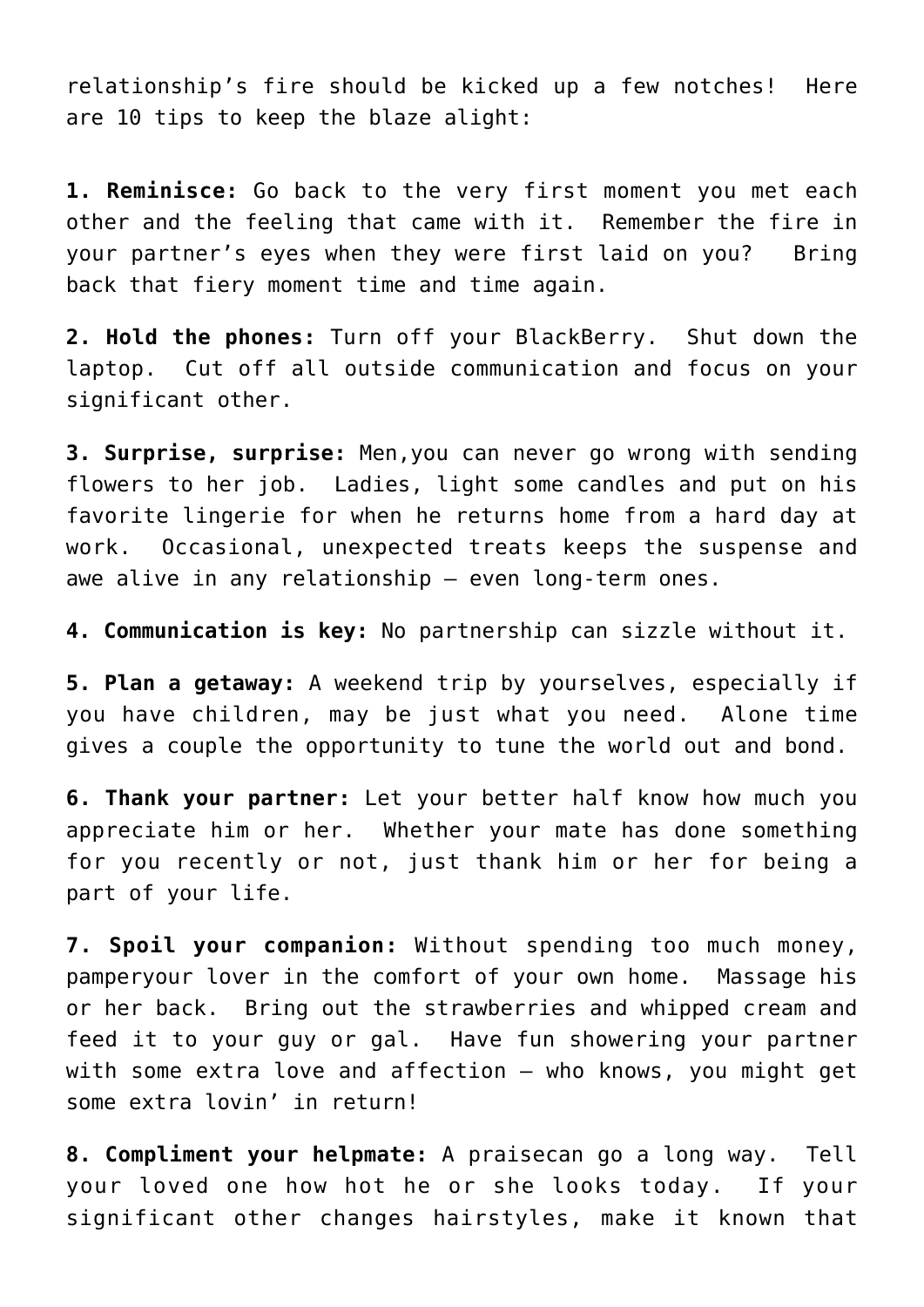relationship's fire should be kicked up a few notches!  Here are 10 tips to keep the blaze alight:

**1. Reminisce:** Go back to the very first moment you met each other and the feeling that came with it.  Remember the fire in your partner's eyes when they were first laid on you?   Bring back that fiery moment time and time again.

**2. Hold the phones:** Turn off your BlackBerry.  Shut down the laptop.  Cut off all outside communication and focus on your significant other.

**3. Surprise, surprise:** Men,you can never go wrong with sending flowers to her job.  Ladies, light some candles and put on his favorite lingerie for when he returns home from a hard day at work.  Occasional, unexpected treats keeps the suspense and awe alive in any relationship – even long-term ones.

**4. Communication is key:** No partnership can sizzle without it.

**5. Plan a getaway:** A weekend trip by yourselves, especially if you have children, may be just what you need.  Alone time gives a couple the opportunity to tune the world out and bond.

**6. Thank your partner:** Let your better half know how much you appreciate him or her.  Whether your mate has done something for you recently or not, just thank him or her for being a part of your life.

**7. Spoil your companion:** Without spending too much money, pamperyour lover in the comfort of your own home.  Massage his or her back.  Bring out the strawberries and whipped cream and feed it to your guy or gal.  Have fun showering your partner with some extra love and affection – who knows, you might get some extra lovin' in return!

**8. Compliment your helpmate:** A praisecan go a long way.  Tell your loved one how hot he or she looks today.  If your significant other changes hairstyles, make it known that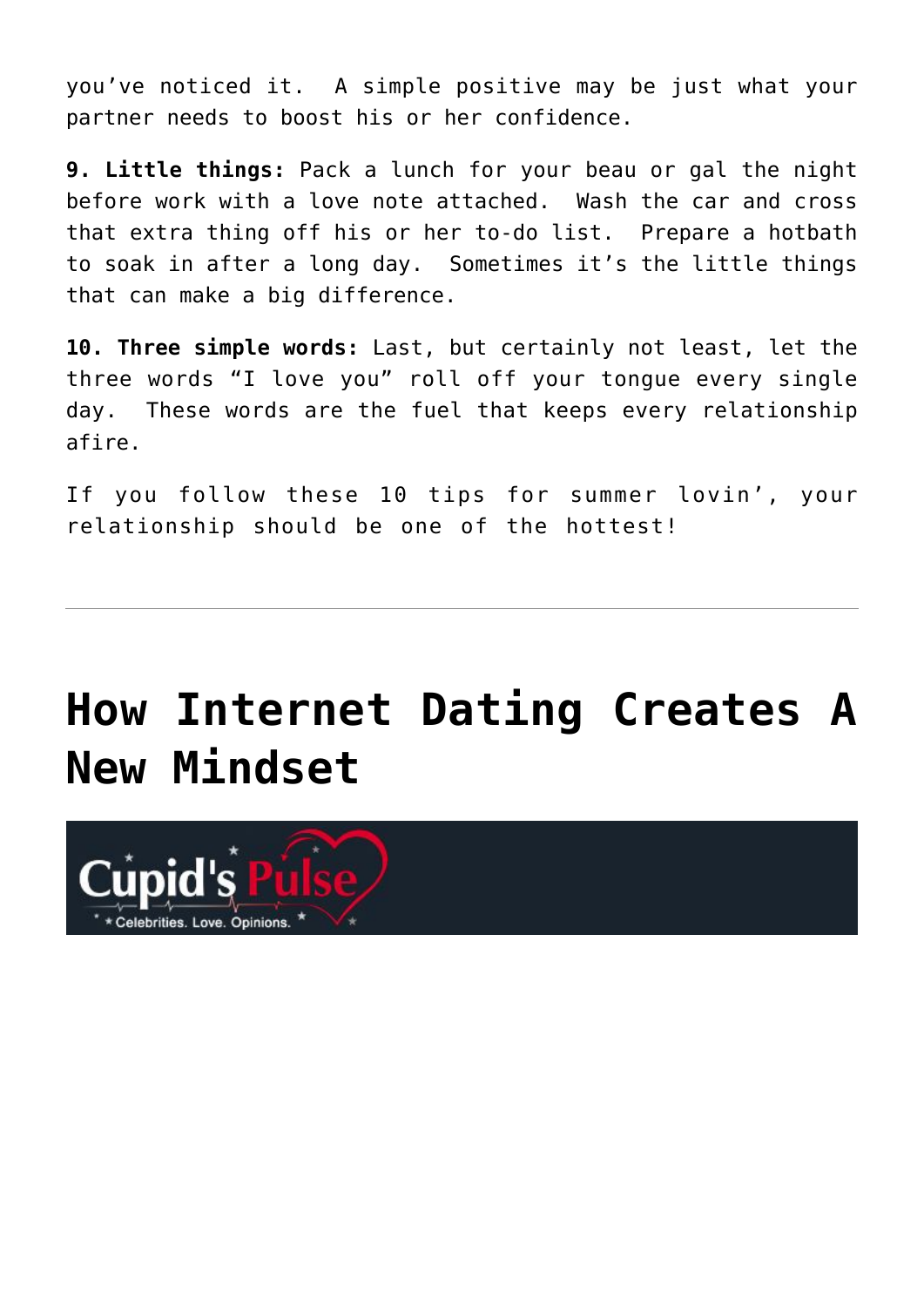you've noticed it.  A simple positive may be just what your partner needs to boost his or her confidence.

**9. Little things:** Pack a lunch for your beau or gal the night before work with a love note attached.  Wash the car and cross that extra thing off his or her to-do list.  Prepare a hotbath to soak in after a long day.  Sometimes it's the little things that can make a big difference.

**10. Three simple words:** Last, but certainly not least, let the three words "I love you" roll off your tongue every single day.  These words are the fuel that keeps every relationship afire.

If you follow these 10 tips for summer lovin', your relationship should be one of the hottest!

---

# How Internet Dating Creates A New Mindset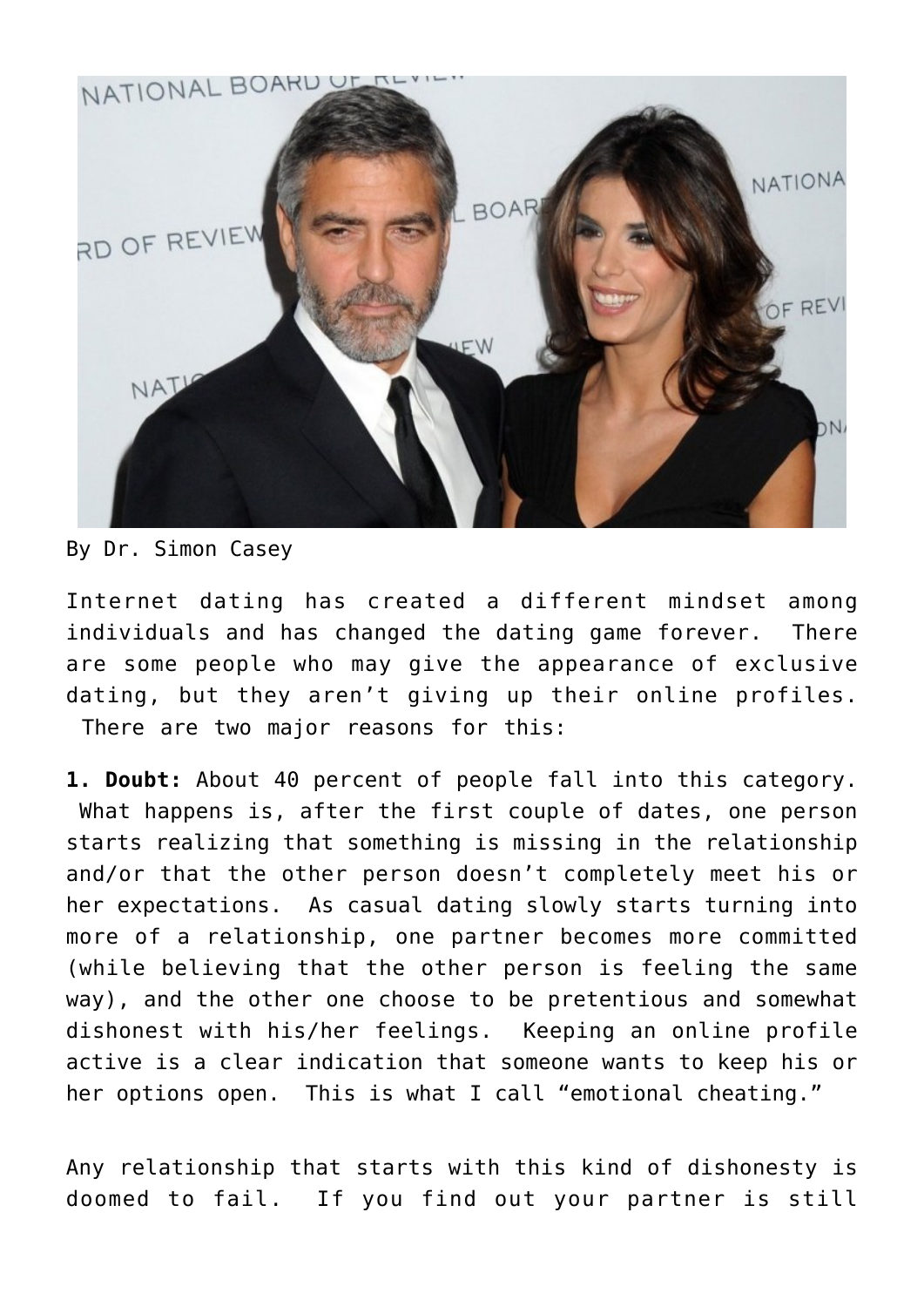By Dr. Simon Casey

Internet dating has created a different mindset among individuals and has changed the dating game forever. There are some people who may give the appearance of exclusive dating, but they aren't giving up their online profiles. There are two major reasons for this:

**1. Doubt:** About 40 percent of people fall into this category. What happens is, after the first couple of dates, one person starts realizing that something is missing in the relationship and/or that the other person doesn't completely meet his or her expectations. As casual dating slowly starts turning into more of a relationship, one partner becomes more committed (while believing that the other person is feeling the same way), and the other one choose to be pretentious and somewhat dishonest with his/her feelings. Keeping an online profile active is a clear indication that someone wants to keep his or her options open. This is what I call "emotional cheating."

Any relationship that starts with this kind of dishonesty is doomed to fail. If you find out your partner is still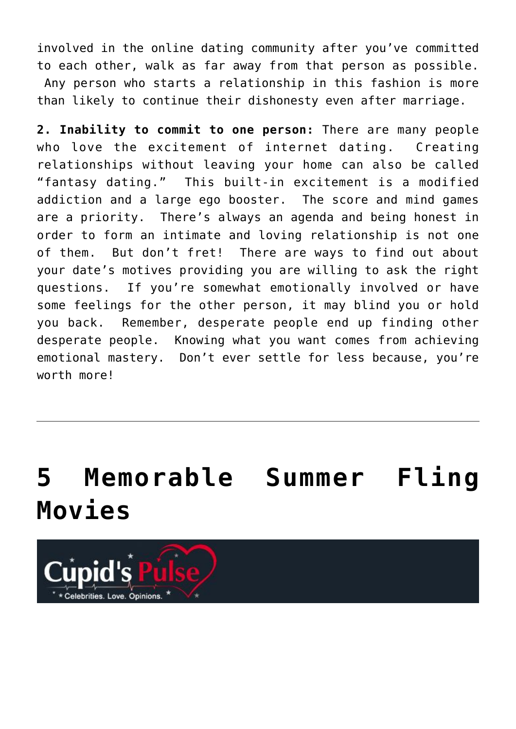involved in the online dating community after you've committed to each other, walk as far away from that person as possible. Any person who starts a relationship in this fashion is more than likely to continue their dishonesty even after marriage.

**2. Inability to commit to one person:** There are many people who love the excitement of internet dating. Creating relationships without leaving your home can also be called "fantasy dating." This built-in excitement is a modified addiction and a large ego booster. The score and mind games are a priority. There's always an agenda and being honest in order to form an intimate and loving relationship is not one of them. But don't fret! There are ways to find out about your date's motives providing you are willing to ask the right questions. If you're somewhat emotionally involved or have some feelings for the other person, it may blind you or hold you back. Remember, desperate people end up finding other desperate people. Knowing what you want comes from achieving emotional mastery. Don't ever settle for less because, you're worth more!

---

# 5 Memorable Summer Fling Movies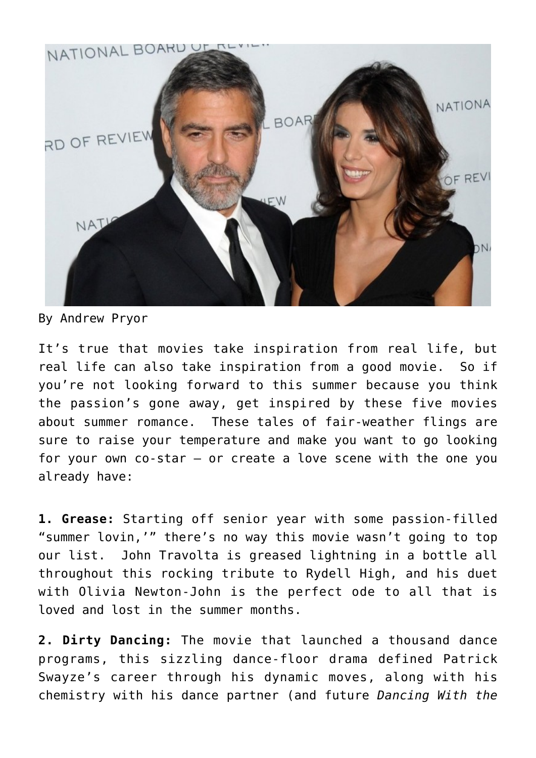By Andrew Pryor

It’s true that movies take inspiration from real life, but real life can also take inspiration from a good movie. So if you’re not looking forward to this summer because you think the passion’s gone away, get inspired by these five movies about summer romance. These tales of fair-weather flings are sure to raise your temperature and make you want to go looking for your own co-star — or create a love scene with the one you already have:

**1. Grease:** Starting off senior year with some passion-filled “summer lovin,’” there’s no way this movie wasn’t going to top our list. John Travolta is greased lightning in a bottle all throughout this rocking tribute to Rydell High, and his duet with Olivia Newton-John is the perfect ode to all that is loved and lost in the summer months.

**2. Dirty Dancing:** The movie that launched a thousand dance programs, this sizzling dance-floor drama defined Patrick Swayze’s career through his dynamic moves, along with his chemistry with his dance partner (and future *Dancing With the*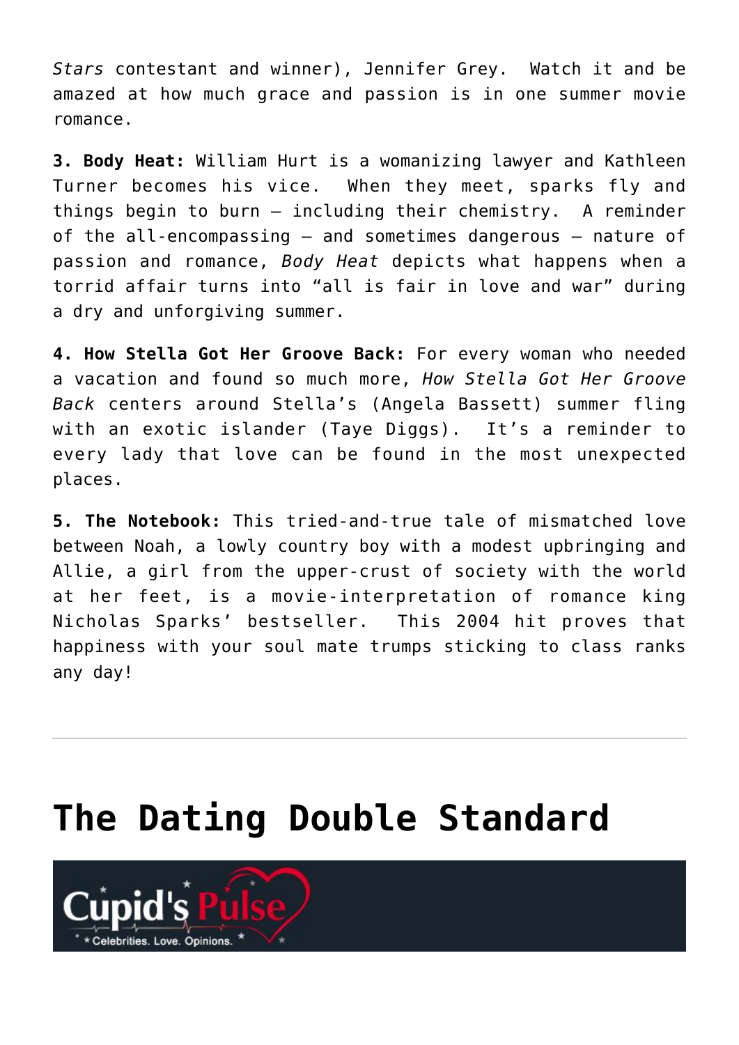*Stars* contestant and winner), Jennifer Grey. Watch it and be amazed at how much grace and passion is in one summer movie romance.

**3. Body Heat:** William Hurt is a womanizing lawyer and Kathleen Turner becomes his vice. When they meet, sparks fly and things begin to burn – including their chemistry. A reminder of the all-encompassing – and sometimes dangerous – nature of passion and romance, *Body Heat* depicts what happens when a torrid affair turns into "all is fair in love and war" during a dry and unforgiving summer.

**4. How Stella Got Her Groove Back:** For every woman who needed a vacation and found so much more, *How Stella Got Her Groove Back* centers around Stella's (Angela Bassett) summer fling with an exotic islander (Taye Diggs). It's a reminder to every lady that love can be found in the most unexpected places.

**5. The Notebook:** This tried-and-true tale of mismatched love between Noah, a lowly country boy with a modest upbringing and Allie, a girl from the upper-crust of society with the world at her feet, is a movie-interpretation of romance king Nicholas Sparks' bestseller. This 2004 hit proves that happiness with your soul mate trumps sticking to class ranks any day!

---

# The Dating Double Standard

Cupid's Pulse
Celebrities. Love. Opinions.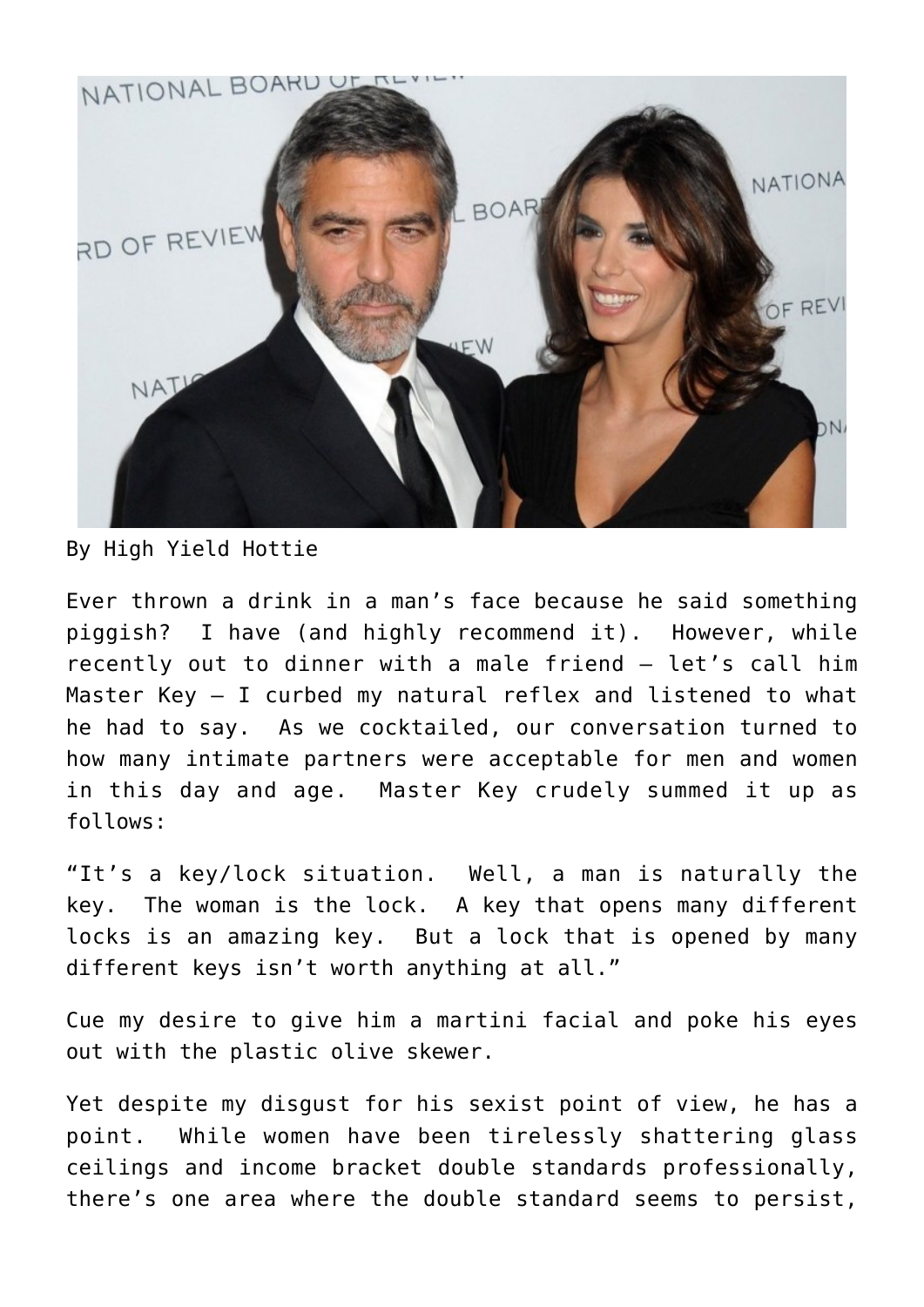By High Yield Hottie

Ever thrown a drink in a man's face because he said something piggish? I have (and highly recommend it). However, while recently out to dinner with a male friend – let's call him Master Key – I curbed my natural reflex and listened to what he had to say. As we cocktailed, our conversation turned to how many intimate partners were acceptable for men and women in this day and age. Master Key crudely summed it up as follows:

"It's a key/lock situation. Well, a man is naturally the key. The woman is the lock. A key that opens many different locks is an amazing key. But a lock that is opened by many different keys isn't worth anything at all."

Cue my desire to give him a martini facial and poke his eyes out with the plastic olive skewer.

Yet despite my disgust for his sexist point of view, he has a point. While women have been tirelessly shattering glass ceilings and income bracket double standards professionally, there's one area where the double standard seems to persist,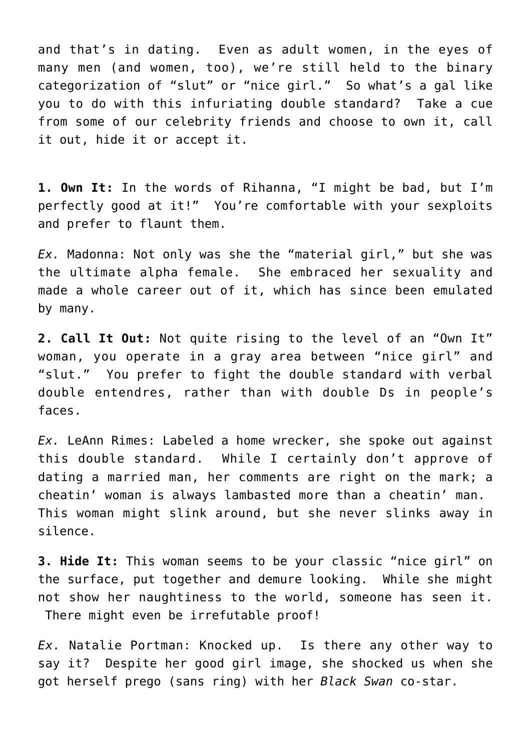and that's in dating. Even as adult women, in the eyes of many men (and women, too), we're still held to the binary categorization of "slut" or "nice girl." So what's a gal like you to do with this infuriating double standard? Take a cue from some of our celebrity friends and choose to own it, call it out, hide it or accept it.

**1. Own It:** In the words of Rihanna, "I might be bad, but I'm perfectly good at it!" You're comfortable with your sexploits and prefer to flaunt them.

*Ex.* Madonna: Not only was she the "material girl," but she was the ultimate alpha female. She embraced her sexuality and made a whole career out of it, which has since been emulated by many.

**2. Call It Out:** Not quite rising to the level of an "Own It" woman, you operate in a gray area between "nice girl" and "slut." You prefer to fight the double standard with verbal double entendres, rather than with double Ds in people's faces.

*Ex.* LeAnn Rimes: Labeled a home wrecker, she spoke out against this double standard. While I certainly don't approve of dating a married man, her comments are right on the mark; a cheatin' woman is always lambasted more than a cheatin' man. This woman might slink around, but she never slinks away in silence.

**3. Hide It:** This woman seems to be your classic "nice girl" on the surface, put together and demure looking. While she might not show her naughtiness to the world, someone has seen it. There might even be irrefutable proof!

*Ex.* Natalie Portman: Knocked up. Is there any other way to say it? Despite her good girl image, she shocked us when she got herself prego (sans ring) with her *Black Swan* co-star.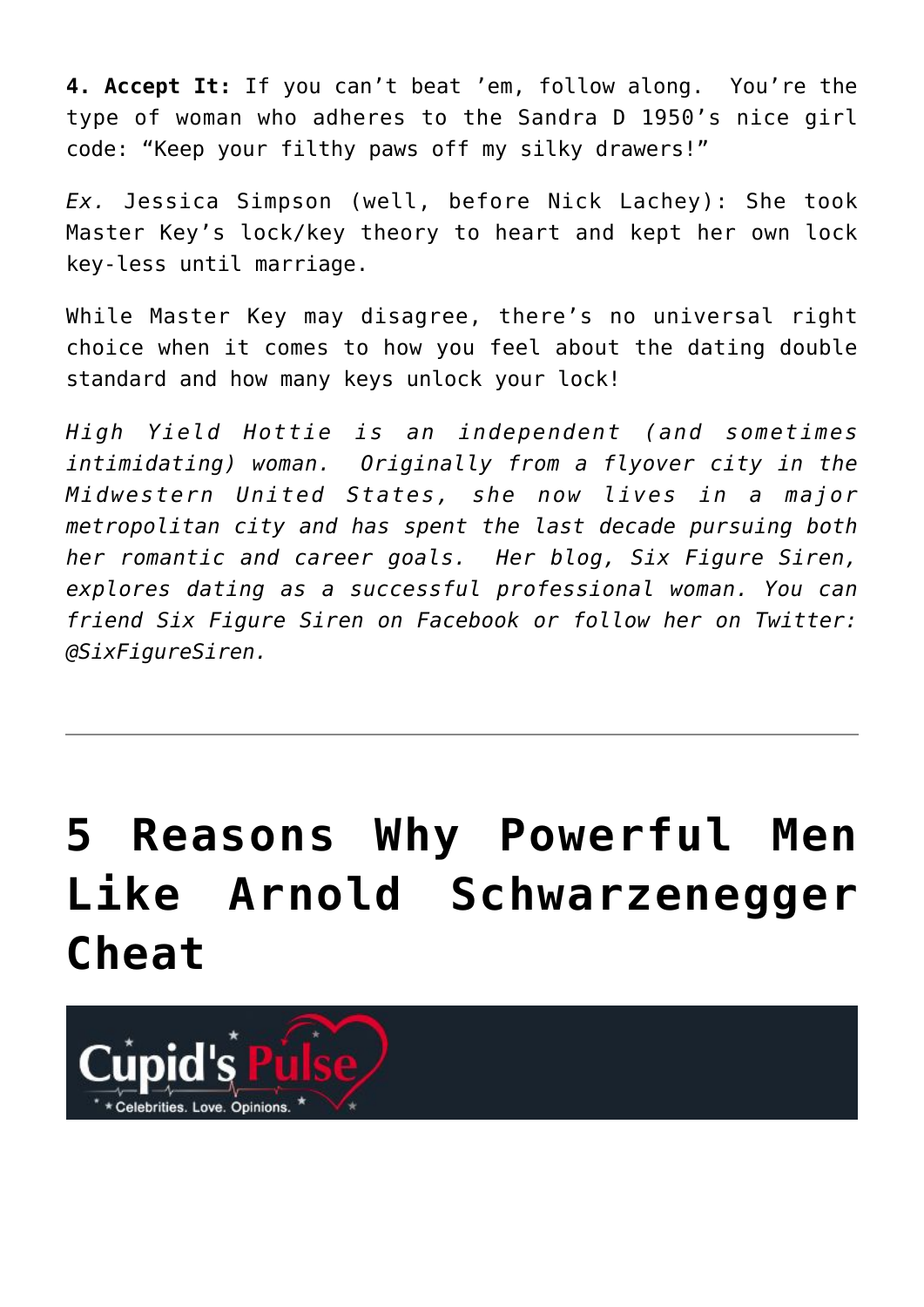**4. Accept It:** If you can't beat 'em, follow along.  You're the type of woman who adheres to the Sandra D 1950's nice girl code: "Keep your filthy paws off my silky drawers!"

*Ex.* Jessica Simpson (well, before Nick Lachey): She took Master Key's lock/key theory to heart and kept her own lock key-less until marriage.

While Master Key may disagree, there's no universal right choice when it comes to how you feel about the dating double standard and how many keys unlock your lock!

*High Yield Hottie is an independent (and sometimes intimidating) woman.  Originally from a flyover city in the Midwestern United States, she now lives in a major metropolitan city and has spent the last decade pursuing both her romantic and career goals.  Her blog, Six Figure Siren, explores dating as a successful professional woman. You can friend Six Figure Siren on Facebook or follow her on Twitter: @SixFigureSiren.*

---

# 5 Reasons Why Powerful Men Like Arnold Schwarzenegger Cheat

Cupid's Pulse

Celebrities. Love. Opinions.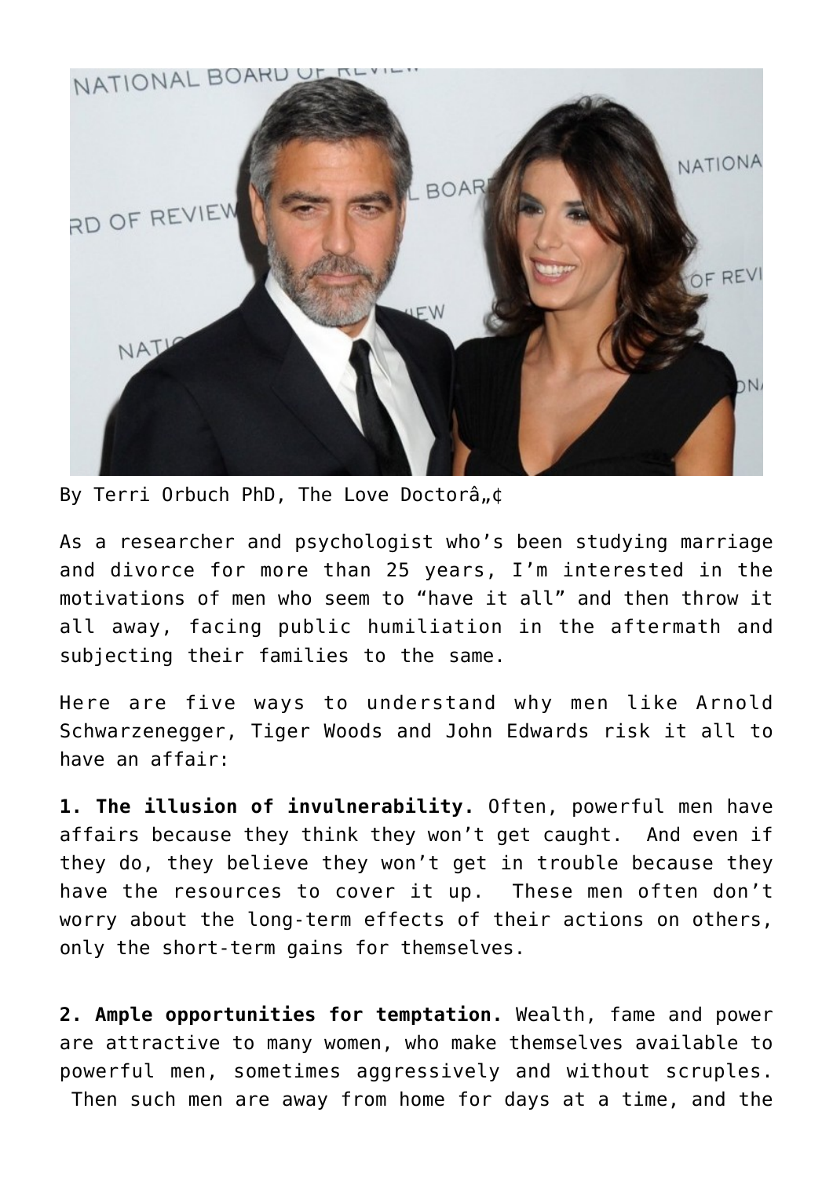By Terri Orbuch PhD, The Love Doctorâ„¢

As a researcher and psychologist who's been studying marriage and divorce for more than 25 years, I'm interested in the motivations of men who seem to "have it all" and then throw it all away, facing public humiliation in the aftermath and subjecting their families to the same.

Here are five ways to understand why men like Arnold Schwarzenegger, Tiger Woods and John Edwards risk it all to have an affair:

**1. The illusion of invulnerability.** Often, powerful men have affairs because they think they won't get caught. And even if they do, they believe they won't get in trouble because they have the resources to cover it up. These men often don't worry about the long-term effects of their actions on others, only the short-term gains for themselves.

**2. Ample opportunities for temptation.** Wealth, fame and power are attractive to many women, who make themselves available to powerful men, sometimes aggressively and without scruples. Then such men are away from home for days at a time, and the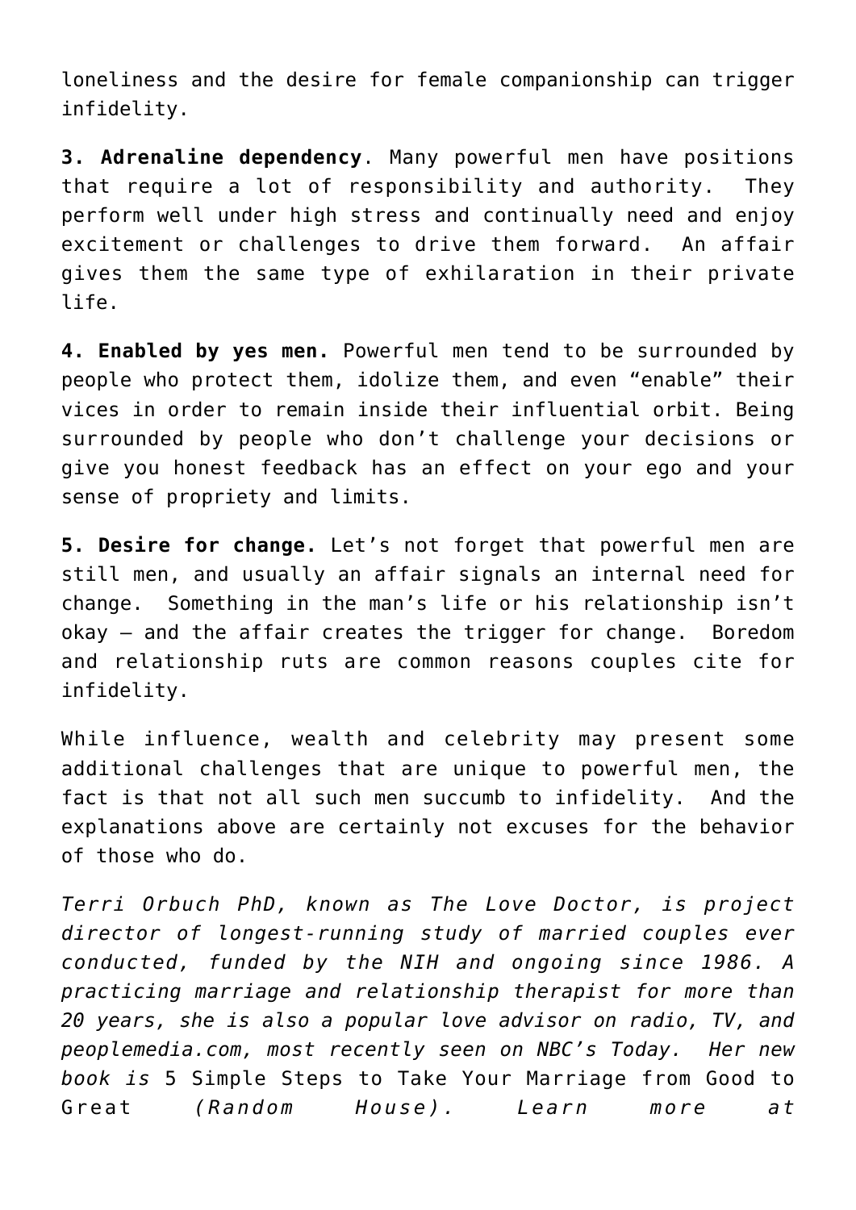loneliness and the desire for female companionship can trigger infidelity.

**3. Adrenaline dependency**. Many powerful men have positions that require a lot of responsibility and authority. They perform well under high stress and continually need and enjoy excitement or challenges to drive them forward. An affair gives them the same type of exhilaration in their private life.

**4. Enabled by yes men.** Powerful men tend to be surrounded by people who protect them, idolize them, and even "enable" their vices in order to remain inside their influential orbit. Being surrounded by people who don't challenge your decisions or give you honest feedback has an effect on your ego and your sense of propriety and limits.

**5. Desire for change.** Let's not forget that powerful men are still men, and usually an affair signals an internal need for change. Something in the man's life or his relationship isn't okay – and the affair creates the trigger for change. Boredom and relationship ruts are common reasons couples cite for infidelity.

While influence, wealth and celebrity may present some additional challenges that are unique to powerful men, the fact is that not all such men succumb to infidelity. And the explanations above are certainly not excuses for the behavior of those who do.

*Terri Orbuch PhD, known as The Love Doctor, is project director of longest-running study of married couples ever conducted, funded by the NIH and ongoing since 1986. A practicing marriage and relationship therapist for more than 20 years, she is also a popular love advisor on radio, TV, and peoplemedia.com, most recently seen on NBC's Today. Her new book is* 5 Simple Steps to Take Your Marriage from Good to Great *(Random House). Learn more at*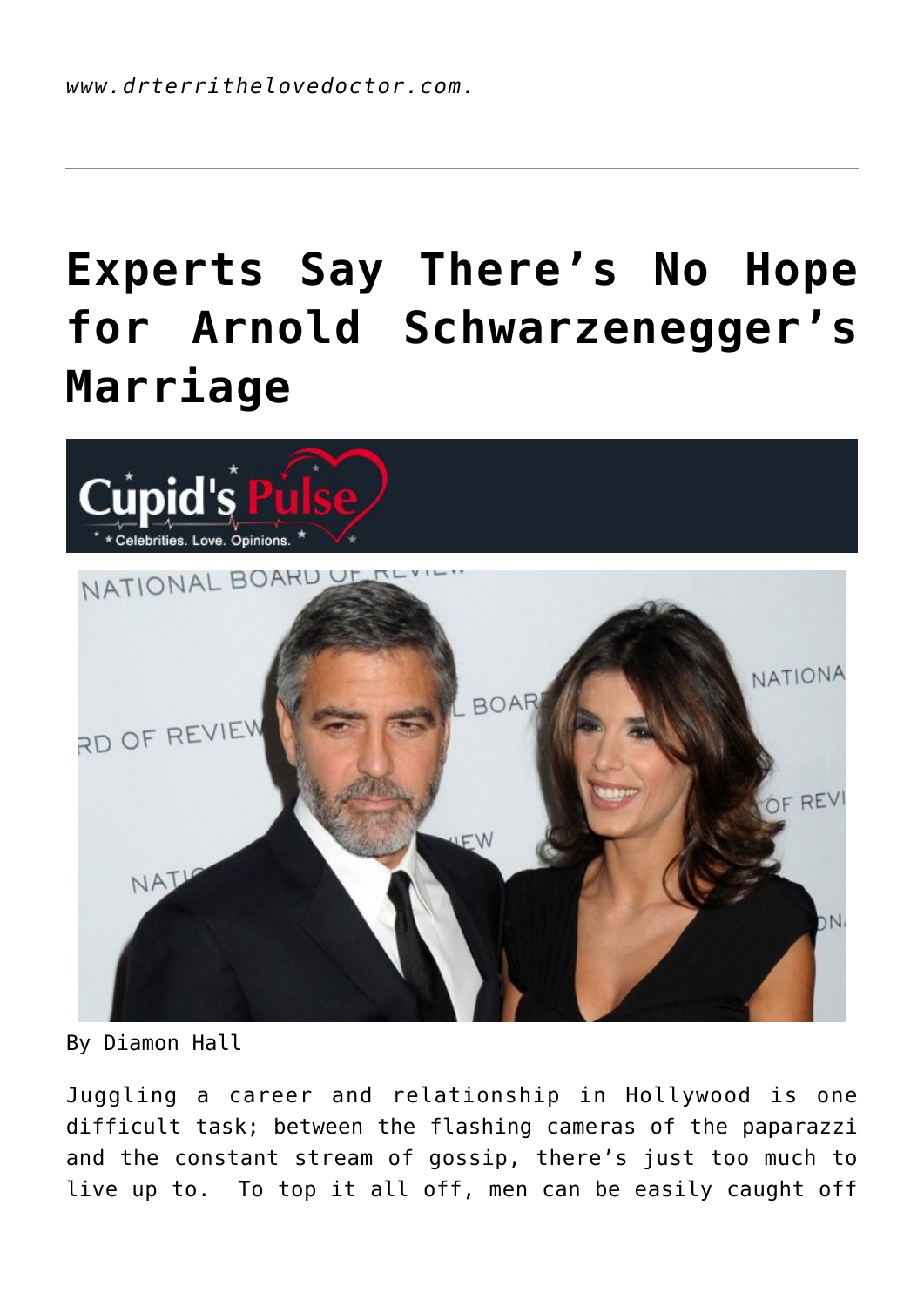www.drterrithelovedoctor.com.

---

# Experts Say There's No Hope for Arnold Schwarzenegger's Marriage

By Diamon Hall

Juggling a career and relationship in Hollywood is one difficult task; between the flashing cameras of the paparazzi and the constant stream of gossip, there's just too much to live up to. To top it all off, men can be easily caught off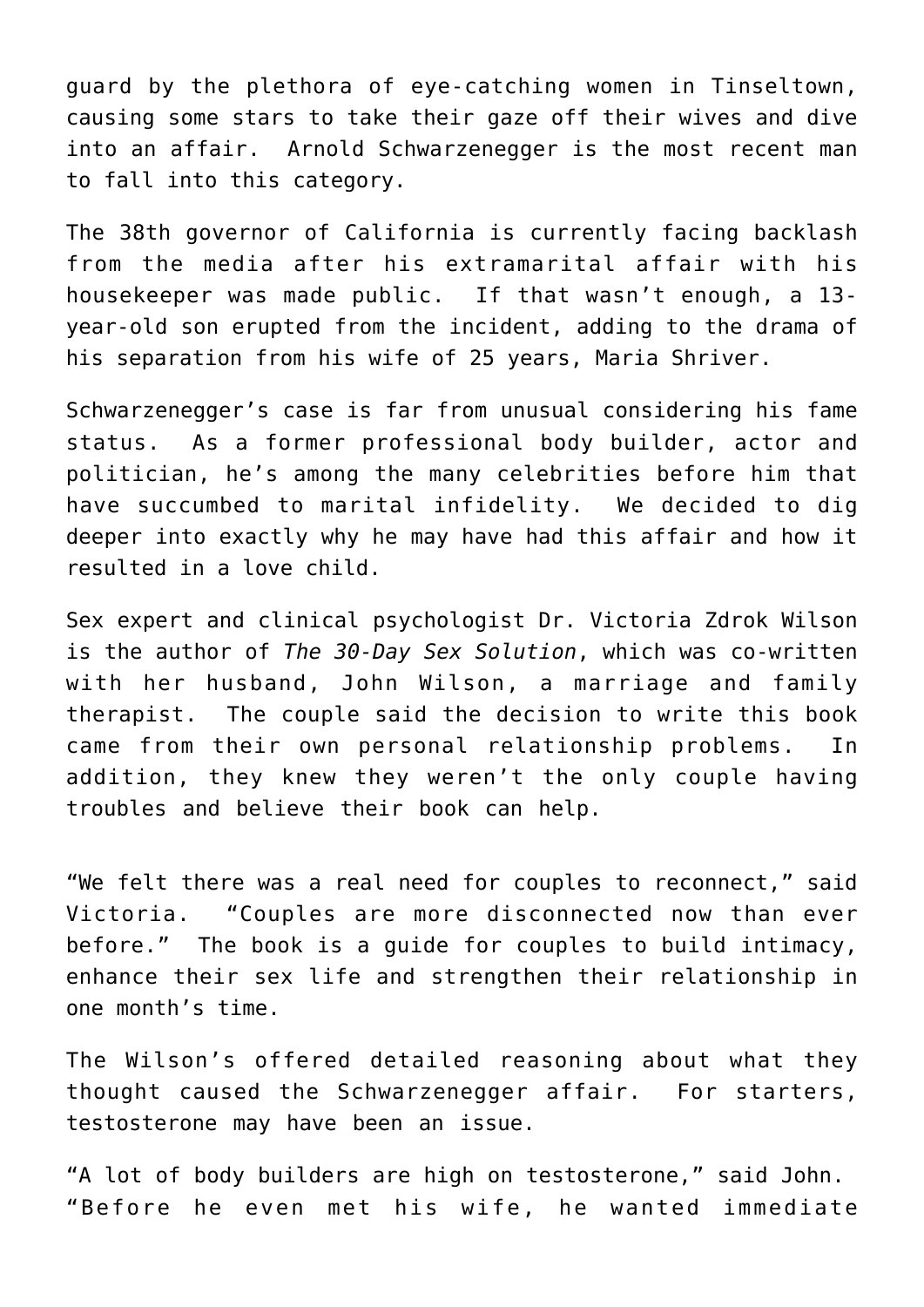guard by the plethora of eye-catching women in Tinseltown, causing some stars to take their gaze off their wives and dive into an affair. Arnold Schwarzenegger is the most recent man to fall into this category.

The 38th governor of California is currently facing backlash from the media after his extramarital affair with his housekeeper was made public. If that wasn't enough, a 13-year-old son erupted from the incident, adding to the drama of his separation from his wife of 25 years, Maria Shriver.

Schwarzenegger's case is far from unusual considering his fame status. As a former professional body builder, actor and politician, he's among the many celebrities before him that have succumbed to marital infidelity. We decided to dig deeper into exactly why he may have had this affair and how it resulted in a love child.

Sex expert and clinical psychologist Dr. Victoria Zdrok Wilson is the author of *The 30-Day Sex Solution*, which was co-written with her husband, John Wilson, a marriage and family therapist. The couple said the decision to write this book came from their own personal relationship problems. In addition, they knew they weren't the only couple having troubles and believe their book can help.

"We felt there was a real need for couples to reconnect," said Victoria. "Couples are more disconnected now than ever before." The book is a guide for couples to build intimacy, enhance their sex life and strengthen their relationship in one month's time.

The Wilson's offered detailed reasoning about what they thought caused the Schwarzenegger affair. For starters, testosterone may have been an issue.

"A lot of body builders are high on testosterone," said John. "Before he even met his wife, he wanted immediate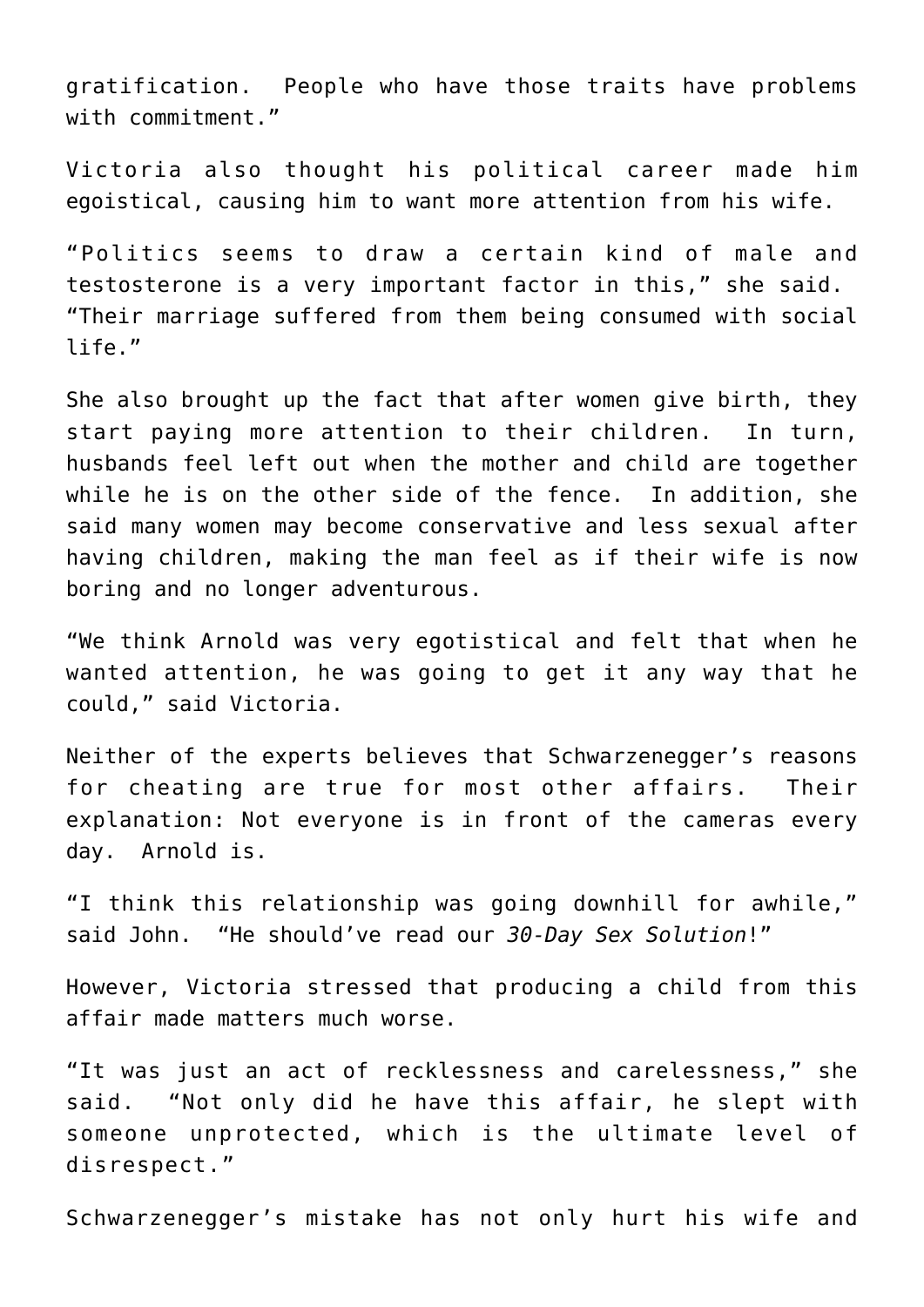gratification. People who have those traits have problems with commitment."

Victoria also thought his political career made him egoistical, causing him to want more attention from his wife.

"Politics seems to draw a certain kind of male and testosterone is a very important factor in this," she said. "Their marriage suffered from them being consumed with social life."

She also brought up the fact that after women give birth, they start paying more attention to their children. In turn, husbands feel left out when the mother and child are together while he is on the other side of the fence. In addition, she said many women may become conservative and less sexual after having children, making the man feel as if their wife is now boring and no longer adventurous.

"We think Arnold was very egotistical and felt that when he wanted attention, he was going to get it any way that he could," said Victoria.

Neither of the experts believes that Schwarzenegger's reasons for cheating are true for most other affairs. Their explanation: Not everyone is in front of the cameras every day. Arnold is.

"I think this relationship was going downhill for awhile," said John. "He should've read our *30-Day Sex Solution*!"

However, Victoria stressed that producing a child from this affair made matters much worse.

"It was just an act of recklessness and carelessness," she said. "Not only did he have this affair, he slept with someone unprotected, which is the ultimate level of disrespect."

Schwarzenegger's mistake has not only hurt his wife and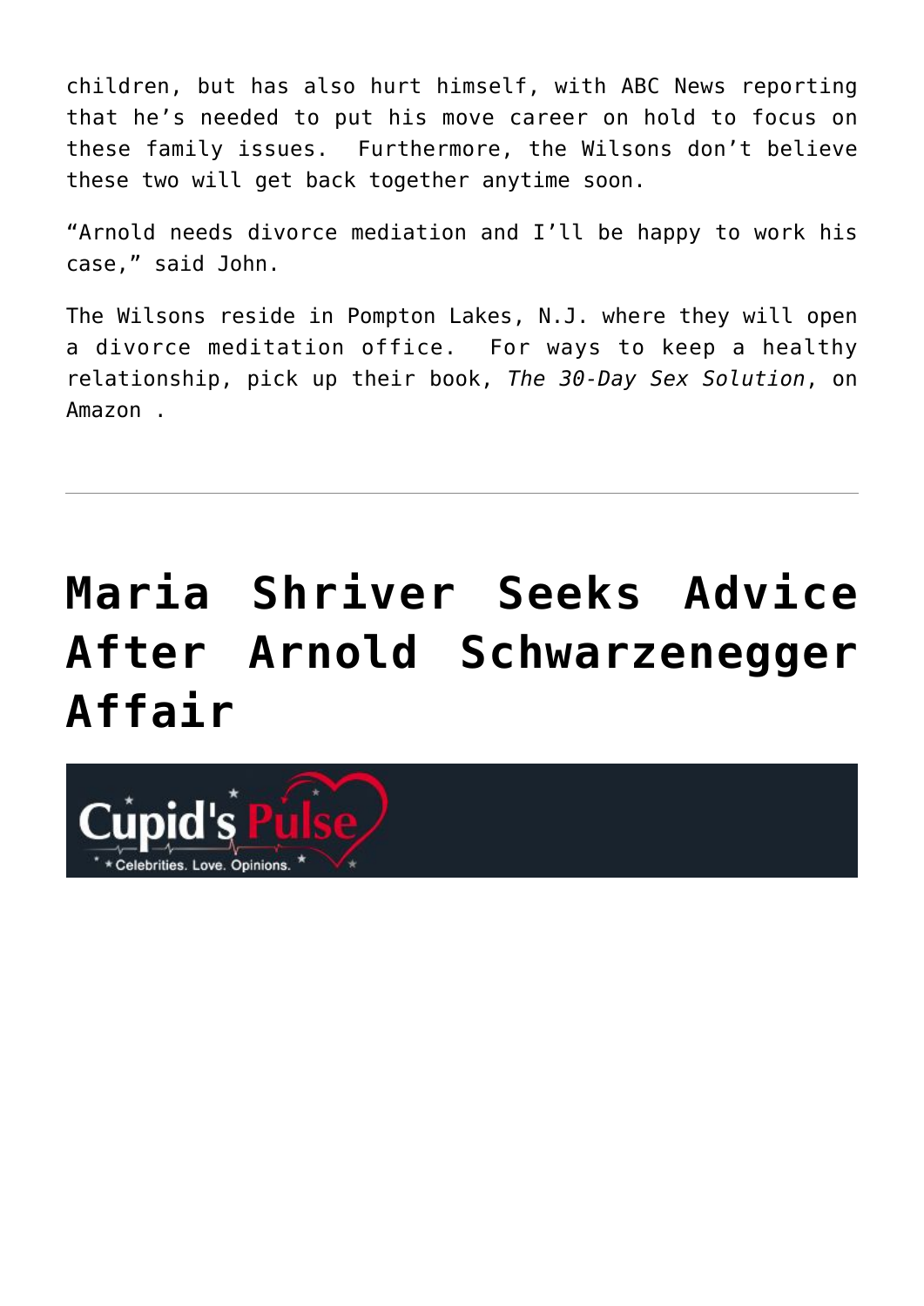children, but has also hurt himself, with ABC News reporting that he's needed to put his move career on hold to focus on these family issues. Furthermore, the Wilsons don't believe these two will get back together anytime soon.

"Arnold needs divorce mediation and I'll be happy to work his case," said John.

The Wilsons reside in Pompton Lakes, N.J. where they will open a divorce meditation office. For ways to keep a healthy relationship, pick up their book, *The 30-Day Sex Solution*, on Amazon .

---

# Maria Shriver Seeks Advice After Arnold Schwarzenegger Affair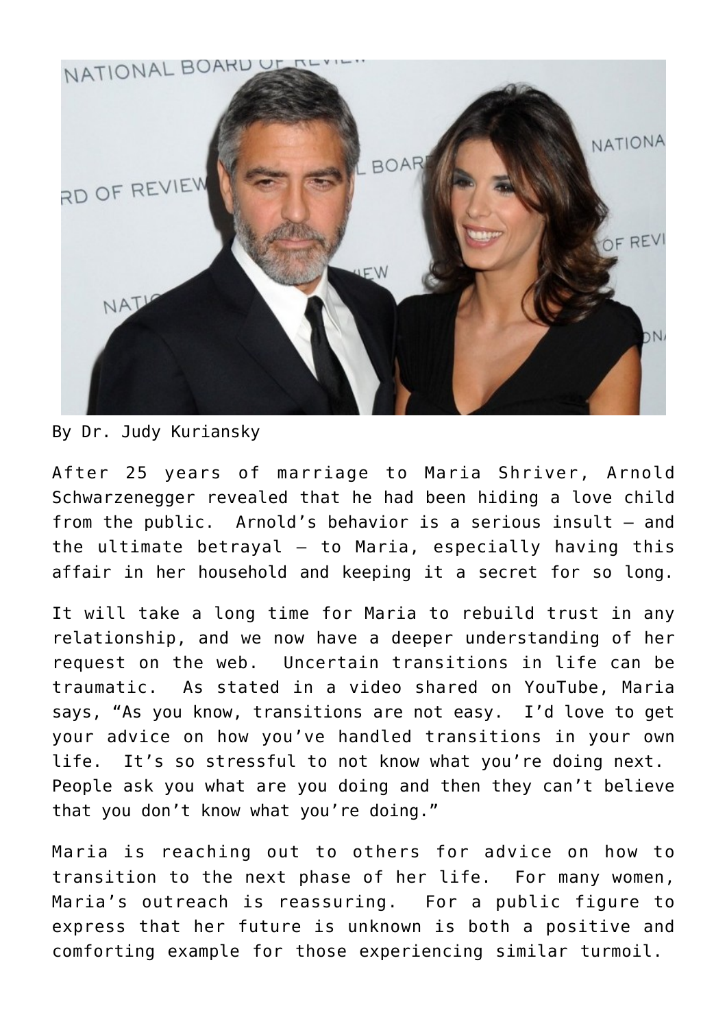By Dr. Judy Kuriansky

After 25 years of marriage to Maria Shriver, Arnold Schwarzenegger revealed that he had been hiding a love child from the public. Arnold's behavior is a serious insult – and the ultimate betrayal – to Maria, especially having this affair in her household and keeping it a secret for so long.

It will take a long time for Maria to rebuild trust in any relationship, and we now have a deeper understanding of her request on the web. Uncertain transitions in life can be traumatic. As stated in a video shared on YouTube, Maria says, "As you know, transitions are not easy. I'd love to get your advice on how you've handled transitions in your own life. It's so stressful to not know what you're doing next. People ask you what are you doing and then they can't believe that you don't know what you're doing."

Maria is reaching out to others for advice on how to transition to the next phase of her life. For many women, Maria's outreach is reassuring. For a public figure to express that her future is unknown is both a positive and comforting example for those experiencing similar turmoil.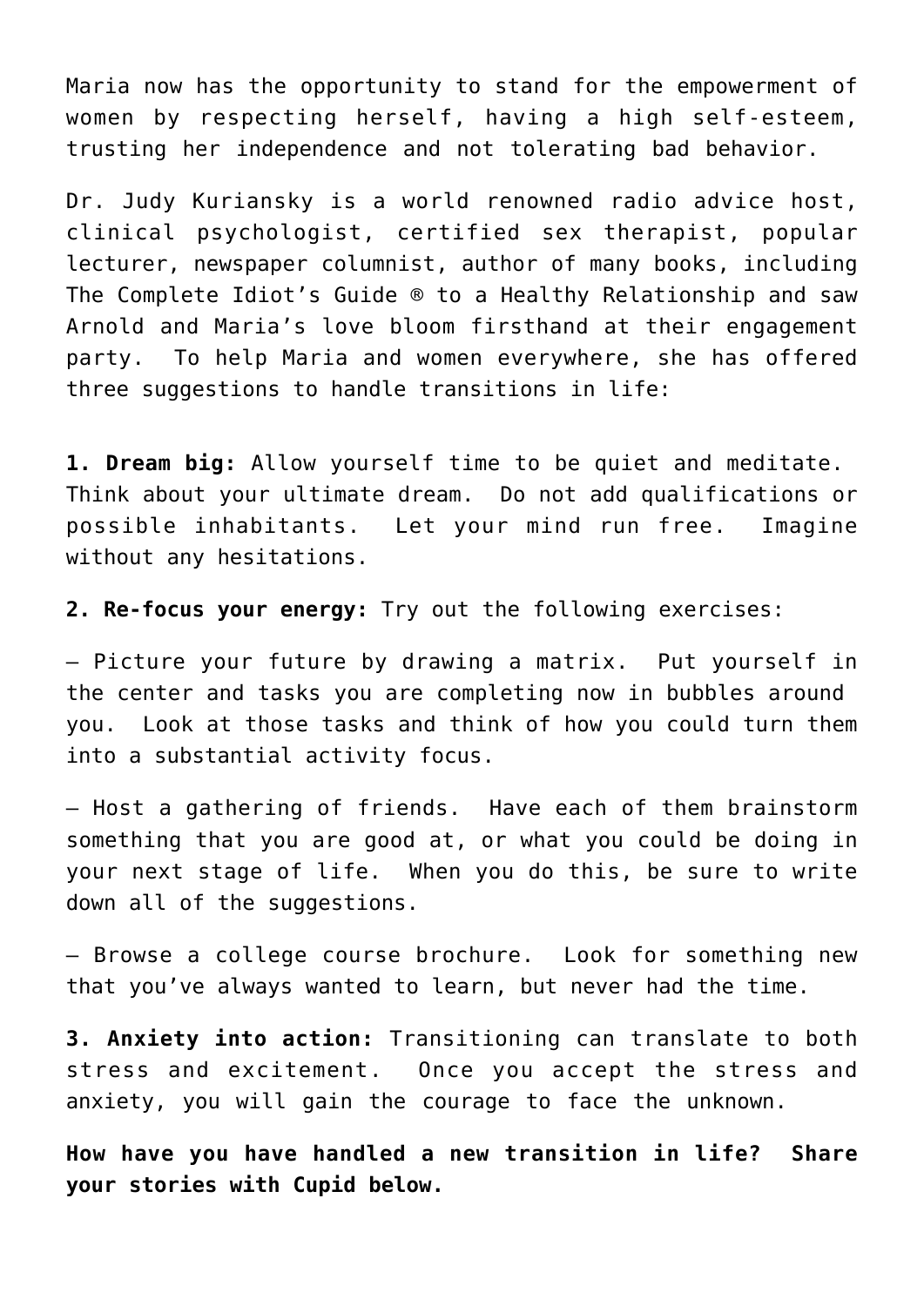Maria now has the opportunity to stand for the empowerment of women by respecting herself, having a high self-esteem, trusting her independence and not tolerating bad behavior.

Dr. Judy Kuriansky is a world renowned radio advice host, clinical psychologist, certified sex therapist, popular lecturer, newspaper columnist, author of many books, including The Complete Idiot's Guide ® to a Healthy Relationship and saw Arnold and Maria's love bloom firsthand at their engagement party. To help Maria and women everywhere, she has offered three suggestions to handle transitions in life:

**1. Dream big:** Allow yourself time to be quiet and meditate. Think about your ultimate dream. Do not add qualifications or possible inhabitants. Let your mind run free. Imagine without any hesitations.

**2. Re-focus your energy:** Try out the following exercises:

– Picture your future by drawing a matrix. Put yourself in the center and tasks you are completing now in bubbles around you. Look at those tasks and think of how you could turn them into a substantial activity focus.

– Host a gathering of friends. Have each of them brainstorm something that you are good at, or what you could be doing in your next stage of life. When you do this, be sure to write down all of the suggestions.

– Browse a college course brochure. Look for something new that you've always wanted to learn, but never had the time.

**3. Anxiety into action:** Transitioning can translate to both stress and excitement. Once you accept the stress and anxiety, you will gain the courage to face the unknown.

**How have you have handled a new transition in life? Share your stories with Cupid below.**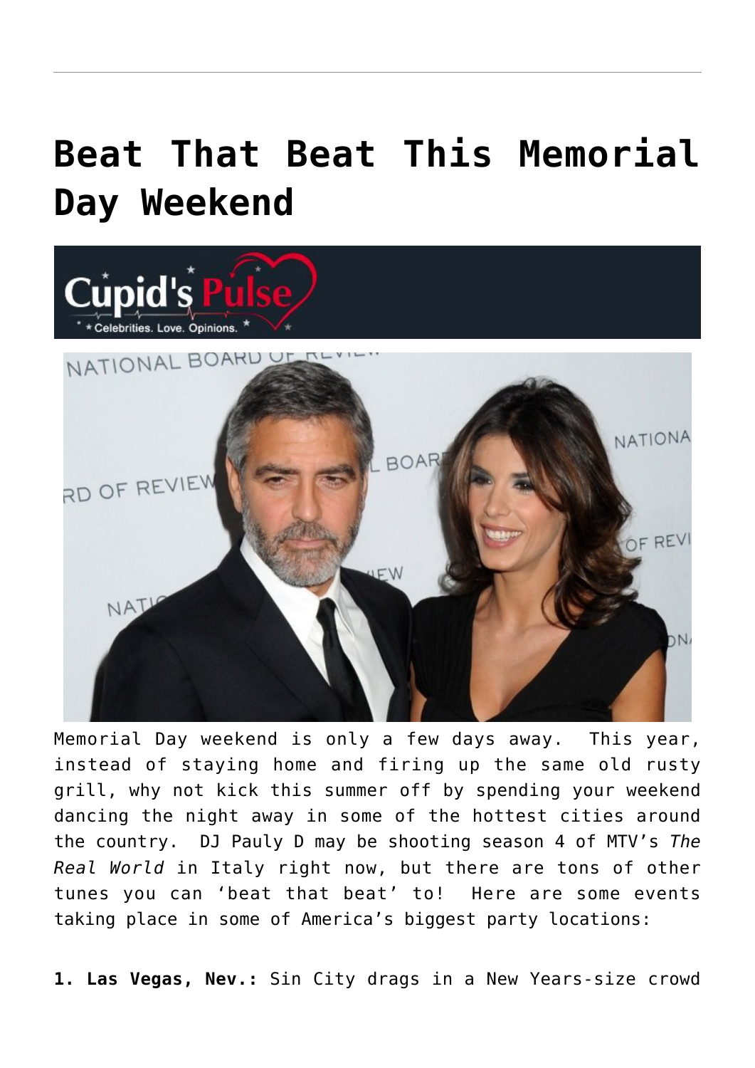# Beat That Beat This Memorial Day Weekend

Memorial Day weekend is only a few days away. This year, instead of staying home and firing up the same old rusty grill, why not kick this summer off by spending your weekend dancing the night away in some of the hottest cities around the country. DJ Pauly D may be shooting season 4 of MTV's *The Real World* in Italy right now, but there are tons of other tunes you can 'beat that beat' to! Here are some events taking place in some of America's biggest party locations:

**1. Las Vegas, Nev.:** Sin City drags in a New Years-size crowd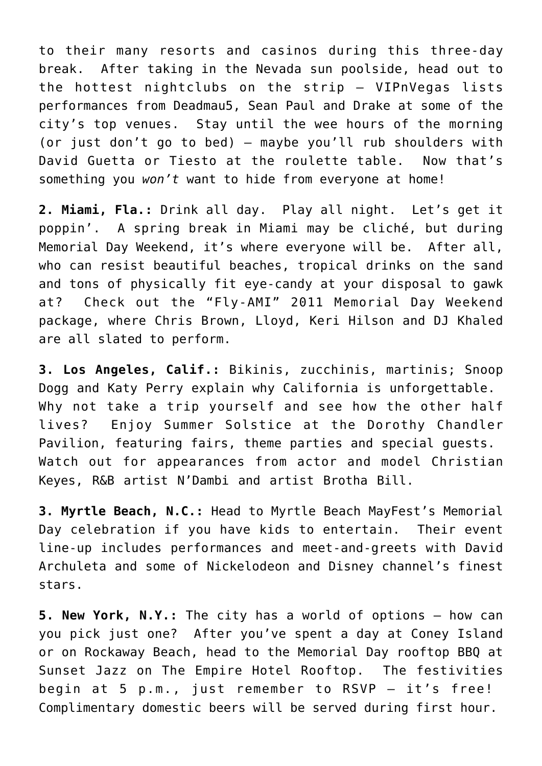to their many resorts and casinos during this three-day break. After taking in the Nevada sun poolside, head out to the hottest nightclubs on the strip – VIPnVegas lists performances from Deadmau5, Sean Paul and Drake at some of the city's top venues. Stay until the wee hours of the morning (or just don't go to bed) – maybe you'll rub shoulders with David Guetta or Tiesto at the roulette table. Now that's something you *won't* want to hide from everyone at home!

**2. Miami, Fla.:** Drink all day. Play all night. Let's get it poppin'. A spring break in Miami may be cliché, but during Memorial Day Weekend, it's where everyone will be. After all, who can resist beautiful beaches, tropical drinks on the sand and tons of physically fit eye-candy at your disposal to gawk at? Check out the "Fly-AMI" 2011 Memorial Day Weekend package, where Chris Brown, Lloyd, Keri Hilson and DJ Khaled are all slated to perform.

**3. Los Angeles, Calif.:** Bikinis, zucchinis, martinis; Snoop Dogg and Katy Perry explain why California is unforgettable. Why not take a trip yourself and see how the other half lives? Enjoy Summer Solstice at the Dorothy Chandler Pavilion, featuring fairs, theme parties and special guests. Watch out for appearances from actor and model Christian Keyes, R&B artist N'Dambi and artist Brotha Bill.

**3. Myrtle Beach, N.C.:** Head to Myrtle Beach MayFest's Memorial Day celebration if you have kids to entertain. Their event line-up includes performances and meet-and-greets with David Archuleta and some of Nickelodeon and Disney channel's finest stars.

**5. New York, N.Y.:** The city has a world of options – how can you pick just one? After you've spent a day at Coney Island or on Rockaway Beach, head to the Memorial Day rooftop BBQ at Sunset Jazz on The Empire Hotel Rooftop. The festivities begin at 5 p.m., just remember to RSVP – it's free! Complimentary domestic beers will be served during first hour.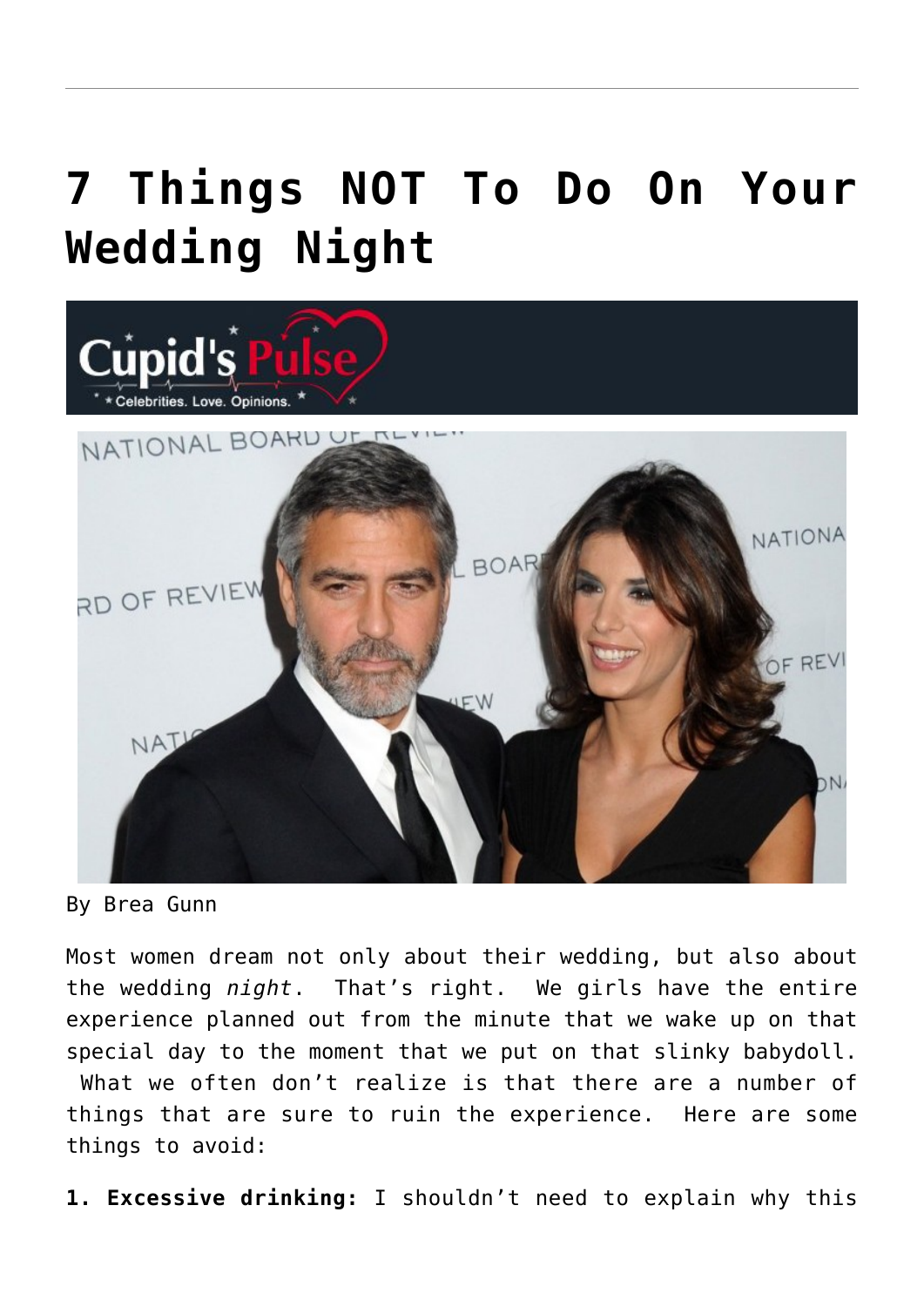# 7 Things NOT To Do On Your Wedding Night

By Brea Gunn

Most women dream not only about their wedding, but also about the wedding *night*.  That's right.  We girls have the entire experience planned out from the minute that we wake up on that special day to the moment that we put on that slinky babydoll.  What we often don't realize is that there are a number of things that are sure to ruin the experience.  Here are some things to avoid:

**1. Excessive drinking:** I shouldn't need to explain why this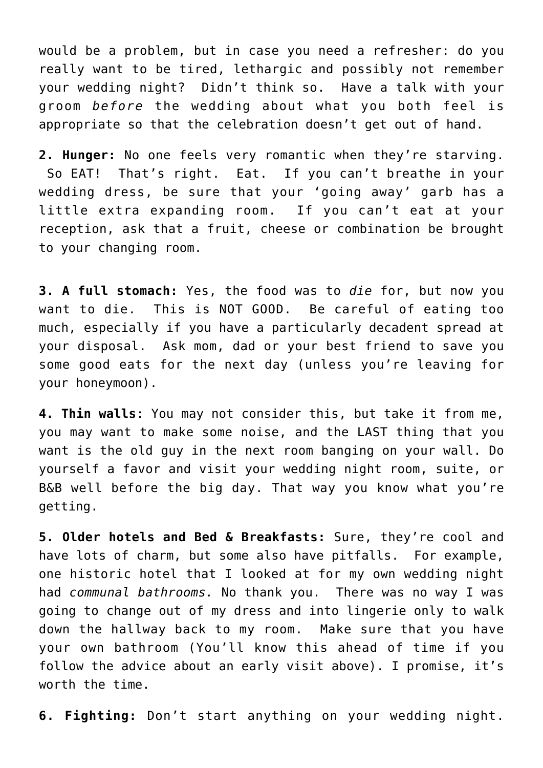would be a problem, but in case you need a refresher: do you really want to be tired, lethargic and possibly not remember your wedding night? Didn't think so. Have a talk with your groom *before* the wedding about what you both feel is appropriate so that the celebration doesn't get out of hand.

**2. Hunger:** No one feels very romantic when they're starving. So EAT! That's right. Eat. If you can't breathe in your wedding dress, be sure that your 'going away' garb has a little extra expanding room. If you can't eat at your reception, ask that a fruit, cheese or combination be brought to your changing room.

**3. A full stomach:** Yes, the food was to *die* for, but now you want to die. This is NOT GOOD. Be careful of eating too much, especially if you have a particularly decadent spread at your disposal. Ask mom, dad or your best friend to save you some good eats for the next day (unless you're leaving for your honeymoon).

**4. Thin walls**: You may not consider this, but take it from me, you may want to make some noise, and the LAST thing that you want is the old guy in the next room banging on your wall. Do yourself a favor and visit your wedding night room, suite, or B&B well before the big day. That way you know what you're getting.

**5. Older hotels and Bed & Breakfasts:** Sure, they're cool and have lots of charm, but some also have pitfalls. For example, one historic hotel that I looked at for my own wedding night had *communal bathrooms.* No thank you. There was no way I was going to change out of my dress and into lingerie only to walk down the hallway back to my room. Make sure that you have your own bathroom (You'll know this ahead of time if you follow the advice about an early visit above). I promise, it's worth the time.

**6. Fighting:** Don't start anything on your wedding night.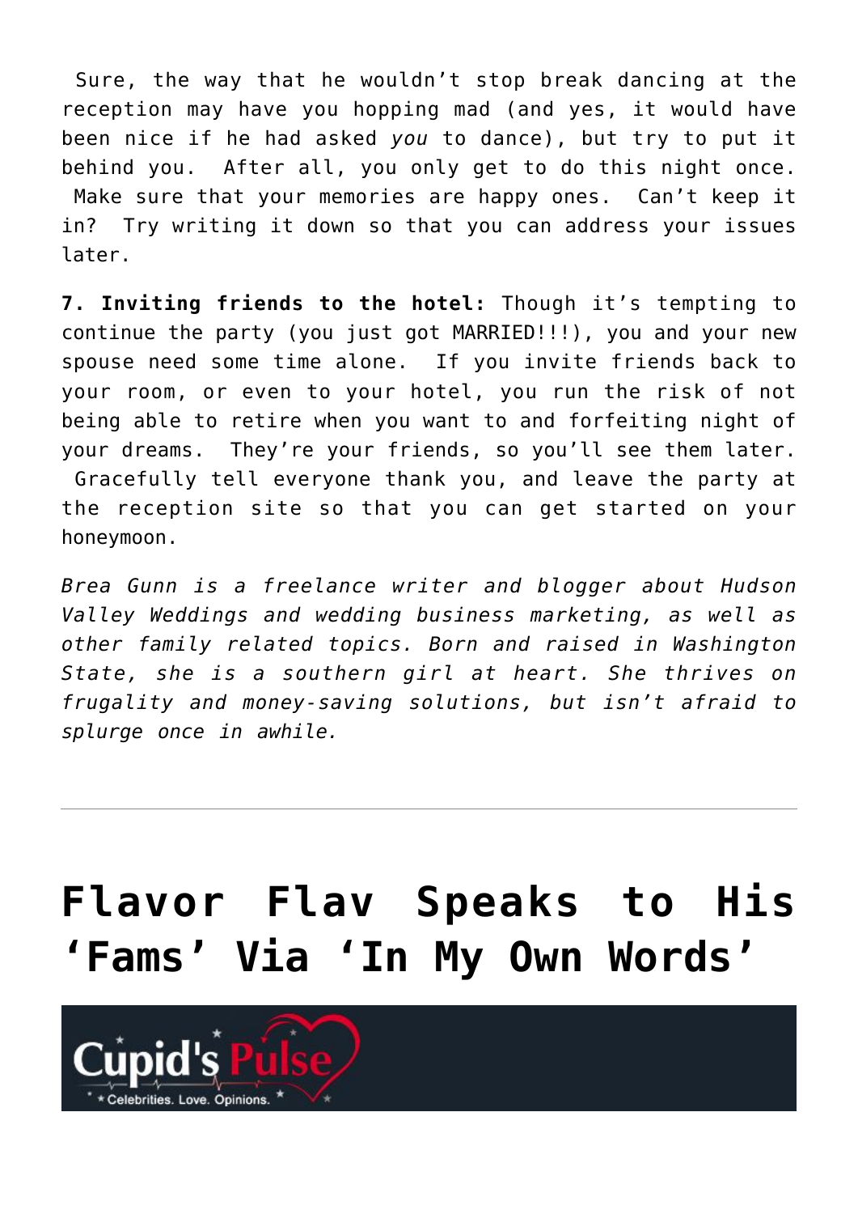Sure, the way that he wouldn't stop break dancing at the reception may have you hopping mad (and yes, it would have been nice if he had asked *you* to dance), but try to put it behind you. After all, you only get to do this night once. Make sure that your memories are happy ones. Can't keep it in? Try writing it down so that you can address your issues later.

**7. Inviting friends to the hotel:** Though it's tempting to continue the party (you just got MARRIED!!!), you and your new spouse need some time alone. If you invite friends back to your room, or even to your hotel, you run the risk of not being able to retire when you want to and forfeiting night of your dreams. They're your friends, so you'll see them later. Gracefully tell everyone thank you, and leave the party at the reception site so that you can get started on your honeymoon.

*Brea Gunn is a freelance writer and blogger about Hudson Valley Weddings and wedding business marketing, as well as other family related topics. Born and raised in Washington State, she is a southern girl at heart. She thrives on frugality and money-saving solutions, but isn't afraid to splurge once in awhile.*

---

# Flavor Flav Speaks to His 'Fams' Via 'In My Own Words'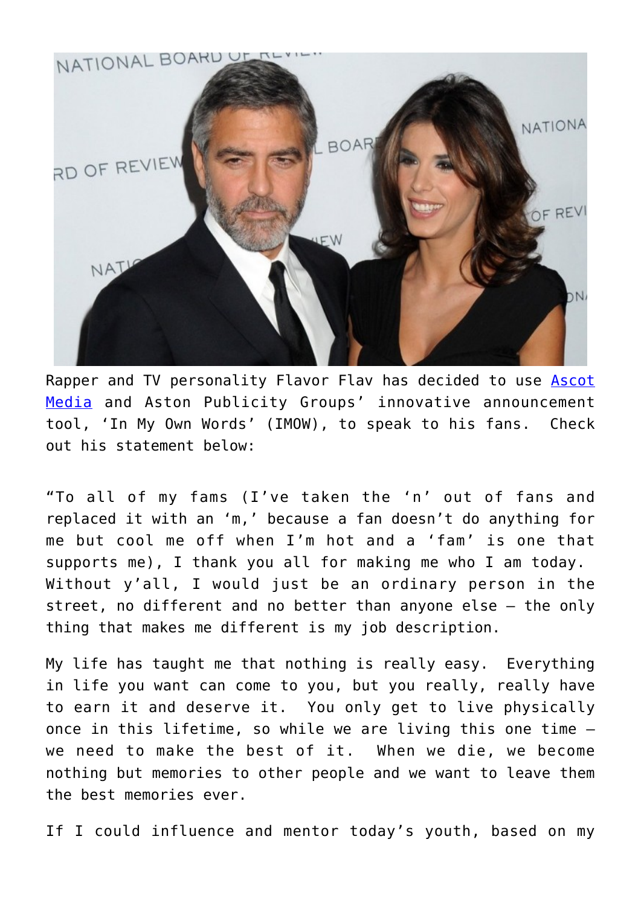Rapper and TV personality Flavor Flav has decided to use [Ascot Media](#) and Aston Publicity Groups' innovative announcement tool, 'In My Own Words' (IMOW), to speak to his fans. Check out his statement below:

"To all of my fams (I've taken the 'n' out of fans and replaced it with an 'm,' because a fan doesn't do anything for me but cool me off when I'm hot and a 'fam' is one that supports me), I thank you all for making me who I am today. Without y'all, I would just be an ordinary person in the street, no different and no better than anyone else – the only thing that makes me different is my job description.

My life has taught me that nothing is really easy. Everything in life you want can come to you, but you really, really have to earn it and deserve it. You only get to live physically once in this lifetime, so while we are living this one time – we need to make the best of it. When we die, we become nothing but memories to other people and we want to leave them the best memories ever.

If I could influence and mentor today's youth, based on my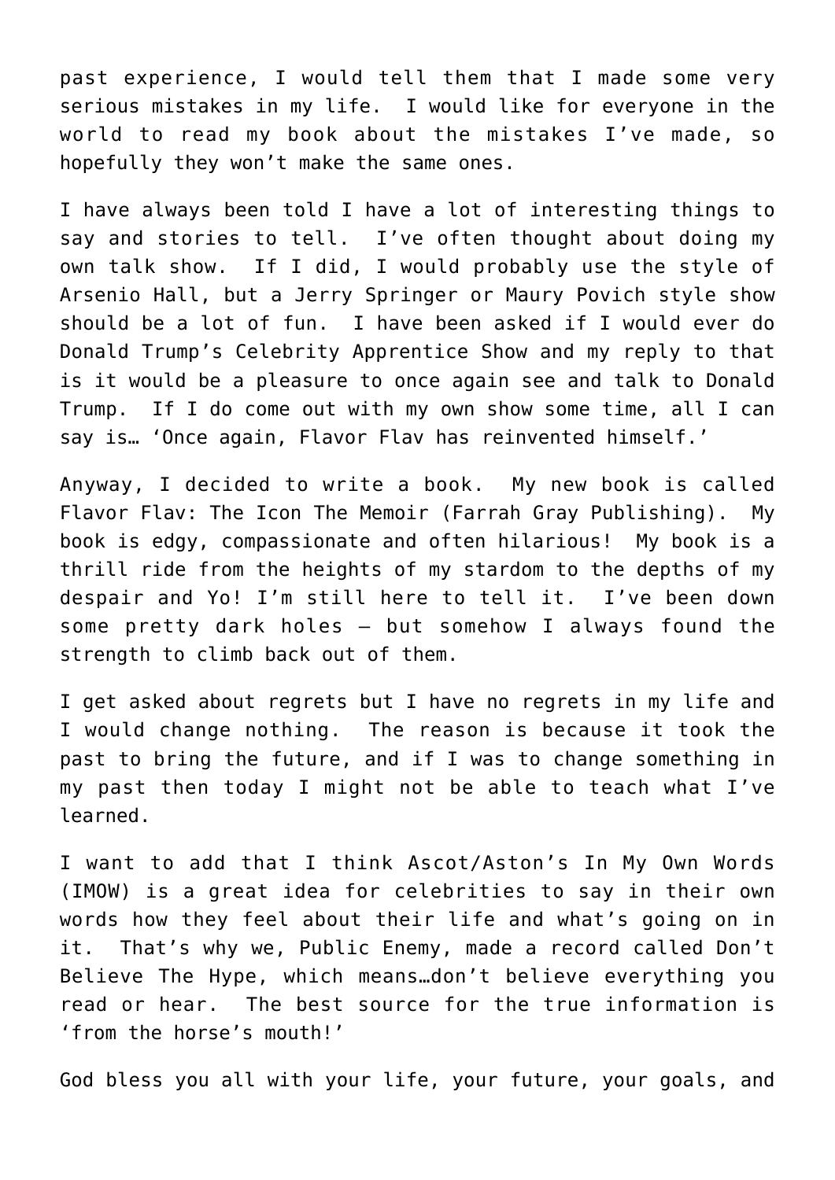past experience, I would tell them that I made some very serious mistakes in my life. I would like for everyone in the world to read my book about the mistakes I've made, so hopefully they won't make the same ones.

I have always been told I have a lot of interesting things to say and stories to tell. I've often thought about doing my own talk show. If I did, I would probably use the style of Arsenio Hall, but a Jerry Springer or Maury Povich style show should be a lot of fun. I have been asked if I would ever do Donald Trump's Celebrity Apprentice Show and my reply to that is it would be a pleasure to once again see and talk to Donald Trump. If I do come out with my own show some time, all I can say is… 'Once again, Flavor Flav has reinvented himself.'

Anyway, I decided to write a book. My new book is called Flavor Flav: The Icon The Memoir (Farrah Gray Publishing). My book is edgy, compassionate and often hilarious! My book is a thrill ride from the heights of my stardom to the depths of my despair and Yo! I'm still here to tell it. I've been down some pretty dark holes – but somehow I always found the strength to climb back out of them.

I get asked about regrets but I have no regrets in my life and I would change nothing. The reason is because it took the past to bring the future, and if I was to change something in my past then today I might not be able to teach what I've learned.

I want to add that I think Ascot/Aston's In My Own Words (IMOW) is a great idea for celebrities to say in their own words how they feel about their life and what's going on in it. That's why we, Public Enemy, made a record called Don't Believe The Hype, which means…don't believe everything you read or hear. The best source for the true information is 'from the horse's mouth!'

God bless you all with your life, your future, your goals, and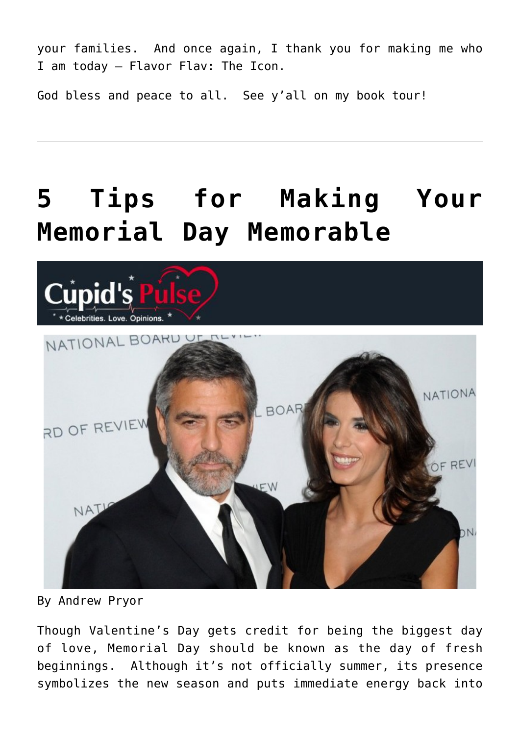your families. And once again, I thank you for making me who I am today – Flavor Flav: The Icon.

God bless and peace to all. See y'all on my book tour!

---

# 5 Tips for Making Your Memorial Day Memorable

By Andrew Pryor

Though Valentine's Day gets credit for being the biggest day of love, Memorial Day should be known as the day of fresh beginnings. Although it's not officially summer, its presence symbolizes the new season and puts immediate energy back into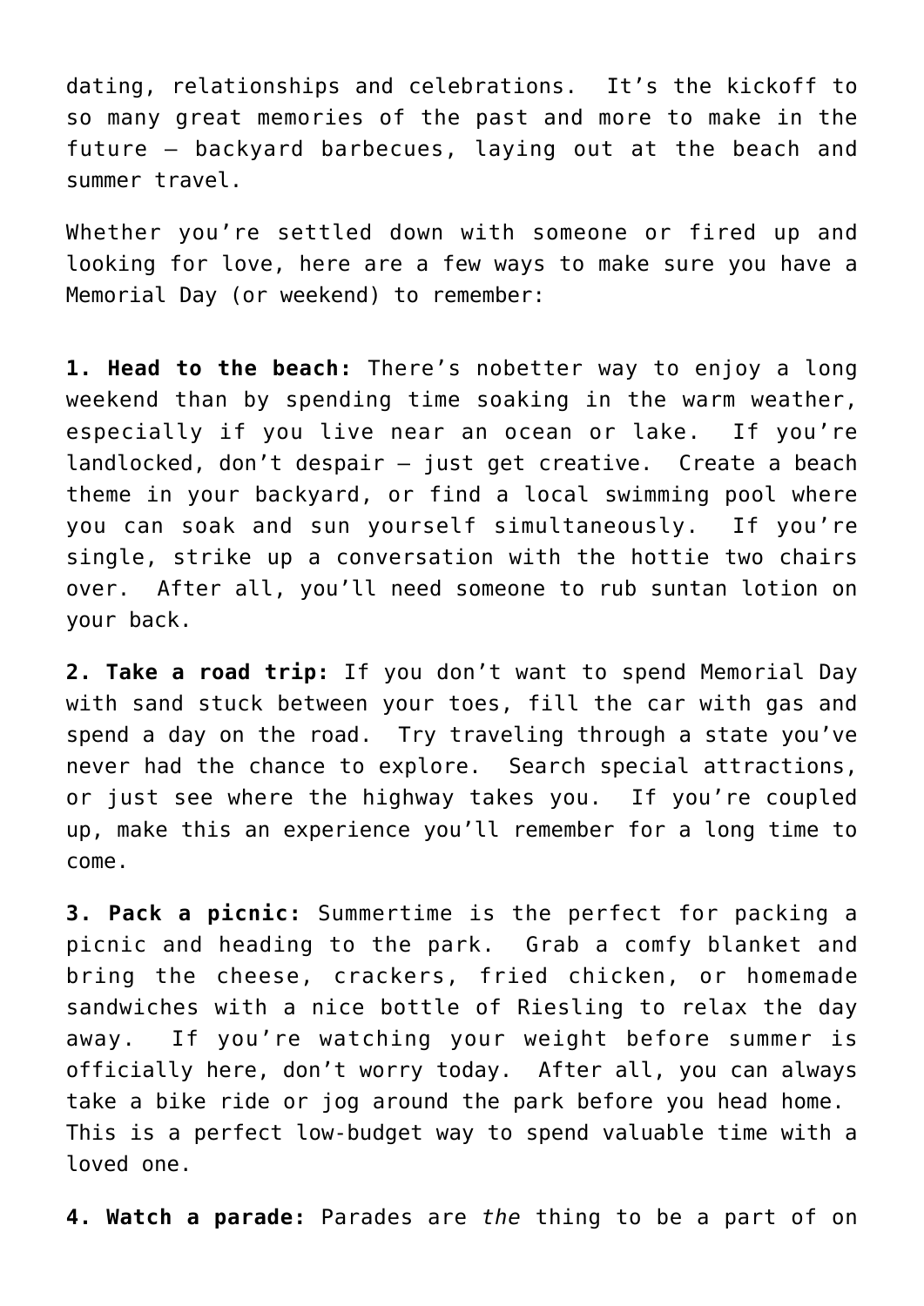dating, relationships and celebrations. It's the kickoff to so many great memories of the past and more to make in the future – backyard barbecues, laying out at the beach and summer travel.

Whether you're settled down with someone or fired up and looking for love, here are a few ways to make sure you have a Memorial Day (or weekend) to remember:

**1. Head to the beach:** There's nobetter way to enjoy a long weekend than by spending time soaking in the warm weather, especially if you live near an ocean or lake. If you're landlocked, don't despair – just get creative. Create a beach theme in your backyard, or find a local swimming pool where you can soak and sun yourself simultaneously. If you're single, strike up a conversation with the hottie two chairs over. After all, you'll need someone to rub suntan lotion on your back.

**2. Take a road trip:** If you don't want to spend Memorial Day with sand stuck between your toes, fill the car with gas and spend a day on the road. Try traveling through a state you've never had the chance to explore. Search special attractions, or just see where the highway takes you. If you're coupled up, make this an experience you'll remember for a long time to come.

**3. Pack a picnic:** Summertime is the perfect for packing a picnic and heading to the park. Grab a comfy blanket and bring the cheese, crackers, fried chicken, or homemade sandwiches with a nice bottle of Riesling to relax the day away. If you're watching your weight before summer is officially here, don't worry today. After all, you can always take a bike ride or jog around the park before you head home. This is a perfect low-budget way to spend valuable time with a loved one.

**4. Watch a parade:** Parades are *the* thing to be a part of on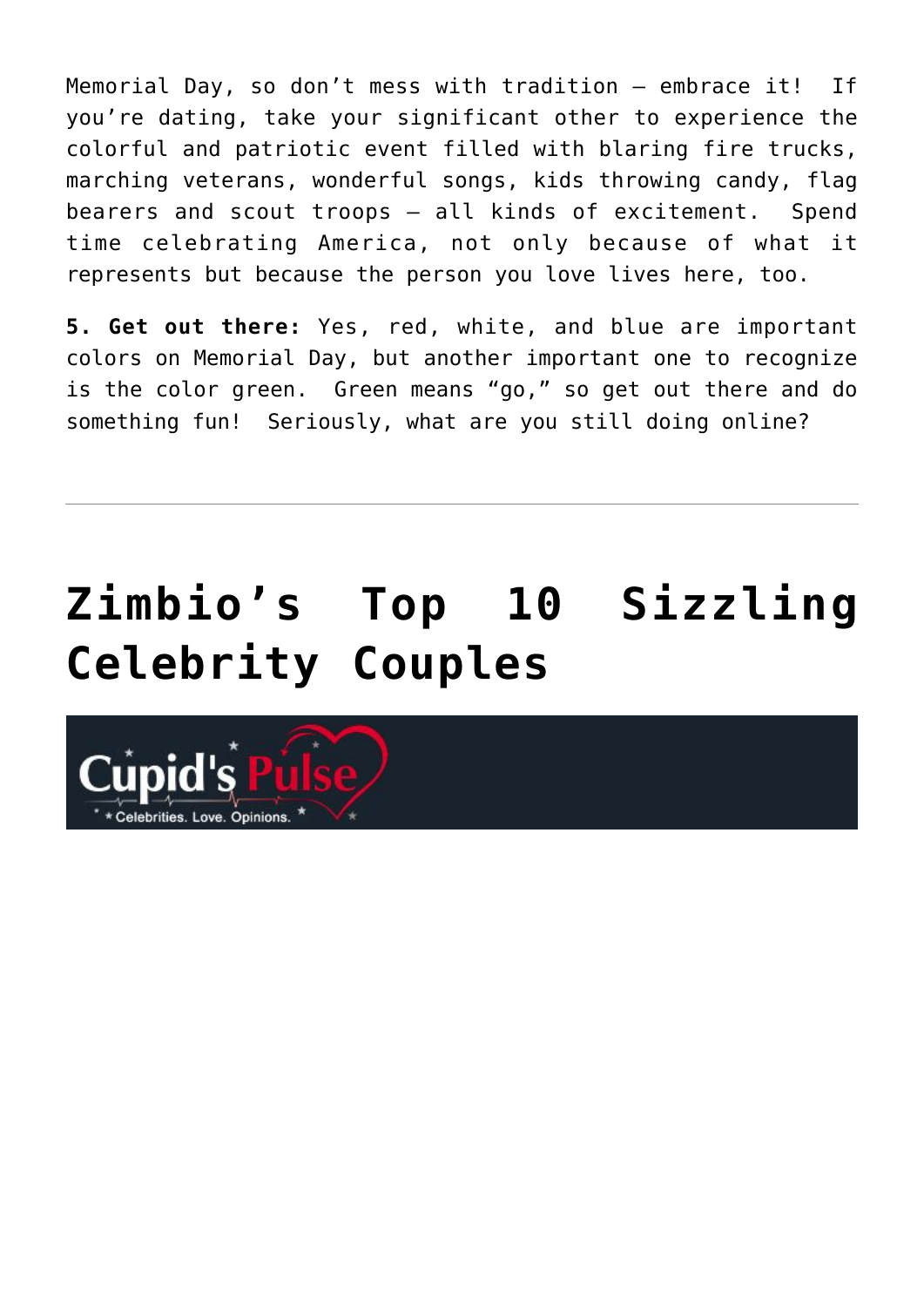Memorial Day, so don't mess with tradition – embrace it!  If you're dating, take your significant other to experience the colorful and patriotic event filled with blaring fire trucks, marching veterans, wonderful songs, kids throwing candy, flag bearers and scout troops – all kinds of excitement.  Spend time celebrating America, not only because of what it represents but because the person you love lives here, too.

**5. Get out there:** Yes, red, white, and blue are important colors on Memorial Day, but another important one to recognize is the color green.  Green means "go," so get out there and do something fun!  Seriously, what are you still doing online?

---

# Zimbio's Top 10 Sizzling Celebrity Couples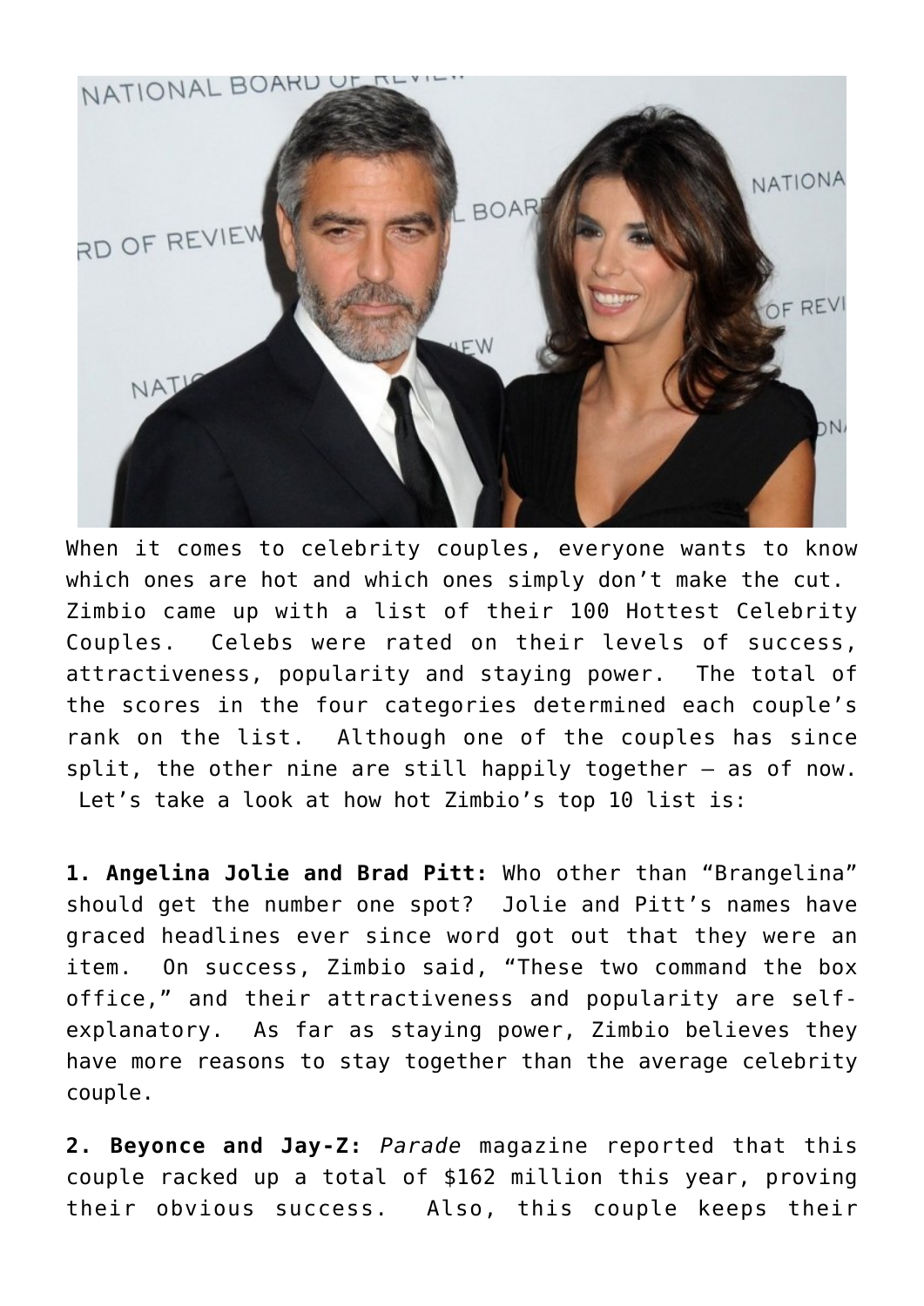When it comes to celebrity couples, everyone wants to know which ones are hot and which ones simply don't make the cut. Zimbio came up with a list of their 100 Hottest Celebrity Couples. Celebs were rated on their levels of success, attractiveness, popularity and staying power. The total of the scores in the four categories determined each couple's rank on the list. Although one of the couples has since split, the other nine are still happily together – as of now. Let's take a look at how hot Zimbio's top 10 list is:

**1. Angelina Jolie and Brad Pitt:** Who other than "Brangelina" should get the number one spot? Jolie and Pitt's names have graced headlines ever since word got out that they were an item. On success, Zimbio said, "These two command the box office," and their attractiveness and popularity are self-explanatory. As far as staying power, Zimbio believes they have more reasons to stay together than the average celebrity couple.

**2. Beyonce and Jay-Z:** *Parade* magazine reported that this couple racked up a total of $162 million this year, proving their obvious success. Also, this couple keeps their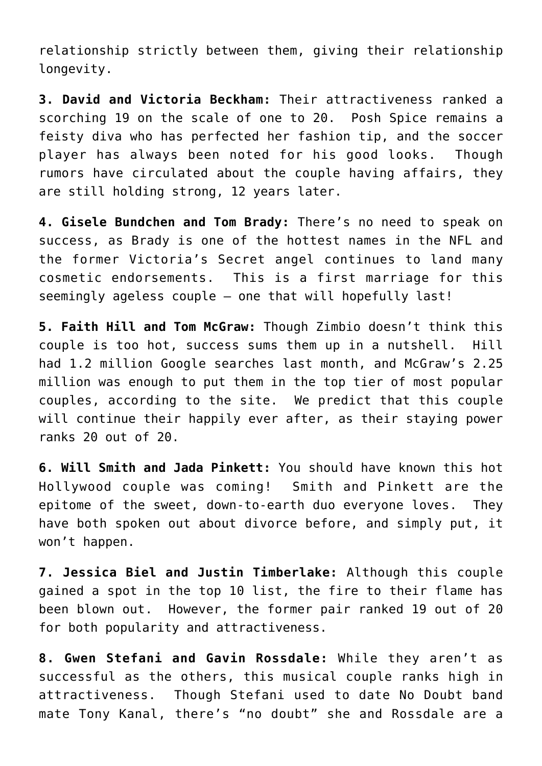relationship strictly between them, giving their relationship longevity.

**3. David and Victoria Beckham:** Their attractiveness ranked a scorching 19 on the scale of one to 20. Posh Spice remains a feisty diva who has perfected her fashion tip, and the soccer player has always been noted for his good looks. Though rumors have circulated about the couple having affairs, they are still holding strong, 12 years later.

**4. Gisele Bundchen and Tom Brady:** There's no need to speak on success, as Brady is one of the hottest names in the NFL and the former Victoria's Secret angel continues to land many cosmetic endorsements. This is a first marriage for this seemingly ageless couple – one that will hopefully last!

**5. Faith Hill and Tom McGraw:** Though Zimbio doesn't think this couple is too hot, success sums them up in a nutshell. Hill had 1.2 million Google searches last month, and McGraw's 2.25 million was enough to put them in the top tier of most popular couples, according to the site. We predict that this couple will continue their happily ever after, as their staying power ranks 20 out of 20.

**6. Will Smith and Jada Pinkett:** You should have known this hot Hollywood couple was coming! Smith and Pinkett are the epitome of the sweet, down-to-earth duo everyone loves. They have both spoken out about divorce before, and simply put, it won't happen.

**7. Jessica Biel and Justin Timberlake:** Although this couple gained a spot in the top 10 list, the fire to their flame has been blown out. However, the former pair ranked 19 out of 20 for both popularity and attractiveness.

**8. Gwen Stefani and Gavin Rossdale:** While they aren't as successful as the others, this musical couple ranks high in attractiveness. Though Stefani used to date No Doubt band mate Tony Kanal, there's "no doubt" she and Rossdale are a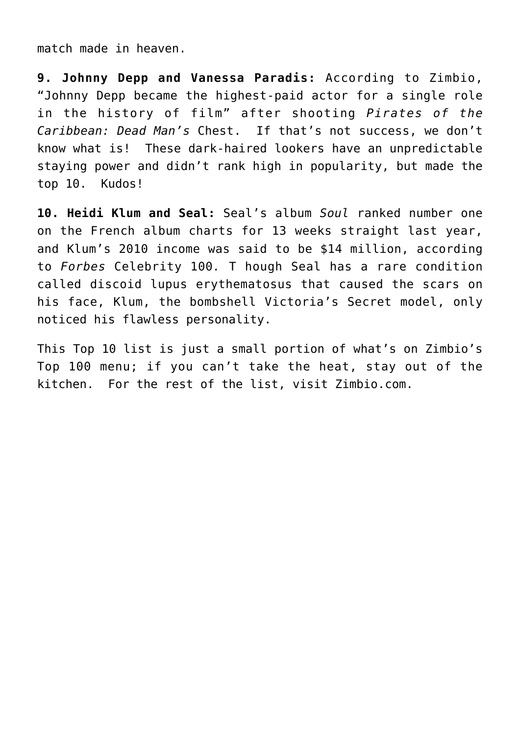match made in heaven.

**9. Johnny Depp and Vanessa Paradis:** According to Zimbio, "Johnny Depp became the highest-paid actor for a single role in the history of film" after shooting *Pirates of the Caribbean: Dead Man's* Chest.  If that's not success, we don't know what is!  These dark-haired lookers have an unpredictable staying power and didn't rank high in popularity, but made the top 10.  Kudos!

**10. Heidi Klum and Seal:** Seal's album *Soul* ranked number one on the French album charts for 13 weeks straight last year, and Klum's 2010 income was said to be $14 million, according to *Forbes* Celebrity 100*.* T hough Seal has a rare condition called discoid lupus erythematosus that caused the scars on his face, Klum, the bombshell Victoria's Secret model, only noticed his flawless personality.

This Top 10 list is just a small portion of what's on Zimbio's Top 100 menu; if you can't take the heat, stay out of the kitchen.  For the rest of the list, visit Zimbio.com.